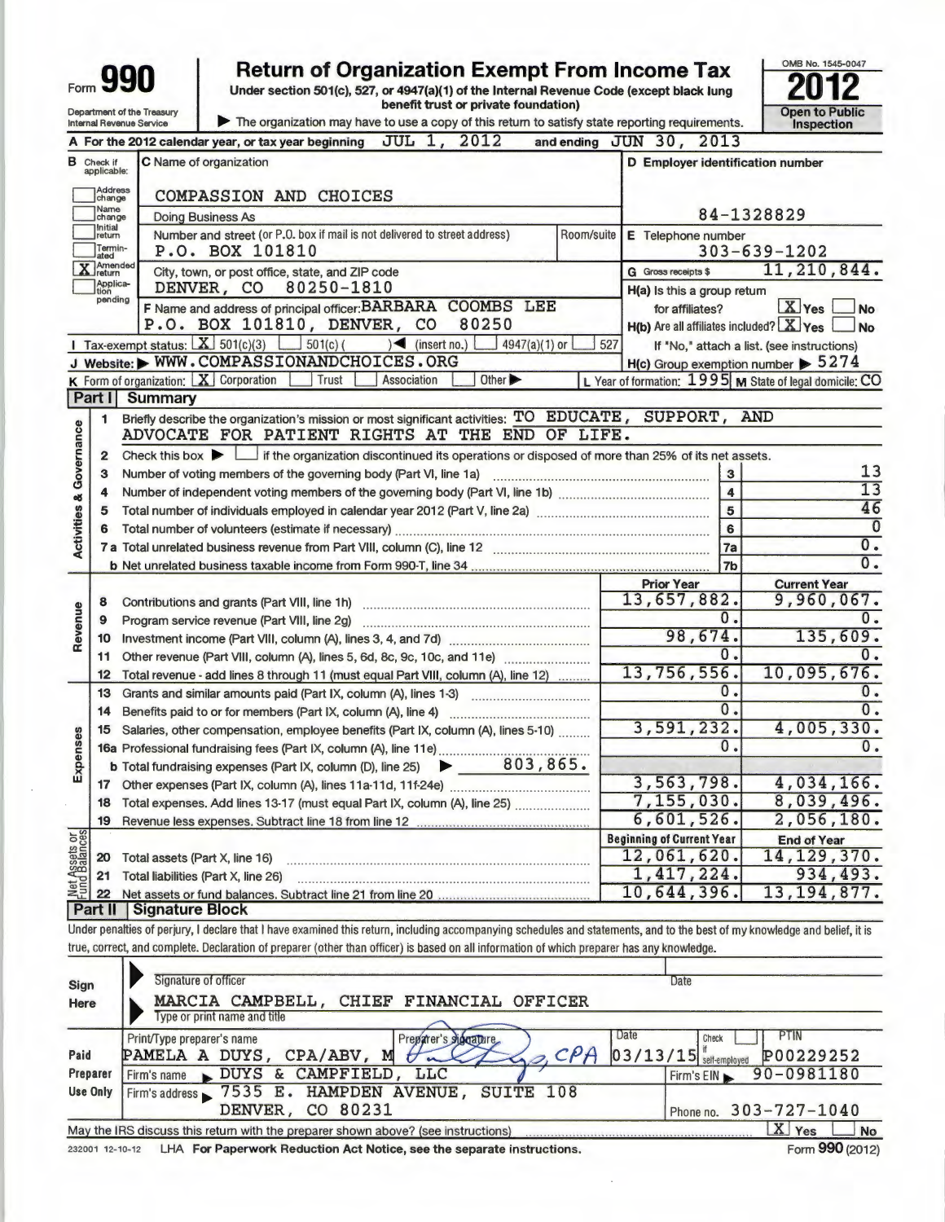Form **990**

# Return of Organization Exempt From Income Tax

**Under section 501(c), 527, or 4947(a)(1) of the Internal Revenue Code (except black lung benefit trust or private foundation)**

▶ The organization may have to use a copy of this return to satisfy state reporting requirements.

Department of the Treasury
Internal Revenue Service

OMB No. 1545-0047

**2012**

**Open to Public Inspection**

**A** For the 2012 calendar year, or tax year beginning JUL 1, 2012 and ending JUN 30, 2013

**B** Check if applicable:
- [ ] Address change
- [ ] Name change
- [ ] Initial return
- [ ] Terminated
- [X] Amended return
- [ ] Application pending

**C** Name of organization: COMPASSION AND CHOICES

Doing Business As

Number and street (or P.O. box if mail is not delivered to street address): P.O. BOX 101810 | Room/suite

City, town, or post office, state, and ZIP code: DENVER, CO 80250-1810

**F** Name and address of principal officer: BARBARA COOMBS LEE, P.O. BOX 101810, DENVER, CO 80250

**D Employer identification number:** 84-1328829

**E** Telephone number: 303-639-1202

**G** Gross receipts $ 11,210,844.

**H(a)** Is this a group return for affiliates? [X] Yes [ ] No

**H(b)** Are all affiliates included? [X] Yes [ ] No

If "No," attach a list. (see instructions)

**H(c)** Group exemption number ▶ 5274

**I** Tax-exempt status: [X] 501(c)(3) [ ] 501(c) ( ) ◀ (insert no.) [ ] 4947(a)(1) or [ ] 527

**J** Website: ▶ WWW.COMPASSIONANDCHOICES.ORG

**K** Form of organization: [X] Corporation [ ] Trust [ ] Association [ ] Other ▶

**L** Year of formation: 1995 **M** State of legal domicile: CO

## Part I Summary

**Activities & Governance**

1. Briefly describe the organization's mission or most significant activities: TO EDUCATE, SUPPORT, AND ADVOCATE FOR PATIENT RIGHTS AT THE END OF LIFE.
2. Check this box ▶ [ ] if the organization discontinued its operations or disposed of more than 25% of its net assets.

| | | Line | |
|---|---|---|---|
| 3 | Number of voting members of the governing body (Part VI, line 1a) | 3 | 13 |
| 4 | Number of independent voting members of the governing body (Part VI, line 1b) | 4 | 13 |
| 5 | Total number of individuals employed in calendar year 2012 (Part V, line 2a) | 5 | 46 |
| 6 | Total number of volunteers (estimate if necessary) | 6 | 0 |
| 7a | Total unrelated business revenue from Part VIII, column (C), line 12 | 7a | 0. |
| b | Net unrelated business taxable income from Form 990-T, line 34 | 7b | 0. |

| | | Prior Year | Current Year |
|---|---|---|---|
| **Revenue** | | | |
| 8 | Contributions and grants (Part VIII, line 1h) | 13,657,882. | 9,960,067. |
| 9 | Program service revenue (Part VIII, line 2g) | 0. | 0. |
| 10 | Investment income (Part VIII, column (A), lines 3, 4, and 7d) | 98,674. | 135,609. |
| 11 | Other revenue (Part VIII, column (A), lines 5, 6d, 8c, 9c, 10c, and 11e) | 0. | 0. |
| 12 | Total revenue - add lines 8 through 11 (must equal Part VIII, column (A), line 12) | 13,756,556. | 10,095,676. |
| **Expenses** | | | |
| 13 | Grants and similar amounts paid (Part IX, column (A), lines 1-3) | 0. | 0. |
| 14 | Benefits paid to or for members (Part IX, column (A), line 4) | 0. | 0. |
| 15 | Salaries, other compensation, employee benefits (Part IX, column (A), lines 5-10) | 3,591,232. | 4,005,330. |
| 16a | Professional fundraising fees (Part IX, column (A), line 11e) | 0. | 0. |
| b | Total fundraising expenses (Part IX, column (D), line 25) ▶ 803,865. | | |
| 17 | Other expenses (Part IX, column (A), lines 11a-11d, 11f-24e) | 3,563,798. | 4,034,166. |
| 18 | Total expenses. Add lines 13-17 (must equal Part IX, column (A), line 25) | 7,155,030. | 8,039,496. |
| 19 | Revenue less expenses. Subtract line 18 from line 12 | 6,601,526. | 2,056,180. |

| **Net Assets or Fund Balances** | | Beginning of Current Year | End of Year |
|---|---|---|---|
| 20 | Total assets (Part X, line 16) | 12,061,620. | 14,129,370. |
| 21 | Total liabilities (Part X, line 26) | 1,417,224. | 934,493. |
| 22 | Net assets or fund balances. Subtract line 21 from line 20 | 10,644,396. | 13,194,877. |

## Part II Signature Block

Under penalties of perjury, I declare that I have examined this return, including accompanying schedules and statements, and to the best of my knowledge and belief, it is true, correct, and complete. Declaration of preparer (other than officer) is based on all information of which preparer has any knowledge.

**Sign Here**

Signature of officer | Date

MARCIA CAMPBELL, CHIEF FINANCIAL OFFICER
Type or print name and title

**Paid Preparer Use Only**

| Print/Type preparer's name | Preparer's signature | Date | Check [ ] if self-employed | PTIN |
|---|---|---|---|---|
| PAMELA A DUYS, CPA/ABV, M | CPA | 03/13/15 | | P00229252 |

Firm's name ▶ DUYS & CAMPFIELD, LLC | Firm's EIN ▶ 90-0981180

Firm's address ▶ 7535 E. HAMPDEN AVENUE, SUITE 108, DENVER, CO 80231 | Phone no. 303-727-1040

May the IRS discuss this return with the preparer shown above? (see instructions) [X] Yes [ ] No

232001 12-10-12 LHA For Paperwork Reduction Act Notice, see the separate instructions. Form **990** (2012)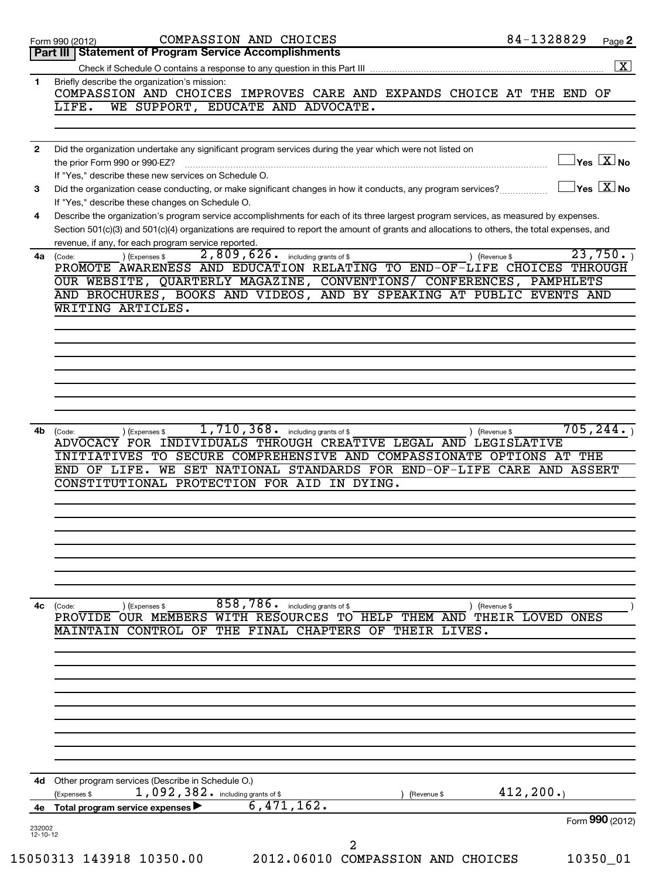Form 990 (2012) COMPASSION AND CHOICES 84-1328829 Page 2

## Part III Statement of Program Service Accomplishments

Check if Schedule O contains a response to any question in this Part III .......... [X]

**1** Briefly describe the organization's mission:

COMPASSION AND CHOICES IMPROVES CARE AND EXPANDS CHOICE AT THE END OF LIFE. WE SUPPORT, EDUCATE AND ADVOCATE.

**2** Did the organization undertake any significant program services during the year which were not listed on the prior Form 990 or 990-EZ? .......... [ ] Yes [X] No

If "Yes," describe these new services on Schedule O.

**3** Did the organization cease conducting, or make significant changes in how it conducts, any program services? .......... [ ] Yes [X] No

If "Yes," describe these changes on Schedule O.

**4** Describe the organization's program service accomplishments for each of its three largest program services, as measured by expenses. Section 501(c)(3) and 501(c)(4) organizations are required to report the amount of grants and allocations to others, the total expenses, and revenue, if any, for each program service reported.

**4a** (Code: ) (Expenses $ 2,809,626. including grants of $ ) (Revenue $ 23,750. )

PROMOTE AWARENESS AND EDUCATION RELATING TO END-OF-LIFE CHOICES THROUGH OUR WEBSITE, QUARTERLY MAGAZINE, CONVENTIONS/ CONFERENCES, PAMPHLETS AND BROCHURES, BOOKS AND VIDEOS, AND BY SPEAKING AT PUBLIC EVENTS AND WRITING ARTICLES.

**4b** (Code: ) (Expenses $ 1,710,368. including grants of $ ) (Revenue $ 705,244. )

ADVOCACY FOR INDIVIDUALS THROUGH CREATIVE LEGAL AND LEGISLATIVE INITIATIVES TO SECURE COMPREHENSIVE AND COMPASSIONATE OPTIONS AT THE END OF LIFE. WE SET NATIONAL STANDARDS FOR END-OF-LIFE CARE AND ASSERT CONSTITUTIONAL PROTECTION FOR AID IN DYING.

**4c** (Code: ) (Expenses $ 858,786. including grants of $ ) (Revenue $ )

PROVIDE OUR MEMBERS WITH RESOURCES TO HELP THEM AND THEIR LOVED ONES MAINTAIN CONTROL OF THE FINAL CHAPTERS OF THEIR LIVES.

**4d** Other program services (Describe in Schedule O.)

(Expenses $ 1,092,382. including grants of $ ) (Revenue $ 412,200.)

**4e Total program service expenses** ▶ 6,471,162.

Form **990** (2012)

232002 12-10-12

15050313 143918 10350.00 2012.06010 COMPASSION AND CHOICES 10350_01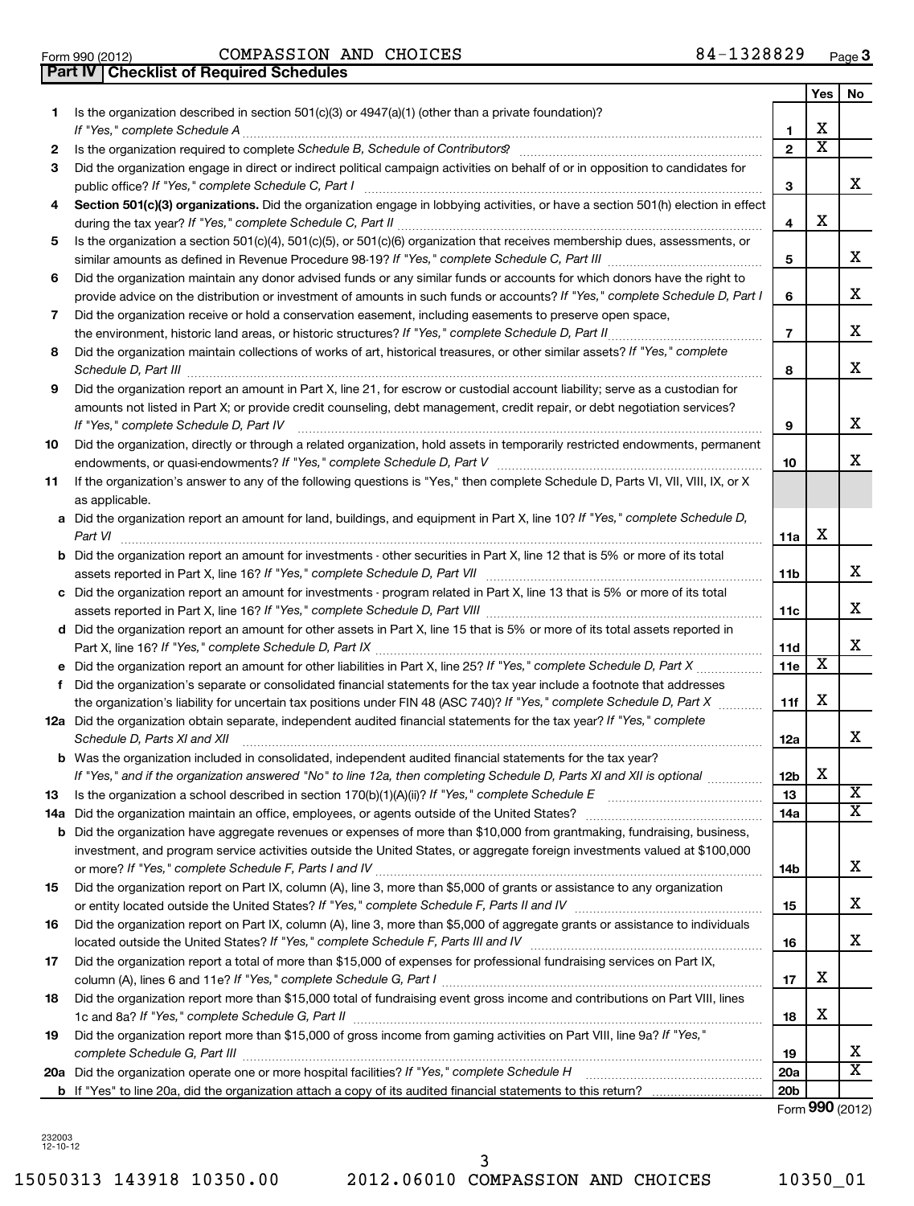Form 990 (2012) COMPASSION AND CHOICES 84-1328829 Page 3

## Part IV Checklist of Required Schedules

| | | | Yes | No |
|---|---|---|---|---|
| 1 | Is the organization described in section 501(c)(3) or 4947(a)(1) (other than a private foundation)? *If "Yes," complete Schedule A* | 1 | X | |
| 2 | Is the organization required to complete *Schedule B, Schedule of Contributors*? | 2 | X | |
| 3 | Did the organization engage in direct or indirect political campaign activities on behalf of or in opposition to candidates for public office? *If "Yes," complete Schedule C, Part I* | 3 | | X |
| 4 | **Section 501(c)(3) organizations.** Did the organization engage in lobbying activities, or have a section 501(h) election in effect during the tax year? *If "Yes," complete Schedule C, Part II* | 4 | X | |
| 5 | Is the organization a section 501(c)(4), 501(c)(5), or 501(c)(6) organization that receives membership dues, assessments, or similar amounts as defined in Revenue Procedure 98-19? *If "Yes," complete Schedule C, Part III* | 5 | | X |
| 6 | Did the organization maintain any donor advised funds or any similar funds or accounts for which donors have the right to provide advice on the distribution or investment of amounts in such funds or accounts? *If "Yes," complete Schedule D, Part I* | 6 | | X |
| 7 | Did the organization receive or hold a conservation easement, including easements to preserve open space, the environment, historic land areas, or historic structures? *If "Yes," complete Schedule D, Part II* | 7 | | X |
| 8 | Did the organization maintain collections of works of art, historical treasures, or other similar assets? *If "Yes," complete Schedule D, Part III* | 8 | | X |
| 9 | Did the organization report an amount in Part X, line 21, for escrow or custodial account liability; serve as a custodian for amounts not listed in Part X; or provide credit counseling, debt management, credit repair, or debt negotiation services? *If "Yes," complete Schedule D, Part IV* | 9 | | X |
| 10 | Did the organization, directly or through a related organization, hold assets in temporarily restricted endowments, permanent endowments, or quasi-endowments? *If "Yes," complete Schedule D, Part V* | 10 | | X |
| 11 | If the organization's answer to any of the following questions is "Yes," then complete Schedule D, Parts VI, VII, VIII, IX, or X as applicable. | | | |
| a | Did the organization report an amount for land, buildings, and equipment in Part X, line 10? *If "Yes," complete Schedule D, Part VI* | 11a | X | |
| b | Did the organization report an amount for investments - other securities in Part X, line 12 that is 5% or more of its total assets reported in Part X, line 16? *If "Yes," complete Schedule D, Part VII* | 11b | | X |
| c | Did the organization report an amount for investments - program related in Part X, line 13 that is 5% or more of its total assets reported in Part X, line 16? *If "Yes," complete Schedule D, Part VIII* | 11c | | X |
| d | Did the organization report an amount for other assets in Part X, line 15 that is 5% or more of its total assets reported in Part X, line 16? *If "Yes," complete Schedule D, Part IX* | 11d | | X |
| e | Did the organization report an amount for other liabilities in Part X, line 25? *If "Yes," complete Schedule D, Part X* | 11e | X | |
| f | Did the organization's separate or consolidated financial statements for the tax year include a footnote that addresses the organization's liability for uncertain tax positions under FIN 48 (ASC 740)? *If "Yes," complete Schedule D, Part X* | 11f | X | |
| 12a | Did the organization obtain separate, independent audited financial statements for the tax year? *If "Yes," complete Schedule D, Parts XI and XII* | 12a | | X |
| b | Was the organization included in consolidated, independent audited financial statements for the tax year? *If "Yes," and if the organization answered "No" to line 12a, then completing Schedule D, Parts XI and XII is optional* | 12b | X | |
| 13 | Is the organization a school described in section 170(b)(1)(A)(ii)? *If "Yes," complete Schedule E* | 13 | | X |
| 14a | Did the organization maintain an office, employees, or agents outside of the United States? | 14a | | X |
| b | Did the organization have aggregate revenues or expenses of more than $10,000 from grantmaking, fundraising, business, investment, and program service activities outside the United States, or aggregate foreign investments valued at $100,000 or more? *If "Yes," complete Schedule F, Parts I and IV* | 14b | | X |
| 15 | Did the organization report on Part IX, column (A), line 3, more than $5,000 of grants or assistance to any organization or entity located outside the United States? *If "Yes," complete Schedule F, Parts II and IV* | 15 | | X |
| 16 | Did the organization report on Part IX, column (A), line 3, more than $5,000 of aggregate grants or assistance to individuals located outside the United States? *If "Yes," complete Schedule F, Parts III and IV* | 16 | | X |
| 17 | Did the organization report a total of more than $15,000 of expenses for professional fundraising services on Part IX, column (A), lines 6 and 11e? *If "Yes," complete Schedule G, Part I* | 17 | X | |
| 18 | Did the organization report more than $15,000 total of fundraising event gross income and contributions on Part VIII, lines 1c and 8a? *If "Yes," complete Schedule G, Part II* | 18 | X | |
| 19 | Did the organization report more than $15,000 of gross income from gaming activities on Part VIII, line 9a? *If "Yes," complete Schedule G, Part III* | 19 | | X |
| 20a | Did the organization operate one or more hospital facilities? *If "Yes," complete Schedule H* | 20a | | X |
| b | If "Yes" to line 20a, did the organization attach a copy of its audited financial statements to this return? | 20b | | |

Form **990** (2012)

232003
12-10-12

15050313 143918 10350.00 2012.06010 COMPASSION AND CHOICES 10350_01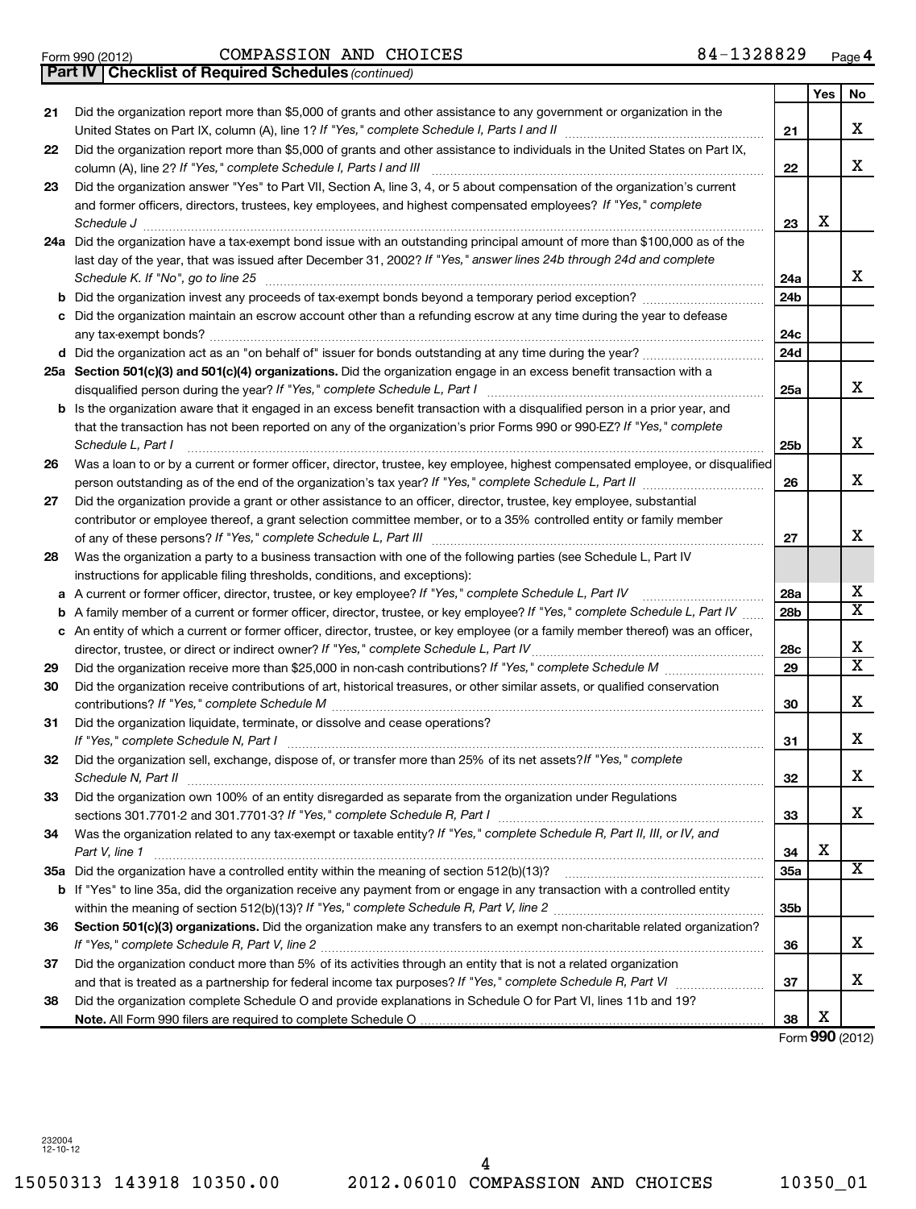Form 990 (2012) COMPASSION AND CHOICES 84-1328829

## Part IV | Checklist of Required Schedules *(continued)*

| | | | Yes | No |
|---|---|---|---|---|
| 21 | Did the organization report more than $5,000 of grants and other assistance to any government or organization in the United States on Part IX, column (A), line 1? *If "Yes," complete Schedule I, Parts I and II* | 21 | | X |
| 22 | Did the organization report more than $5,000 of grants and other assistance to individuals in the United States on Part IX, column (A), line 2? *If "Yes," complete Schedule I, Parts I and III* | 22 | | X |
| 23 | Did the organization answer "Yes" to Part VII, Section A, line 3, 4, or 5 about compensation of the organization's current and former officers, directors, trustees, key employees, and highest compensated employees? *If "Yes," complete Schedule J* | 23 | X | |
| 24a | Did the organization have a tax-exempt bond issue with an outstanding principal amount of more than $100,000 as of the last day of the year, that was issued after December 31, 2002? *If "Yes," answer lines 24b through 24d and complete Schedule K. If "No", go to line 25* | 24a | | X |
| b | Did the organization invest any proceeds of tax-exempt bonds beyond a temporary period exception? | 24b | | |
| c | Did the organization maintain an escrow account other than a refunding escrow at any time during the year to defease any tax-exempt bonds? | 24c | | |
| d | Did the organization act as an "on behalf of" issuer for bonds outstanding at any time during the year? | 24d | | |
| 25a | **Section 501(c)(3) and 501(c)(4) organizations.** Did the organization engage in an excess benefit transaction with a disqualified person during the year? *If "Yes," complete Schedule L, Part I* | 25a | | X |
| b | Is the organization aware that it engaged in an excess benefit transaction with a disqualified person in a prior year, and that the transaction has not been reported on any of the organization's prior Forms 990 or 990-EZ? *If "Yes," complete Schedule L, Part I* | 25b | | X |
| 26 | Was a loan to or by a current or former officer, director, trustee, key employee, highest compensated employee, or disqualified person outstanding as of the end of the organization's tax year? *If "Yes," complete Schedule L, Part II* | 26 | | X |
| 27 | Did the organization provide a grant or other assistance to an officer, director, trustee, key employee, substantial contributor or employee thereof, a grant selection committee member, or to a 35% controlled entity or family member of any of these persons? *If "Yes," complete Schedule L, Part III* | 27 | | X |
| 28 | Was the organization a party to a business transaction with one of the following parties (see Schedule L, Part IV instructions for applicable filing thresholds, conditions, and exceptions): | | | |
| a | A current or former officer, director, trustee, or key employee? *If "Yes," complete Schedule L, Part IV* | 28a | | X |
| b | A family member of a current or former officer, director, trustee, or key employee? *If "Yes," complete Schedule L, Part IV* | 28b | | X |
| c | An entity of which a current or former officer, director, trustee, or key employee (or a family member thereof) was an officer, director, trustee, or direct or indirect owner? *If "Yes," complete Schedule L, Part IV* | 28c | | X |
| 29 | Did the organization receive more than $25,000 in non-cash contributions? *If "Yes," complete Schedule M* | 29 | | X |
| 30 | Did the organization receive contributions of art, historical treasures, or other similar assets, or qualified conservation contributions? *If "Yes," complete Schedule M* | 30 | | X |
| 31 | Did the organization liquidate, terminate, or dissolve and cease operations? *If "Yes," complete Schedule N, Part I* | 31 | | X |
| 32 | Did the organization sell, exchange, dispose of, or transfer more than 25% of its net assets? *If "Yes," complete Schedule N, Part II* | 32 | | X |
| 33 | Did the organization own 100% of an entity disregarded as separate from the organization under Regulations sections 301.7701-2 and 301.7701-3? *If "Yes," complete Schedule R, Part I* | 33 | | X |
| 34 | Was the organization related to any tax-exempt or taxable entity? *If "Yes," complete Schedule R, Part II, III, or IV, and Part V, line 1* | 34 | X | |
| 35a | Did the organization have a controlled entity within the meaning of section 512(b)(13)? | 35a | | X |
| b | If "Yes" to line 35a, did the organization receive any payment from or engage in any transaction with a controlled entity within the meaning of section 512(b)(13)? *If "Yes," complete Schedule R, Part V, line 2* | 35b | | |
| 36 | **Section 501(c)(3) organizations.** Did the organization make any transfers to an exempt non-charitable related organization? *If "Yes," complete Schedule R, Part V, line 2* | 36 | | X |
| 37 | Did the organization conduct more than 5% of its activities through an entity that is not a related organization and that is treated as a partnership for federal income tax purposes? *If "Yes," complete Schedule R, Part VI* | 37 | | X |
| 38 | Did the organization complete Schedule O and provide explanations in Schedule O for Part VI, lines 11b and 19? **Note.** All Form 990 filers are required to complete Schedule O | 38 | X | |

Form **990** (2012)

232004
12-10-12

15050313 143918 10350.00 2012.06010 COMPASSION AND CHOICES 10350_01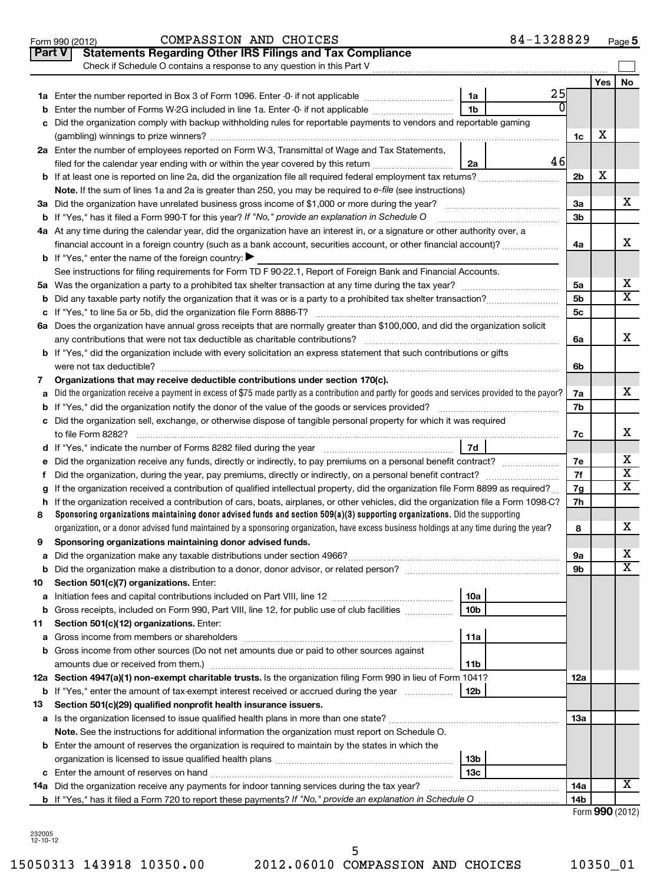Form 990 (2012) COMPASSION AND CHOICES 84-1328829 Page 5

## Part V Statements Regarding Other IRS Filings and Tax Compliance

Check if Schedule O contains a response to any question in this Part V ☐

| | | | | | Yes | No |
|---|---|---|---|---|---|---|
| **1a** | Enter the number reported in Box 3 of Form 1096. Enter -0- if not applicable | 1a | 25 | | | |
| **b** | Enter the number of Forms W-2G included in line 1a. Enter -0- if not applicable | 1b | 0 | | | |
| **c** | Did the organization comply with backup withholding rules for reportable payments to vendors and reportable gaming (gambling) winnings to prize winners? | | | 1c | X | |
| **2a** | Enter the number of employees reported on Form W-3, Transmittal of Wage and Tax Statements, filed for the calendar year ending with or within the year covered by this return | 2a | 46 | | | |
| **b** | If at least one is reported on line 2a, did the organization file all required federal employment tax returns? | | | 2b | X | |
| | **Note.** If the sum of lines 1a and 2a is greater than 250, you may be required to *e-file* (see instructions) | | | | | |
| **3a** | Did the organization have unrelated business gross income of $1,000 or more during the year? | | | 3a | | X |
| **b** | If "Yes," has it filed a Form 990-T for this year? *If "No," provide an explanation in Schedule O* | | | 3b | | |
| **4a** | At any time during the calendar year, did the organization have an interest in, or a signature or other authority over, a financial account in a foreign country (such as a bank account, securities account, or other financial account)? | | | 4a | | X |
| **b** | If "Yes," enter the name of the foreign country: ▶ | | | | | |
| | See instructions for filing requirements for Form TD F 90-22.1, Report of Foreign Bank and Financial Accounts. | | | | | |
| **5a** | Was the organization a party to a prohibited tax shelter transaction at any time during the tax year? | | | 5a | | X |
| **b** | Did any taxable party notify the organization that it was or is a party to a prohibited tax shelter transaction? | | | 5b | | X |
| **c** | If "Yes," to line 5a or 5b, did the organization file Form 8886-T? | | | 5c | | |
| **6a** | Does the organization have annual gross receipts that are normally greater than $100,000, and did the organization solicit any contributions that were not tax deductible as charitable contributions? | | | 6a | | X |
| **b** | If "Yes," did the organization include with every solicitation an express statement that such contributions or gifts were not tax deductible? | | | 6b | | |
| **7** | **Organizations that may receive deductible contributions under section 170(c).** | | | | | |
| **a** | Did the organization receive a payment in excess of $75 made partly as a contribution and partly for goods and services provided to the payor? | | | 7a | | X |
| **b** | If "Yes," did the organization notify the donor of the value of the goods or services provided? | | | 7b | | |
| **c** | Did the organization sell, exchange, or otherwise dispose of tangible personal property for which it was required to file Form 8282? | | | 7c | | X |
| **d** | If "Yes," indicate the number of Forms 8282 filed during the year | 7d | | | | |
| **e** | Did the organization receive any funds, directly or indirectly, to pay premiums on a personal benefit contract? | | | 7e | | X |
| **f** | Did the organization, during the year, pay premiums, directly or indirectly, on a personal benefit contract? | | | 7f | | X |
| **g** | If the organization received a contribution of qualified intellectual property, did the organization file Form 8899 as required? | | | 7g | | X |
| **h** | If the organization received a contribution of cars, boats, airplanes, or other vehicles, did the organization file a Form 1098-C? | | | 7h | | |
| **8** | **Sponsoring organizations maintaining donor advised funds and section 509(a)(3) supporting organizations.** Did the supporting organization, or a donor advised fund maintained by a sponsoring organization, have excess business holdings at any time during the year? | | | 8 | | X |
| **9** | **Sponsoring organizations maintaining donor advised funds.** | | | | | |
| **a** | Did the organization make any taxable distributions under section 4966? | | | 9a | | X |
| **b** | Did the organization make a distribution to a donor, donor advisor, or related person? | | | 9b | | X |
| **10** | **Section 501(c)(7) organizations.** Enter: | | | | | |
| **a** | Initiation fees and capital contributions included on Part VIII, line 12 | 10a | | | | |
| **b** | Gross receipts, included on Form 990, Part VIII, line 12, for public use of club facilities | 10b | | | | |
| **11** | **Section 501(c)(12) organizations.** Enter: | | | | | |
| **a** | Gross income from members or shareholders | 11a | | | | |
| **b** | Gross income from other sources (Do not net amounts due or paid to other sources against amounts due or received from them.) | 11b | | | | |
| **12a** | **Section 4947(a)(1) non-exempt charitable trusts.** Is the organization filing Form 990 in lieu of Form 1041? | | | 12a | | |
| **b** | If "Yes," enter the amount of tax-exempt interest received or accrued during the year | 12b | | | | |
| **13** | **Section 501(c)(29) qualified nonprofit health insurance issuers.** | | | | | |
| **a** | Is the organization licensed to issue qualified health plans in more than one state? | | | 13a | | |
| | **Note.** See the instructions for additional information the organization must report on Schedule O. | | | | | |
| **b** | Enter the amount of reserves the organization is required to maintain by the states in which the organization is licensed to issue qualified health plans | 13b | | | | |
| **c** | Enter the amount of reserves on hand | 13c | | | | |
| **14a** | Did the organization receive any payments for indoor tanning services during the tax year? | | | 14a | | X |
| **b** | If "Yes," has it filed a Form 720 to report these payments? *If "No," provide an explanation in Schedule O* | | | 14b | | |

Form **990** (2012)

232005 12-10-12

15050313 143918 10350.00 2012.06010 COMPASSION AND CHOICES 10350_01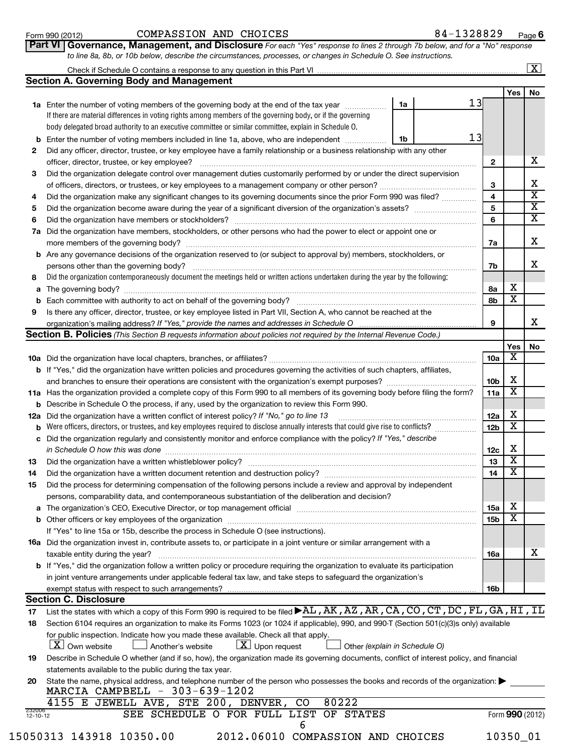Form 990 (2012) COMPASSION AND CHOICES 84-1328829 Page **6**

**Part VI Governance, Management, and Disclosure** *For each "Yes" response to lines 2 through 7b below, and for a "No" response to line 8a, 8b, or 10b below, describe the circumstances, processes, or changes in Schedule O. See instructions.*

Check if Schedule O contains a response to any question in this Part VI [X]

## Section A. Governing Body and Management

| | | | | Yes | No |
|---|---|---|---|---|---|
| **1a** | Enter the number of voting members of the governing body at the end of the tax year. If there are material differences in voting rights among members of the governing body, or if the governing body delegated broad authority to an executive committee or similar committee, explain in Schedule O. | 1a: 13 | | | |
| **b** | Enter the number of voting members included in line 1a, above, who are independent | 1b: 13 | | | |
| **2** | Did any officer, director, trustee, or key employee have a family relationship or a business relationship with any other officer, director, trustee, or key employee? | | 2 | | X |
| **3** | Did the organization delegate control over management duties customarily performed by or under the direct supervision of officers, directors, or trustees, or key employees to a management company or other person? | | 3 | | X |
| **4** | Did the organization make any significant changes to its governing documents since the prior Form 990 was filed? | | 4 | | X |
| **5** | Did the organization become aware during the year of a significant diversion of the organization's assets? | | 5 | | X |
| **6** | Did the organization have members or stockholders? | | 6 | | X |
| **7a** | Did the organization have members, stockholders, or other persons who had the power to elect or appoint one or more members of the governing body? | | 7a | | X |
| **b** | Are any governance decisions of the organization reserved to (or subject to approval by) members, stockholders, or persons other than the governing body? | | 7b | | X |
| **8** | Did the organization contemporaneously document the meetings held or written actions undertaken during the year by the following: | | | | |
| **a** | The governing body? | | 8a | X | |
| **b** | Each committee with authority to act on behalf of the governing body? | | 8b | X | |
| **9** | Is there any officer, director, trustee, or key employee listed in Part VII, Section A, who cannot be reached at the organization's mailing address? *If "Yes," provide the names and addresses in Schedule O* | | 9 | | X |

## Section B. Policies *(This Section B requests information about policies not required by the Internal Revenue Code.)*

| | | | Yes | No |
|---|---|---|---|---|
| **10a** | Did the organization have local chapters, branches, or affiliates? | 10a | X | |
| **b** | If "Yes," did the organization have written policies and procedures governing the activities of such chapters, affiliates, and branches to ensure their operations are consistent with the organization's exempt purposes? | 10b | X | |
| **11a** | Has the organization provided a complete copy of this Form 990 to all members of its governing body before filing the form? | 11a | X | |
| **b** | Describe in Schedule O the process, if any, used by the organization to review this Form 990. | | | |
| **12a** | Did the organization have a written conflict of interest policy? *If "No," go to line 13* | 12a | X | |
| **b** | Were officers, directors, or trustees, and key employees required to disclose annually interests that could give rise to conflicts? | 12b | X | |
| **c** | Did the organization regularly and consistently monitor and enforce compliance with the policy? *If "Yes," describe in Schedule O how this was done* | 12c | X | |
| **13** | Did the organization have a written whistleblower policy? | 13 | X | |
| **14** | Did the organization have a written document retention and destruction policy? | 14 | X | |
| **15** | Did the process for determining compensation of the following persons include a review and approval by independent persons, comparability data, and contemporaneous substantiation of the deliberation and decision? | | | |
| **a** | The organization's CEO, Executive Director, or top management official | 15a | X | |
| **b** | Other officers or key employees of the organization | 15b | X | |
| | If "Yes" to line 15a or 15b, describe the process in Schedule O (see instructions). | | | |
| **16a** | Did the organization invest in, contribute assets to, or participate in a joint venture or similar arrangement with a taxable entity during the year? | 16a | | X |
| **b** | If "Yes," did the organization follow a written policy or procedure requiring the organization to evaluate its participation in joint venture arrangements under applicable federal tax law, and take steps to safeguard the organization's exempt status with respect to such arrangements? | 16b | | |

## Section C. Disclosure

**17** List the states with which a copy of this Form 990 is required to be filed ▶ AL,AK,AZ,AR,CA,CO,CT,DC,FL,GA,HI,IL

**18** Section 6104 requires an organization to make its Forms 1023 (or 1024 if applicable), 990, and 990-T (Section 501(c)(3)s only) available for public inspection. Indicate how you made these available. Check all that apply.

[X] Own website [ ] Another's website [X] Upon request [ ] Other *(explain in Schedule O)*

**19** Describe in Schedule O whether (and if so, how), the organization made its governing documents, conflict of interest policy, and financial statements available to the public during the tax year.

**20** State the name, physical address, and telephone number of the person who possesses the books and records of the organization: ▶

MARCIA CAMPBELL - 303-639-1202
4155 E JEWELL AVE, STE 200, DENVER, CO 80222

SEE SCHEDULE O FOR FULL LIST OF STATES

Form **990** (2012)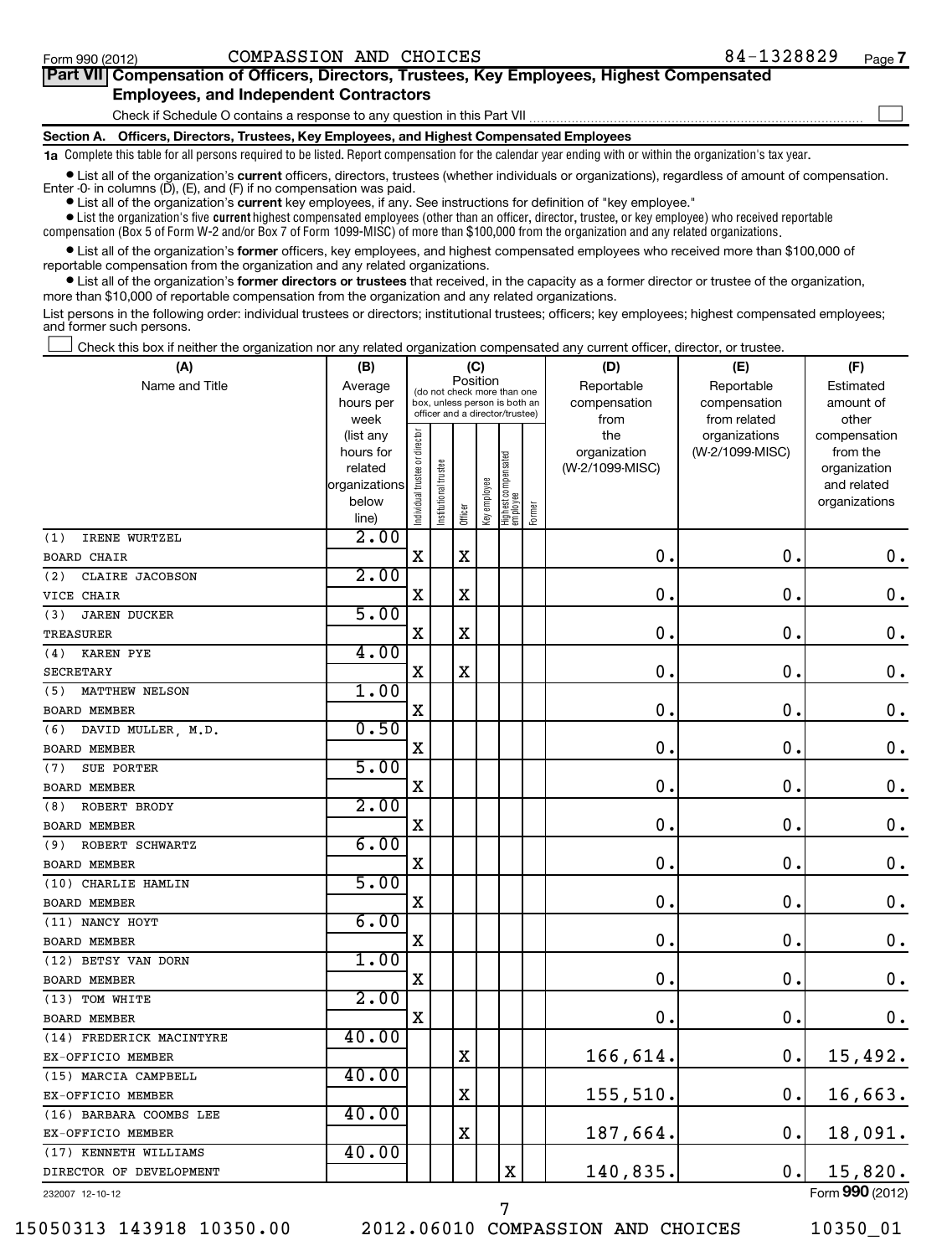Form 990 (2012) COMPASSION AND CHOICES 84-1328829 Page 7

## Part VII Compensation of Officers, Directors, Trustees, Key Employees, Highest Compensated Employees, and Independent Contractors

Check if Schedule O contains a response to any question in this Part VII ☐

### Section A. Officers, Directors, Trustees, Key Employees, and Highest Compensated Employees

**1a** Complete this table for all persons required to be listed. Report compensation for the calendar year ending with or within the organization's tax year.

- List all of the organization's **current** officers, directors, trustees (whether individuals or organizations), regardless of amount of compensation. Enter -0- in columns (D), (E), and (F) if no compensation was paid.
- List all of the organization's **current** key employees, if any. See instructions for definition of "key employee."
- List the organization's five **current** highest compensated employees (other than an officer, director, trustee, or key employee) who received reportable compensation (Box 5 of Form W-2 and/or Box 7 of Form 1099-MISC) of more than $100,000 from the organization and any related organizations.
- List all of the organization's **former** officers, key employees, and highest compensated employees who received more than $100,000 of reportable compensation from the organization and any related organizations.
- List all of the organization's **former directors or trustees** that received, in the capacity as a former director or trustee of the organization, more than $10,000 of reportable compensation from the organization and any related organizations.

List persons in the following order: individual trustees or directors; institutional trustees; officers; key employees; highest compensated employees; and former such persons.

☐ Check this box if neither the organization nor any related organization compensated any current officer, director, or trustee.

| (A) Name and Title | (B) Average hours per week (list any hours for related organizations below line) | (C) Position: Individual trustee or director | Institutional trustee | Officer | Key employee | Highest compensated employee | Former | (D) Reportable compensation from the organization (W-2/1099-MISC) | (E) Reportable compensation from related organizations (W-2/1099-MISC) | (F) Estimated amount of other compensation from the organization and related organizations |
|---|---|---|---|---|---|---|---|---|---|---|
| (1) IRENE WURTZEL<br>BOARD CHAIR | 2.00 | X | | X | | | | 0. | 0. | 0. |
| (2) CLAIRE JACOBSON<br>VICE CHAIR | 2.00 | X | | X | | | | 0. | 0. | 0. |
| (3) JAREN DUCKER<br>TREASURER | 5.00 | X | | X | | | | 0. | 0. | 0. |
| (4) KAREN PYE<br>SECRETARY | 4.00 | X | | X | | | | 0. | 0. | 0. |
| (5) MATTHEW NELSON<br>BOARD MEMBER | 1.00 | X | | | | | | 0. | 0. | 0. |
| (6) DAVID MULLER, M.D.<br>BOARD MEMBER | 0.50 | X | | | | | | 0. | 0. | 0. |
| (7) SUE PORTER<br>BOARD MEMBER | 5.00 | X | | | | | | 0. | 0. | 0. |
| (8) ROBERT BRODY<br>BOARD MEMBER | 2.00 | X | | | | | | 0. | 0. | 0. |
| (9) ROBERT SCHWARTZ<br>BOARD MEMBER | 6.00 | X | | | | | | 0. | 0. | 0. |
| (10) CHARLIE HAMLIN<br>BOARD MEMBER | 5.00 | X | | | | | | 0. | 0. | 0. |
| (11) NANCY HOYT<br>BOARD MEMBER | 6.00 | X | | | | | | 0. | 0. | 0. |
| (12) BETSY VAN DORN<br>BOARD MEMBER | 1.00 | X | | | | | | 0. | 0. | 0. |
| (13) TOM WHITE<br>BOARD MEMBER | 2.00 | X | | | | | | 0. | 0. | 0. |
| (14) FREDERICK MACINTYRE<br>EX-OFFICIO MEMBER | 40.00 | | | X | | | | 166,614. | 0. | 15,492. |
| (15) MARCIA CAMPBELL<br>EX-OFFICIO MEMBER | 40.00 | | | X | | | | 155,510. | 0. | 16,663. |
| (16) BARBARA COOMBS LEE<br>EX-OFFICIO MEMBER | 40.00 | | | X | | | | 187,664. | 0. | 18,091. |
| (17) KENNETH WILLIAMS<br>DIRECTOR OF DEVELOPMENT | 40.00 | | | | | X | | 140,835. | 0. | 15,820. |

232007 12-10-12 Form **990** (2012)

15050313 143918 10350.00 2012.06010 COMPASSION AND CHOICES 10350_01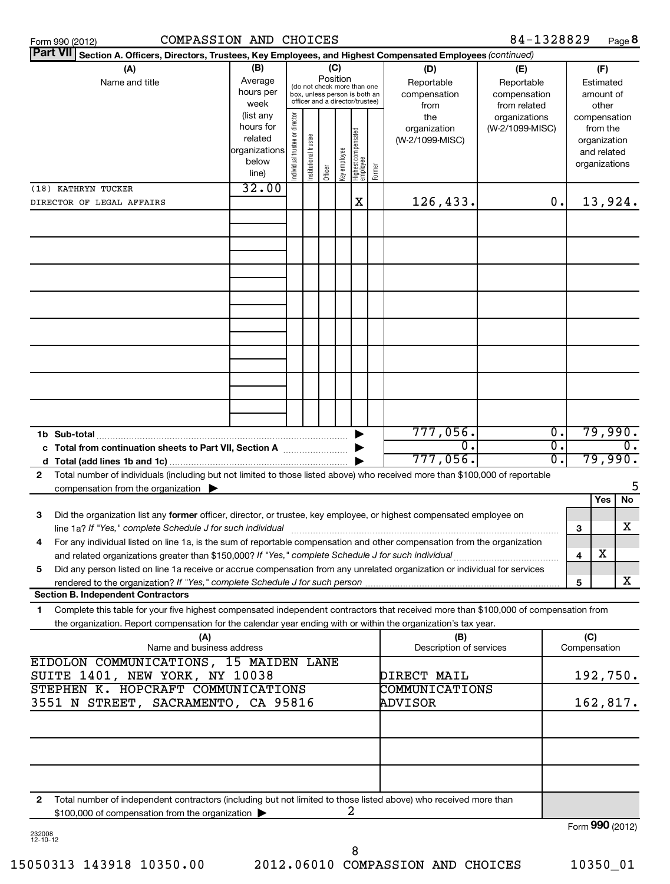Form 990 (2012) COMPASSION AND CHOICES 84-1328829 Page 8

**Part VII Section A. Officers, Directors, Trustees, Key Employees, and Highest Compensated Employees** *(continued)*

| (A) Name and title | (B) Average hours per week (list any hours for related organizations below line) | (C) Position: Individual trustee or director | Institutional trustee | Officer | Key employee | Highest compensated employee | Former | (D) Reportable compensation from the organization (W-2/1099-MISC) | (E) Reportable compensation from related organizations (W-2/1099-MISC) | (F) Estimated amount of other compensation from the organization and related organizations |
|---|---|---|---|---|---|---|---|---|---|---|
| (18) KATHRYN TUCKER<br>DIRECTOR OF LEGAL AFFAIRS | 32.00 | | | | | X | | 126,433. | 0. | 13,924. |

| | (D) | (E) | (F) |
|---|---|---|---|
| 1b Sub-total | 777,056. | 0. | 79,990. |
| c Total from continuation sheets to Part VII, Section A | 0. | 0. | 0. |
| d Total (add lines 1b and 1c) | 777,056. | 0. | 79,990. |

2 Total number of individuals (including but not limited to those listed above) who received more than $100,000 of reportable compensation from the organization ▶ 5

| | | Yes | No |
|---|---|---|---|
| 3 Did the organization list any **former** officer, director, or trustee, key employee, or highest compensated employee on line 1a? *If "Yes," complete Schedule J for such individual* | 3 | | X |
| 4 For any individual listed on line 1a, is the sum of reportable compensation and other compensation from the organization and related organizations greater than $150,000? *If "Yes," complete Schedule J for such individual* | 4 | X | |
| 5 Did any person listed on line 1a receive or accrue compensation from any unrelated organization or individual for services rendered to the organization? *If "Yes," complete Schedule J for such person* | 5 | | X |

**Section B. Independent Contractors**

1 Complete this table for your five highest compensated independent contractors that received more than $100,000 of compensation from the organization. Report compensation for the calendar year ending with or within the organization's tax year.

| (A) Name and business address | (B) Description of services | (C) Compensation |
|---|---|---|
| EIDOLON COMMUNICATIONS, 15 MAIDEN LANE SUITE 1401, NEW YORK, NY 10038 | DIRECT MAIL | 192,750. |
| STEPHEN K. HOPCRAFT COMMUNICATIONS 3551 N STREET, SACRAMENTO, CA 95816 | COMMUNICATIONS ADVISOR | 162,817. |

2 Total number of independent contractors (including but not limited to those listed above) who received more than $100,000 of compensation from the organization ▶ 2

Form **990** (2012)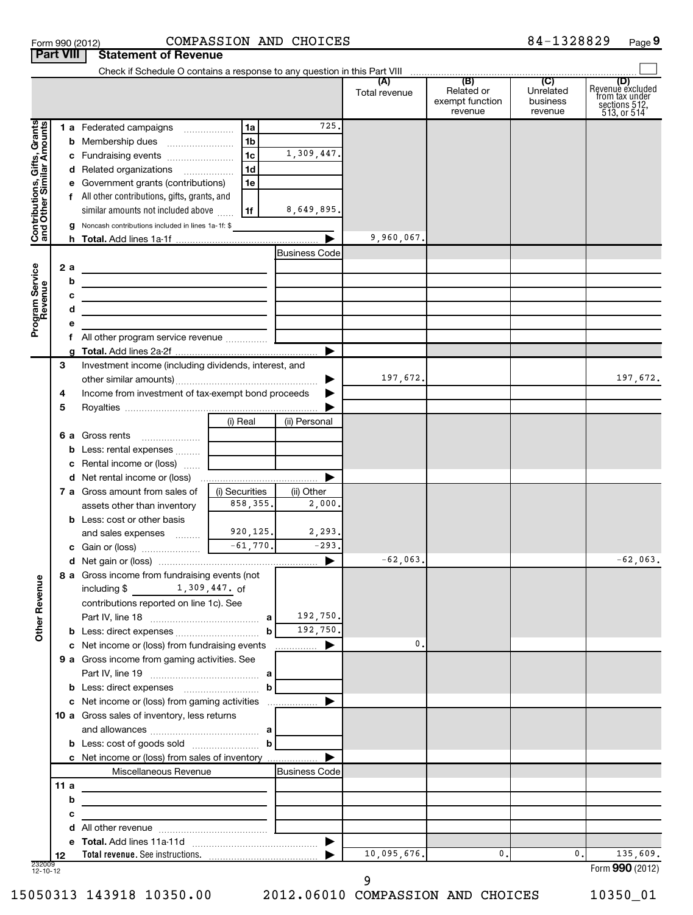Form 990 (2012) COMPASSION AND CHOICES 84-1328829 Page 9

## Part VIII Statement of Revenue

Check if Schedule O contains a response to any question in this Part VIII

| | | | | (A) Total revenue | (B) Related or exempt function revenue | (C) Unrelated business revenue | (D) Revenue excluded from tax under sections 512, 513, or 514 |
|---|---|---|---|---|---|---|---|
| **Contributions, Gifts, Grants and Other Similar Amounts** | 1 a Federated campaigns | 1a | 725. | | | | |
| | b Membership dues | 1b | | | | | |
| | c Fundraising events | 1c | 1,309,447. | | | | |
| | d Related organizations | 1d | | | | | |
| | e Government grants (contributions) | 1e | | | | | |
| | f All other contributions, gifts, grants, and similar amounts not included above | 1f | 8,649,895. | | | | |
| | g Noncash contributions included in lines 1a-1f: $ | | | | | | |
| | h **Total.** Add lines 1a-1f | | | 9,960,067. | | | |
| **Program Service Revenue** | | | Business Code | | | | |
| | 2 a | | | | | | |
| | b | | | | | | |
| | c | | | | | | |
| | d | | | | | | |
| | e | | | | | | |
| | f All other program service revenue | | | | | | |
| | g **Total.** Add lines 2a-2f | | | | | | |
| **Other Revenue** | 3 Investment income (including dividends, interest, and other similar amounts) | | | 197,672. | | | 197,672. |
| | 4 Income from investment of tax-exempt bond proceeds | | | | | | |
| | 5 Royalties | | | | | | |
| | | (i) Real | (ii) Personal | | | | |
| | 6 a Gross rents | | | | | | |
| | b Less: rental expenses | | | | | | |
| | c Rental income or (loss) | | | | | | |
| | d Net rental income or (loss) | | | | | | |
| | | (i) Securities | (ii) Other | | | | |
| | 7 a Gross amount from sales of assets other than inventory | 858,355. | 2,000. | | | | |
| | b Less: cost or other basis and sales expenses | 920,125. | 2,293. | | | | |
| | c Gain or (loss) | -61,770. | -293. | | | | |
| | d Net gain or (loss) | | | -62,063. | | | -62,063. |
| | 8 a Gross income from fundraising events (not including $ 1,309,447. of contributions reported on line 1c). See Part IV, line 18 | a | 192,750. | | | | |
| | b Less: direct expenses | b | 192,750. | | | | |
| | c Net income or (loss) from fundraising events | | | 0. | | | |
| | 9 a Gross income from gaming activities. See Part IV, line 19 | a | | | | | |
| | b Less: direct expenses | b | | | | | |
| | c Net income or (loss) from gaming activities | | | | | | |
| | 10 a Gross sales of inventory, less returns and allowances | a | | | | | |
| | b Less: cost of goods sold | b | | | | | |
| | c Net income or (loss) from sales of inventory | | | | | | |
| | Miscellaneous Revenue | | Business Code | | | | |
| | 11 a | | | | | | |
| | b | | | | | | |
| | c | | | | | | |
| | d All other revenue | | | | | | |
| | e **Total.** Add lines 11a-11d | | | | | | |
| | 12 **Total revenue.** See instructions. | | | 10,095,676. | 0. | 0. | 135,609. |

232009 12-10-12

Form **990** (2012)

15050313 143918 10350.00 2012.06010 COMPASSION AND CHOICES 10350_01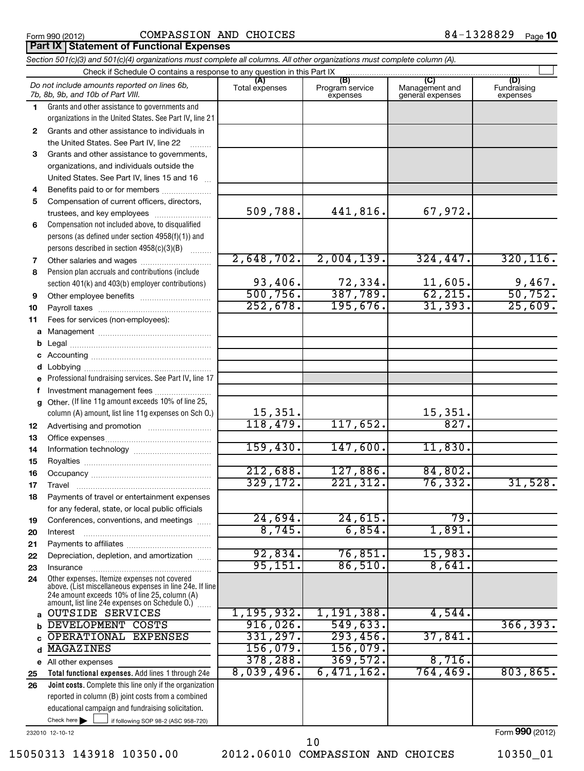Form 990 (2012) COMPASSION AND CHOICES 84-1328829 Page 10

**Part IX Statement of Functional Expenses**

*Section 501(c)(3) and 501(c)(4) organizations must complete all columns. All other organizations must complete column (A).*

Check if Schedule O contains a response to any question in this Part IX

| *Do not include amounts reported on lines 6b, 7b, 8b, 9b, and 10b of Part VIII.* | (A) Total expenses | (B) Program service expenses | (C) Management and general expenses | (D) Fundraising expenses |
|---|---|---|---|---|
| 1 Grants and other assistance to governments and organizations in the United States. See Part IV, line 21 | | | | |
| 2 Grants and other assistance to individuals in the United States. See Part IV, line 22 | | | | |
| 3 Grants and other assistance to governments, organizations, and individuals outside the United States. See Part IV, lines 15 and 16 | | | | |
| 4 Benefits paid to or for members | | | | |
| 5 Compensation of current officers, directors, trustees, and key employees | 509,788. | 441,816. | 67,972. | |
| 6 Compensation not included above, to disqualified persons (as defined under section 4958(f)(1)) and persons described in section 4958(c)(3)(B) | | | | |
| 7 Other salaries and wages | 2,648,702. | 2,004,139. | 324,447. | 320,116. |
| 8 Pension plan accruals and contributions (include section 401(k) and 403(b) employer contributions) | 93,406. | 72,334. | 11,605. | 9,467. |
| 9 Other employee benefits | 500,756. | 387,789. | 62,215. | 50,752. |
| 10 Payroll taxes | 252,678. | 195,676. | 31,393. | 25,609. |
| 11 Fees for services (non-employees): | | | | |
| a Management | | | | |
| b Legal | | | | |
| c Accounting | | | | |
| d Lobbying | | | | |
| e Professional fundraising services. See Part IV, line 17 | | | | |
| f Investment management fees | | | | |
| g Other. (If line 11g amount exceeds 10% of line 25, column (A) amount, list line 11g expenses on Sch O.) | 15,351. | | 15,351. | |
| 12 Advertising and promotion | 118,479. | 117,652. | 827. | |
| 13 Office expenses | | | | |
| 14 Information technology | 159,430. | 147,600. | 11,830. | |
| 15 Royalties | | | | |
| 16 Occupancy | 212,688. | 127,886. | 84,802. | |
| 17 Travel | 329,172. | 221,312. | 76,332. | 31,528. |
| 18 Payments of travel or entertainment expenses for any federal, state, or local public officials | | | | |
| 19 Conferences, conventions, and meetings | 24,694. | 24,615. | 79. | |
| 20 Interest | 8,745. | 6,854. | 1,891. | |
| 21 Payments to affiliates | | | | |
| 22 Depreciation, depletion, and amortization | 92,834. | 76,851. | 15,983. | |
| 23 Insurance | 95,151. | 86,510. | 8,641. | |
| 24 Other expenses. Itemize expenses not covered above. (List miscellaneous expenses in line 24e. If line 24e amount exceeds 10% of line 25, column (A) amount, list line 24e expenses on Schedule O.) | | | | |
| a OUTSIDE SERVICES | 1,195,932. | 1,191,388. | 4,544. | |
| b DEVELOPMENT COSTS | 916,026. | 549,633. | | 366,393. |
| c OPERATIONAL EXPENSES | 331,297. | 293,456. | 37,841. | |
| d MAGAZINES | 156,079. | 156,079. | | |
| e All other expenses | 378,288. | 369,572. | 8,716. | |
| 25 **Total functional expenses.** Add lines 1 through 24e | 8,039,496. | 6,471,162. | 764,469. | 803,865. |
| 26 **Joint costs.** Complete this line only if the organization reported in column (B) joint costs from a combined educational campaign and fundraising solicitation. Check here ☐ if following SOP 98-2 (ASC 958-720) | | | | |

232010 12-10-12 Form **990** (2012)

15050313 143918 10350.00 2012.06010 COMPASSION AND CHOICES 10350_01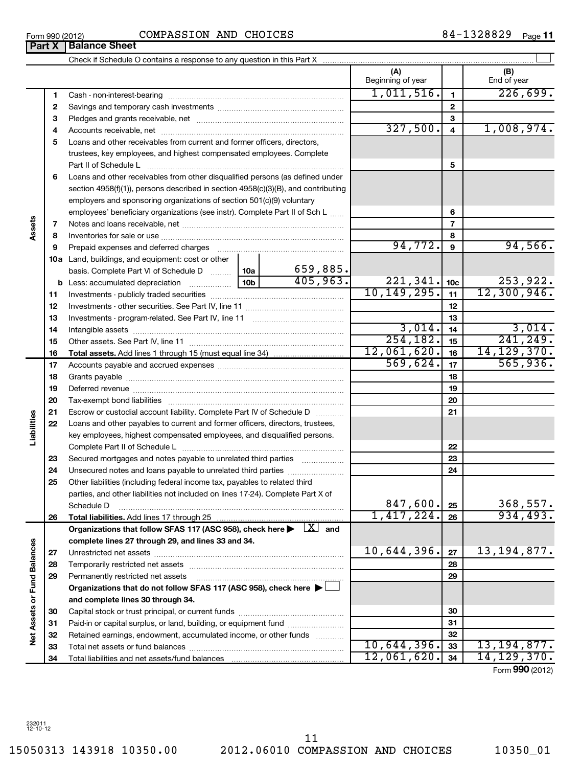Form 990 (2012) COMPASSION AND CHOICES 84-1328829 Page 11

## Part X Balance Sheet

Check if Schedule O contains a response to any question in this Part X ☐

| | | | | (A) Beginning of year | | (B) End of year |
|---|---|---|---|---|---|---|
| **Assets** | 1 | Cash - non-interest-bearing | | 1,011,516. | 1 | 226,699. |
| | 2 | Savings and temporary cash investments | | | 2 | |
| | 3 | Pledges and grants receivable, net | | | 3 | |
| | 4 | Accounts receivable, net | | 327,500. | 4 | 1,008,974. |
| | 5 | Loans and other receivables from current and former officers, directors, trustees, key employees, and highest compensated employees. Complete Part II of Schedule L | | | 5 | |
| | 6 | Loans and other receivables from other disqualified persons (as defined under section 4958(f)(1)), persons described in section 4958(c)(3)(B), and contributing employers and sponsoring organizations of section 501(c)(9) voluntary employees' beneficiary organizations (see instr). Complete Part II of Sch L | | | 6 | |
| | 7 | Notes and loans receivable, net | | | 7 | |
| | 8 | Inventories for sale or use | | | 8 | |
| | 9 | Prepaid expenses and deferred charges | | 94,772. | 9 | 94,566. |
| | 10a | Land, buildings, and equipment: cost or other basis. Complete Part VI of Schedule D | 10a 659,885. | | | |
| | b | Less: accumulated depreciation | 10b 405,963. | 221,341. | 10c | 253,922. |
| | 11 | Investments - publicly traded securities | | 10,149,295. | 11 | 12,300,946. |
| | 12 | Investments - other securities. See Part IV, line 11 | | | 12 | |
| | 13 | Investments - program-related. See Part IV, line 11 | | | 13 | |
| | 14 | Intangible assets | | 3,014. | 14 | 3,014. |
| | 15 | Other assets. See Part IV, line 11 | | 254,182. | 15 | 241,249. |
| | 16 | **Total assets.** Add lines 1 through 15 (must equal line 34) | | 12,061,620. | 16 | 14,129,370. |
| **Liabilities** | 17 | Accounts payable and accrued expenses | | 569,624. | 17 | 565,936. |
| | 18 | Grants payable | | | 18 | |
| | 19 | Deferred revenue | | | 19 | |
| | 20 | Tax-exempt bond liabilities | | | 20 | |
| | 21 | Escrow or custodial account liability. Complete Part IV of Schedule D | | | 21 | |
| | 22 | Loans and other payables to current and former officers, directors, trustees, key employees, highest compensated employees, and disqualified persons. Complete Part II of Schedule L | | | 22 | |
| | 23 | Secured mortgages and notes payable to unrelated third parties | | | 23 | |
| | 24 | Unsecured notes and loans payable to unrelated third parties | | | 24 | |
| | 25 | Other liabilities (including federal income tax, payables to related third parties, and other liabilities not included on lines 17-24). Complete Part X of Schedule D | | 847,600. | 25 | 368,557. |
| | 26 | **Total liabilities.** Add lines 17 through 25 | | 1,417,224. | 26 | 934,493. |
| **Net Assets or Fund Balances** | | **Organizations that follow SFAS 117 (ASC 958), check here ▶ [X] and complete lines 27 through 29, and lines 33 and 34.** | | | | |
| | 27 | Unrestricted net assets | | 10,644,396. | 27 | 13,194,877. |
| | 28 | Temporarily restricted net assets | | | 28 | |
| | 29 | Permanently restricted net assets | | | 29 | |
| | | **Organizations that do not follow SFAS 117 (ASC 958), check here ▶ ☐ and complete lines 30 through 34.** | | | | |
| | 30 | Capital stock or trust principal, or current funds | | | 30 | |
| | 31 | Paid-in or capital surplus, or land, building, or equipment fund | | | 31 | |
| | 32 | Retained earnings, endowment, accumulated income, or other funds | | | 32 | |
| | 33 | Total net assets or fund balances | | 10,644,396. | 33 | 13,194,877. |
| | 34 | Total liabilities and net assets/fund balances | | 12,061,620. | 34 | 14,129,370. |

Form **990** (2012)

232011 12-10-12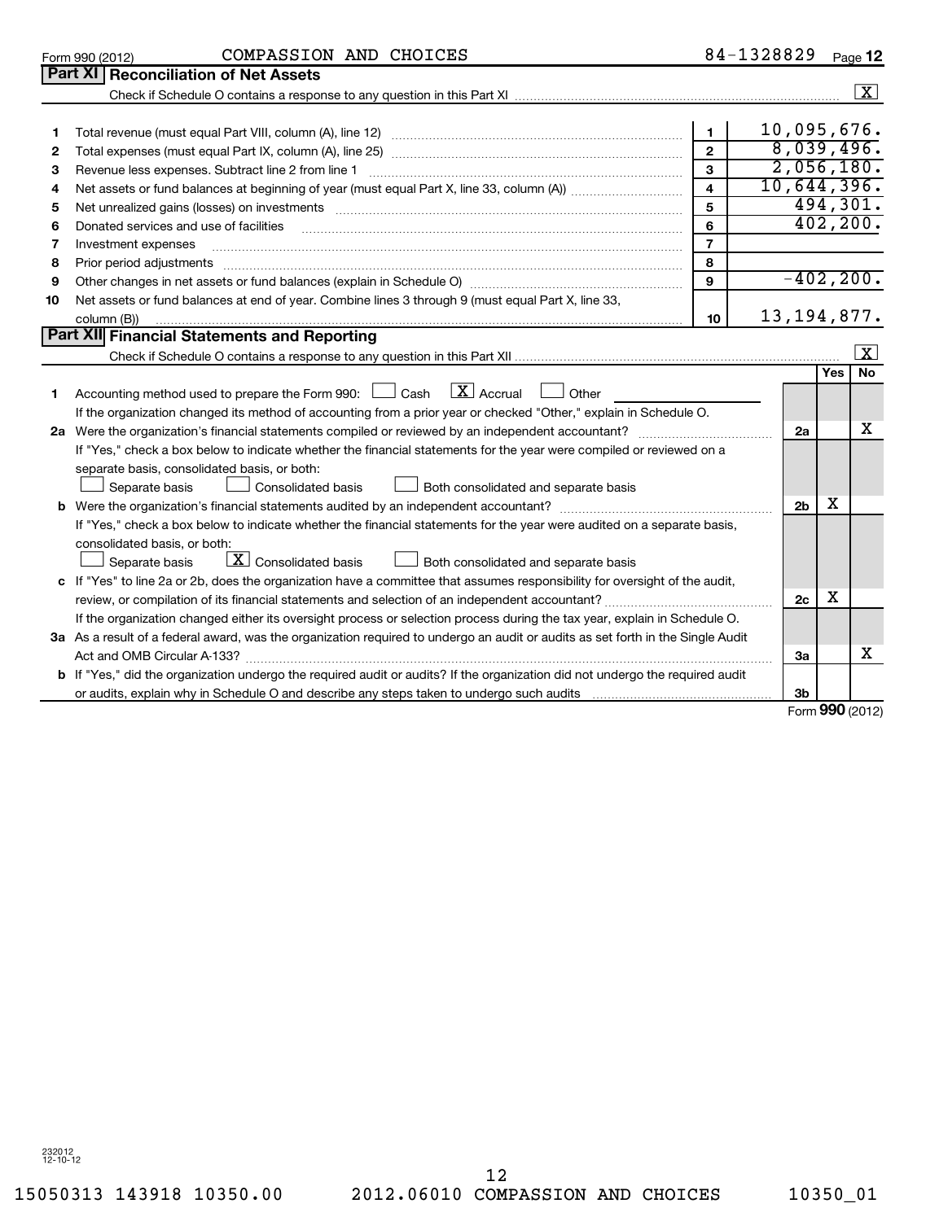Form 990 (2012) COMPASSION AND CHOICES 84-1328829

## Part XI Reconciliation of Net Assets

Check if Schedule O contains a response to any question in this Part XI [X]

| | | | |
|---|---|---|---|
| 1 | Total revenue (must equal Part VIII, column (A), line 12) | 1 | 10,095,676. |
| 2 | Total expenses (must equal Part IX, column (A), line 25) | 2 | 8,039,496. |
| 3 | Revenue less expenses. Subtract line 2 from line 1 | 3 | 2,056,180. |
| 4 | Net assets or fund balances at beginning of year (must equal Part X, line 33, column (A)) | 4 | 10,644,396. |
| 5 | Net unrealized gains (losses) on investments | 5 | 494,301. |
| 6 | Donated services and use of facilities | 6 | 402,200. |
| 7 | Investment expenses | 7 | |
| 8 | Prior period adjustments | 8 | |
| 9 | Other changes in net assets or fund balances (explain in Schedule O) | 9 | -402,200. |
| 10 | Net assets or fund balances at end of year. Combine lines 3 through 9 (must equal Part X, line 33, column (B)) | 10 | 13,194,877. |

## Part XII Financial Statements and Reporting

Check if Schedule O contains a response to any question in this Part XII [X]

| | | | Yes | No |
|---|---|---|---|---|
| 1 | Accounting method used to prepare the Form 990: [ ] Cash [X] Accrual [ ] Other<br>If the organization changed its method of accounting from a prior year or checked "Other," explain in Schedule O. | | | |
| 2a | Were the organization's financial statements compiled or reviewed by an independent accountant? | 2a | | X |
| | If "Yes," check a box below to indicate whether the financial statements for the year were compiled or reviewed on a separate basis, consolidated basis, or both:<br>[ ] Separate basis [ ] Consolidated basis [ ] Both consolidated and separate basis | | | |
| b | Were the organization's financial statements audited by an independent accountant? | 2b | X | |
| | If "Yes," check a box below to indicate whether the financial statements for the year were audited on a separate basis, consolidated basis, or both:<br>[ ] Separate basis [X] Consolidated basis [ ] Both consolidated and separate basis | | | |
| c | If "Yes" to line 2a or 2b, does the organization have a committee that assumes responsibility for oversight of the audit, review, or compilation of its financial statements and selection of an independent accountant? | 2c | X | |
| | If the organization changed either its oversight process or selection process during the tax year, explain in Schedule O. | | | |
| 3a | As a result of a federal award, was the organization required to undergo an audit or audits as set forth in the Single Audit Act and OMB Circular A-133? | 3a | | X |
| b | If "Yes," did the organization undergo the required audit or audits? If the organization did not undergo the required audit or audits, explain why in Schedule O and describe any steps taken to undergo such audits | 3b | | |

Form 990 (2012)

232012 12-10-12

15050313 143918 10350.00 2012.06010 COMPASSION AND CHOICES 10350_01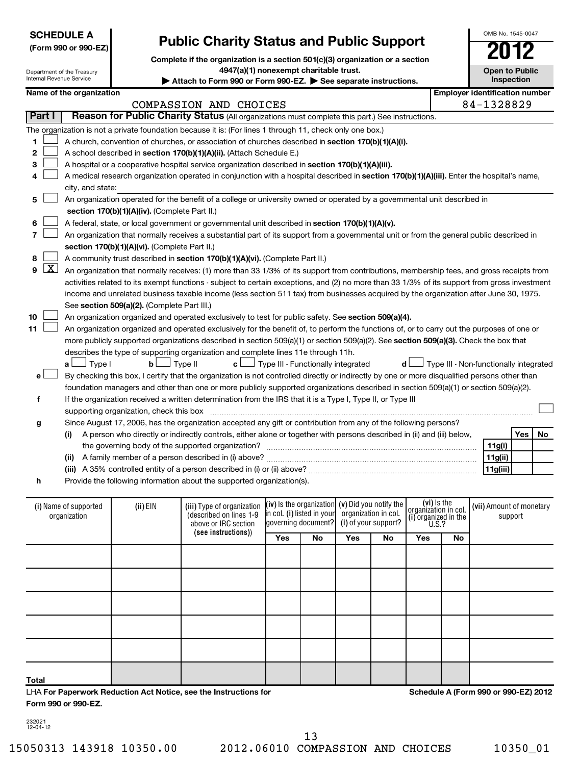**SCHEDULE A**
**(Form 990 or 990-EZ)**

Department of the Treasury
Internal Revenue Service

# Public Charity Status and Public Support

**Complete if the organization is a section 501(c)(3) organization or a section 4947(a)(1) nonexempt charitable trust.**

▶ **Attach to Form 990 or Form 990-EZ.** ▶ **See separate instructions.**

OMB No. 1545-0047

**2012**

**Open to Public Inspection**

**Name of the organization:** COMPASSION AND CHOICES

**Employer identification number:** 84-1328829

## Part I Reason for Public Charity Status (All organizations must complete this part.) See instructions.

The organization is not a private foundation because it is: (For lines 1 through 11, check only one box.)

1. ☐ A church, convention of churches, or association of churches described in **section 170(b)(1)(A)(i).**
2. ☐ A school described in **section 170(b)(1)(A)(ii).** (Attach Schedule E.)
3. ☐ A hospital or a cooperative hospital service organization described in **section 170(b)(1)(A)(iii).**
4. ☐ A medical research organization operated in conjunction with a hospital described in **section 170(b)(1)(A)(iii).** Enter the hospital's name, city, and state:
5. ☐ An organization operated for the benefit of a college or university owned or operated by a governmental unit described in **section 170(b)(1)(A)(iv).** (Complete Part II.)
6. ☐ A federal, state, or local government or governmental unit described in **section 170(b)(1)(A)(v).**
7. ☐ An organization that normally receives a substantial part of its support from a governmental unit or from the general public described in **section 170(b)(1)(A)(vi).** (Complete Part II.)
8. ☐ A community trust described in **section 170(b)(1)(A)(vi).** (Complete Part II.)
9. ☒ An organization that normally receives: (1) more than 33 1/3% of its support from contributions, membership fees, and gross receipts from activities related to its exempt functions - subject to certain exceptions, and (2) no more than 33 1/3% of its support from gross investment income and unrelated business taxable income (less section 511 tax) from businesses acquired by the organization after June 30, 1975. See **section 509(a)(2).** (Complete Part III.)
10. ☐ An organization organized and operated exclusively to test for public safety. See **section 509(a)(4).**
11. ☐ An organization organized and operated exclusively for the benefit of, to perform the functions of, or to carry out the purposes of one or more publicly supported organizations described in section 509(a)(1) or section 509(a)(2). See **section 509(a)(3).** Check the box that describes the type of supporting organization and complete lines 11e through 11h.
   **a** ☐ Type I **b** ☐ Type II **c** ☐ Type III - Functionally integrated **d** ☐ Type III - Non-functionally integrated

**e** ☐ By checking this box, I certify that the organization is not controlled directly or indirectly by one or more disqualified persons other than foundation managers and other than one or more publicly supported organizations described in section 509(a)(1) or section 509(a)(2).

**f** If the organization received a written determination from the IRS that it is a Type I, Type II, or Type III supporting organization, check this box ☐

**g** Since August 17, 2006, has the organization accepted any gift or contribution from any of the following persons?

| | | | Yes | No |
|---|---|---|---|---|
| **(i)** | A person who directly or indirectly controls, either alone or together with persons described in (ii) and (iii) below, the governing body of the supported organization? | 11g(i) | | |
| **(ii)** | A family member of a person described in (i) above? | 11g(ii) | | |
| **(iii)** | A 35% controlled entity of a person described in (i) or (ii) above? | 11g(iii) | | |

**h** Provide the following information about the supported organization(s).

| (i) Name of supported organization | (ii) EIN | (iii) Type of organization (described on lines 1-9 above or IRC section (see instructions)) | (iv) Is the organization in col. (i) listed in your governing document? | | (v) Did you notify the organization in col. (i) of your support? | | (vi) Is the organization in col. (i) organized in the U.S.? | | (vii) Amount of monetary support |
|---|---|---|---|---|---|---|---|---|---|
| | | | Yes | No | Yes | No | Yes | No | |
| | | | | | | | | | |
| | | | | | | | | | |
| | | | | | | | | | |
| | | | | | | | | | |
| | | | | | | | | | |
| **Total** | | | | | | | | | |

LHA **For Paperwork Reduction Act Notice, see the Instructions for Form 990 or 990-EZ.**

**Schedule A (Form 990 or 990-EZ) 2012**

232021
12-04-12

15050313 143918 10350.00 2012.06010 COMPASSION AND CHOICES 10350_01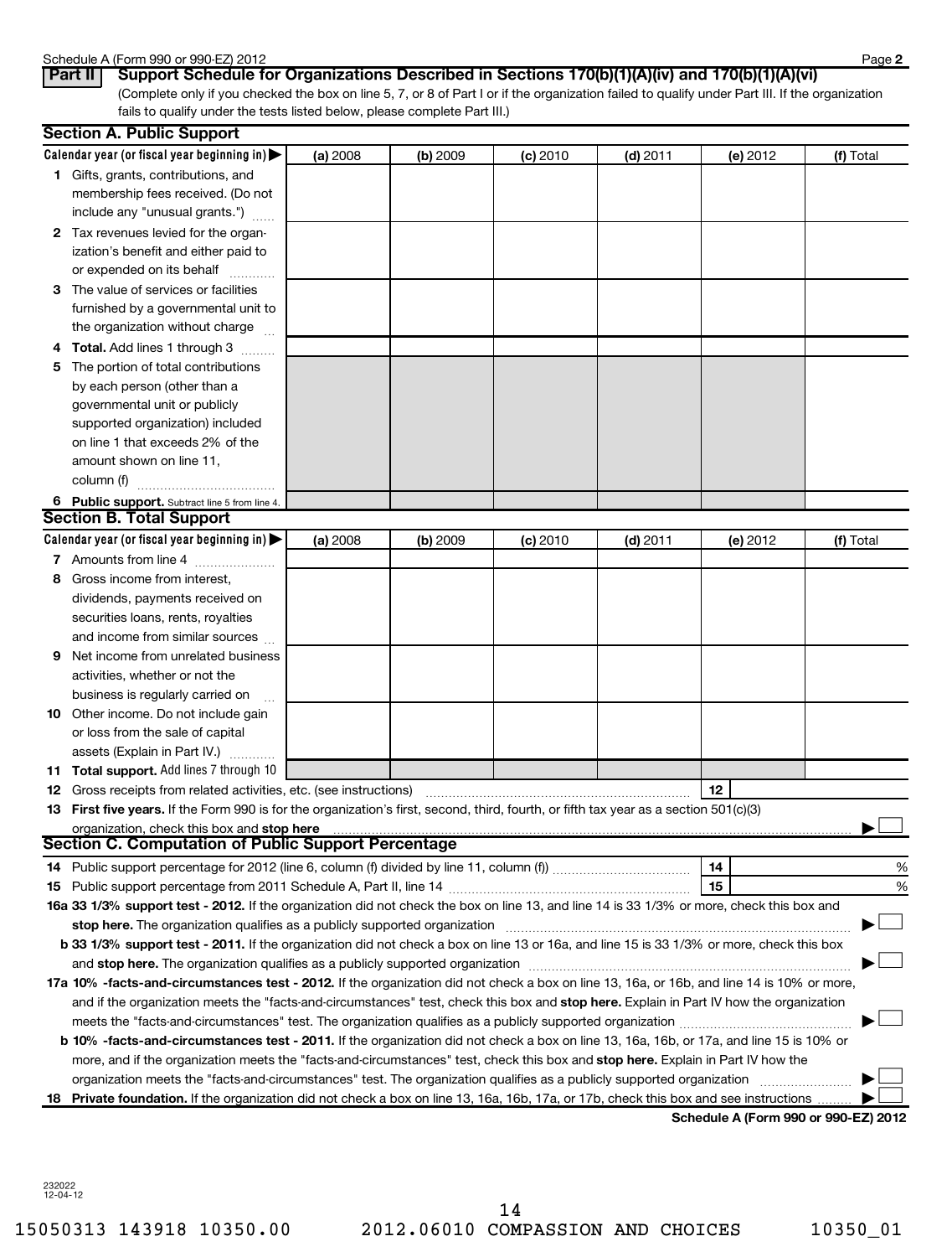## Part II Support Schedule for Organizations Described in Sections 170(b)(1)(A)(iv) and 170(b)(1)(A)(vi)

(Complete only if you checked the box on line 5, 7, or 8 of Part I or if the organization failed to qualify under Part III. If the organization fails to qualify under the tests listed below, please complete Part III.)

### Section A. Public Support

| Calendar year (or fiscal year beginning in) ▶ | (a) 2008 | (b) 2009 | (c) 2010 | (d) 2011 | (e) 2012 | (f) Total |
|---|---|---|---|---|---|---|
| **1** Gifts, grants, contributions, and membership fees received. (Do not include any "unusual grants.") | | | | | | |
| **2** Tax revenues levied for the organization's benefit and either paid to or expended on its behalf | | | | | | |
| **3** The value of services or facilities furnished by a governmental unit to the organization without charge | | | | | | |
| **4** **Total.** Add lines 1 through 3 | | | | | | |
| **5** The portion of total contributions by each person (other than a governmental unit or publicly supported organization) included on line 1 that exceeds 2% of the amount shown on line 11, column (f) | | | | | | |
| **6** **Public support.** Subtract line 5 from line 4. | | | | | | |

### Section B. Total Support

| Calendar year (or fiscal year beginning in) ▶ | (a) 2008 | (b) 2009 | (c) 2010 | (d) 2011 | (e) 2012 | (f) Total |
|---|---|---|---|---|---|---|
| **7** Amounts from line 4 | | | | | | |
| **8** Gross income from interest, dividends, payments received on securities loans, rents, royalties and income from similar sources | | | | | | |
| **9** Net income from unrelated business activities, whether or not the business is regularly carried on | | | | | | |
| **10** Other income. Do not include gain or loss from the sale of capital assets (Explain in Part IV.) | | | | | | |
| **11** **Total support.** Add lines 7 through 10 | | | | | | |

**12** Gross receipts from related activities, etc. (see instructions) ..... **12**

**13** **First five years.** If the Form 990 is for the organization's first, second, third, fourth, or fifth tax year as a section 501(c)(3) organization, check this box and **stop here** ..... ▶ ☐

### Section C. Computation of Public Support Percentage

**14** Public support percentage for 2012 (line 6, column (f) divided by line 11, column (f)) ..... **14** %

**15** Public support percentage from 2011 Schedule A, Part II, line 14 ..... **15** %

**16a** **33 1/3% support test - 2012.** If the organization did not check the box on line 13, and line 14 is 33 1/3% or more, check this box and **stop here.** The organization qualifies as a publicly supported organization ..... ▶ ☐

**b** **33 1/3% support test - 2011.** If the organization did not check a box on line 13 or 16a, and line 15 is 33 1/3% or more, check this box and **stop here.** The organization qualifies as a publicly supported organization ..... ▶ ☐

**17a** **10% -facts-and-circumstances test - 2012.** If the organization did not check a box on line 13, 16a, or 16b, and line 14 is 10% or more, and if the organization meets the "facts-and-circumstances" test, check this box and **stop here.** Explain in Part IV how the organization meets the "facts-and-circumstances" test. The organization qualifies as a publicly supported organization ..... ▶ ☐

**b** **10% -facts-and-circumstances test - 2011.** If the organization did not check a box on line 13, 16a, 16b, or 17a, and line 15 is 10% or more, and if the organization meets the "facts-and-circumstances" test, check this box and **stop here.** Explain in Part IV how the organization meets the "facts-and-circumstances" test. The organization qualifies as a publicly supported organization ..... ▶ ☐

**18** **Private foundation.** If the organization did not check a box on line 13, 16a, 16b, 17a, or 17b, check this box and see instructions ..... ▶ ☐

**Schedule A (Form 990 or 990-EZ) 2012**

232022
12-04-12

15050313 143918 10350.00 2012.06010 COMPASSION AND CHOICES 10350_01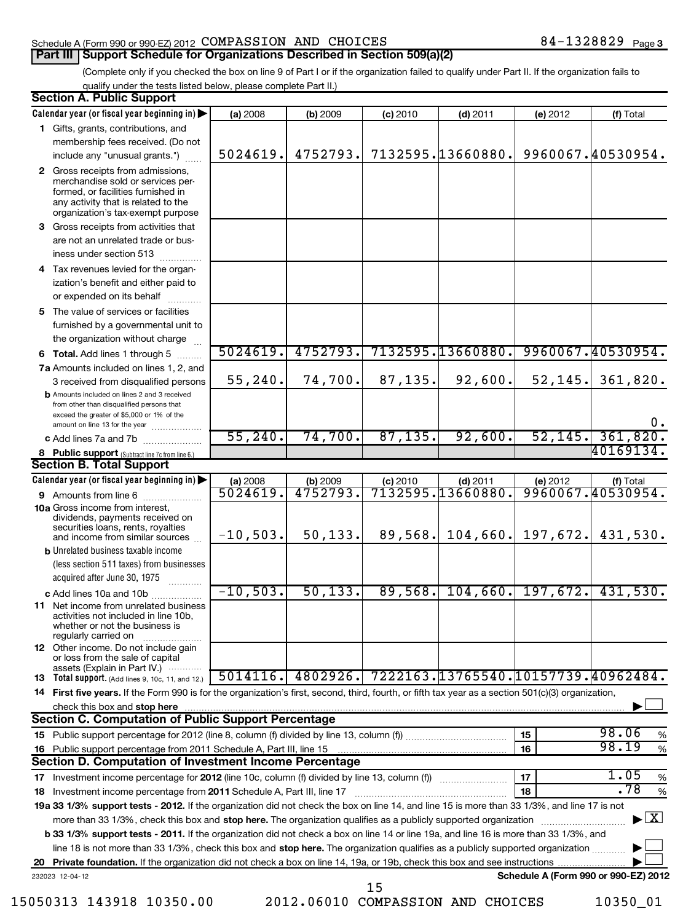Schedule A (Form 990 or 990-EZ) 2012 COMPASSION AND CHOICES 84-1328829 Page 3

## Part III Support Schedule for Organizations Described in Section 509(a)(2)

(Complete only if you checked the box on line 9 of Part I or if the organization failed to qualify under Part II. If the organization fails to qualify under the tests listed below, please complete Part II.)

### Section A. Public Support

| Calendar year (or fiscal year beginning in) ▶ | (a) 2008 | (b) 2009 | (c) 2010 | (d) 2011 | (e) 2012 | (f) Total |
|---|---|---|---|---|---|---|
| **1** Gifts, grants, contributions, and membership fees received. (Do not include any "unusual grants.") | 5024619. | 4752793. | 7132595. | 13660880. | 9960067. | 40530954. |
| **2** Gross receipts from admissions, merchandise sold or services performed, or facilities furnished in any activity that is related to the organization's tax-exempt purpose | | | | | | |
| **3** Gross receipts from activities that are not an unrelated trade or business under section 513 | | | | | | |
| **4** Tax revenues levied for the organization's benefit and either paid to or expended on its behalf | | | | | | |
| **5** The value of services or facilities furnished by a governmental unit to the organization without charge | | | | | | |
| **6 Total.** Add lines 1 through 5 | 5024619. | 4752793. | 7132595. | 13660880. | 9960067. | 40530954. |
| **7a** Amounts included on lines 1, 2, and 3 received from disqualified persons | 55,240. | 74,700. | 87,135. | 92,600. | 52,145. | 361,820. |
| **b** Amounts included on lines 2 and 3 received from other than disqualified persons that exceed the greater of $5,000 or 1% of the amount on line 13 for the year | | | | | | 0. |
| **c** Add lines 7a and 7b | 55,240. | 74,700. | 87,135. | 92,600. | 52,145. | 361,820. |
| **8 Public support** (Subtract line 7c from line 6.) | | | | | | 40169134. |

### Section B. Total Support

| Calendar year (or fiscal year beginning in) ▶ | (a) 2008 | (b) 2009 | (c) 2010 | (d) 2011 | (e) 2012 | (f) Total |
|---|---|---|---|---|---|---|
| **9** Amounts from line 6 | 5024619. | 4752793. | 7132595. | 13660880. | 9960067. | 40530954. |
| **10a** Gross income from interest, dividends, payments received on securities loans, rents, royalties and income from similar sources | -10,503. | 50,133. | 89,568. | 104,660. | 197,672. | 431,530. |
| **b** Unrelated business taxable income (less section 511 taxes) from businesses acquired after June 30, 1975 | | | | | | |
| **c** Add lines 10a and 10b | -10,503. | 50,133. | 89,568. | 104,660. | 197,672. | 431,530. |
| **11** Net income from unrelated business activities not included in line 10b, whether or not the business is regularly carried on | | | | | | |
| **12** Other income. Do not include gain or loss from the sale of capital assets (Explain in Part IV.) | | | | | | |
| **13 Total support.** (Add lines 9, 10c, 11, and 12.) | 5014116. | 4802926. | 7222163. | 13765540. | 10157739. | 40962484. |

**14 First five years.** If the Form 990 is for the organization's first, second, third, fourth, or fifth tax year as a section 501(c)(3) organization, check this box and **stop here** ▶ ☐

### Section C. Computation of Public Support Percentage

| | | | |
|---|---|---|---|
| **15** | Public support percentage for 2012 (line 8, column (f) divided by line 13, column (f)) | 15 | 98.06 % |
| **16** | Public support percentage from 2011 Schedule A, Part III, line 15 | 16 | 98.19 % |

### Section D. Computation of Investment Income Percentage

| | | | |
|---|---|---|---|
| **17** | Investment income percentage for **2012** (line 10c, column (f) divided by line 13, column (f)) | 17 | 1.05 % |
| **18** | Investment income percentage from **2011** Schedule A, Part III, line 17 | 18 | .78 % |

**19a 33 1/3% support tests - 2012.** If the organization did not check the box on line 14, and line 15 is more than 33 1/3%, and line 17 is not more than 33 1/3%, check this box and **stop here.** The organization qualifies as a publicly supported organization ▶ ☒

**b 33 1/3% support tests - 2011.** If the organization did not check a box on line 14 or line 19a, and line 16 is more than 33 1/3%, and line 18 is not more than 33 1/3%, check this box and **stop here.** The organization qualifies as a publicly supported organization ▶ ☐

**20 Private foundation.** If the organization did not check a box on line 14, 19a, or 19b, check this box and see instructions ▶ ☐

232023 12-04-12 **Schedule A (Form 990 or 990-EZ) 2012**

15050313 143918 10350.00 2012.06010 COMPASSION AND CHOICES 10350_01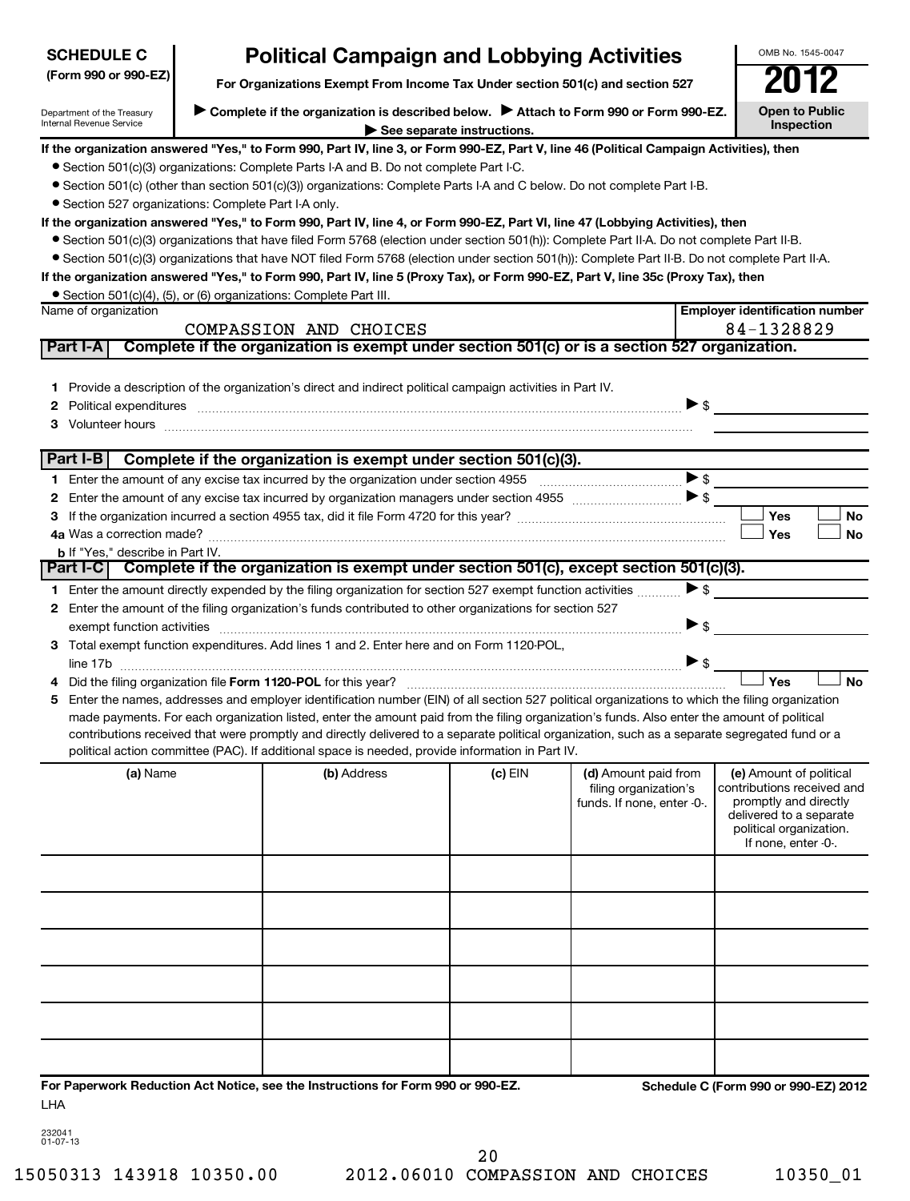**SCHEDULE C (Form 990 or 990-EZ)**

Department of the Treasury
Internal Revenue Service

# Political Campaign and Lobbying Activities

**For Organizations Exempt From Income Tax Under section 501(c) and section 527**

▶ **Complete if the organization is described below.** ▶ **Attach to Form 990 or Form 990-EZ.**
▶ **See separate instructions.**

OMB No. 1545-0047

**2012**

**Open to Public Inspection**

**If the organization answered "Yes," to Form 990, Part IV, line 3, or Form 990-EZ, Part V, line 46 (Political Campaign Activities), then**

- Section 501(c)(3) organizations: Complete Parts I-A and B. Do not complete Part I-C.
- Section 501(c) (other than section 501(c)(3)) organizations: Complete Parts I-A and C below. Do not complete Part I-B.
- Section 527 organizations: Complete Part I-A only.

**If the organization answered "Yes," to Form 990, Part IV, line 4, or Form 990-EZ, Part VI, line 47 (Lobbying Activities), then**

- Section 501(c)(3) organizations that have filed Form 5768 (election under section 501(h)): Complete Part II-A. Do not complete Part II-B.
- Section 501(c)(3) organizations that have NOT filed Form 5768 (election under section 501(h)): Complete Part II-B. Do not complete Part II-A.

**If the organization answered "Yes," to Form 990, Part IV, line 5 (Proxy Tax), or Form 990-EZ, Part V, line 35c (Proxy Tax), then**

- Section 501(c)(4), (5), or (6) organizations: Complete Part III.

| Name of organization | Employer identification number |
|---|---|
| COMPASSION AND CHOICES | 84-1328829 |

## Part I-A Complete if the organization is exempt under section 501(c) or is a section 527 organization.

1. Provide a description of the organization's direct and indirect political campaign activities in Part IV.
2. Political expenditures ▶ $
3. Volunteer hours

## Part I-B Complete if the organization is exempt under section 501(c)(3).

1. Enter the amount of any excise tax incurred by the organization under section 4955 ▶ $
2. Enter the amount of any excise tax incurred by organization managers under section 4955 ▶ $
3. If the organization incurred a section 4955 tax, did it file Form 4720 for this year? ☐ Yes ☐ No

4a. Was a correction made? ☐ Yes ☐ No

b. If "Yes," describe in Part IV.

## Part I-C Complete if the organization is exempt under section 501(c), except section 501(c)(3).

1. Enter the amount directly expended by the filing organization for section 527 exempt function activities ▶ $
2. Enter the amount of the filing organization's funds contributed to other organizations for section 527 exempt function activities ▶ $
3. Total exempt function expenditures. Add lines 1 and 2. Enter here and on Form 1120-POL, line 17b ▶ $
4. Did the filing organization file **Form 1120-POL** for this year? ☐ Yes ☐ No
5. Enter the names, addresses and employer identification number (EIN) of all section 527 political organizations to which the filing organization made payments. For each organization listed, enter the amount paid from the filing organization's funds. Also enter the amount of political contributions received that were promptly and directly delivered to a separate political organization, such as a separate segregated fund or a political action committee (PAC). If additional space is needed, provide information in Part IV.

| (a) Name | (b) Address | (c) EIN | (d) Amount paid from filing organization's funds. If none, enter -0-. | (e) Amount of political contributions received and promptly and directly delivered to a separate political organization. If none, enter -0-. |
|---|---|---|---|---|
| | | | | |
| | | | | |
| | | | | |
| | | | | |
| | | | | |
| | | | | |

**For Paperwork Reduction Act Notice, see the Instructions for Form 990 or 990-EZ.** **Schedule C (Form 990 or 990-EZ) 2012**

LHA

232041
01-07-13

15050313 143918 10350.00 2012.06010 COMPASSION AND CHOICES 10350_01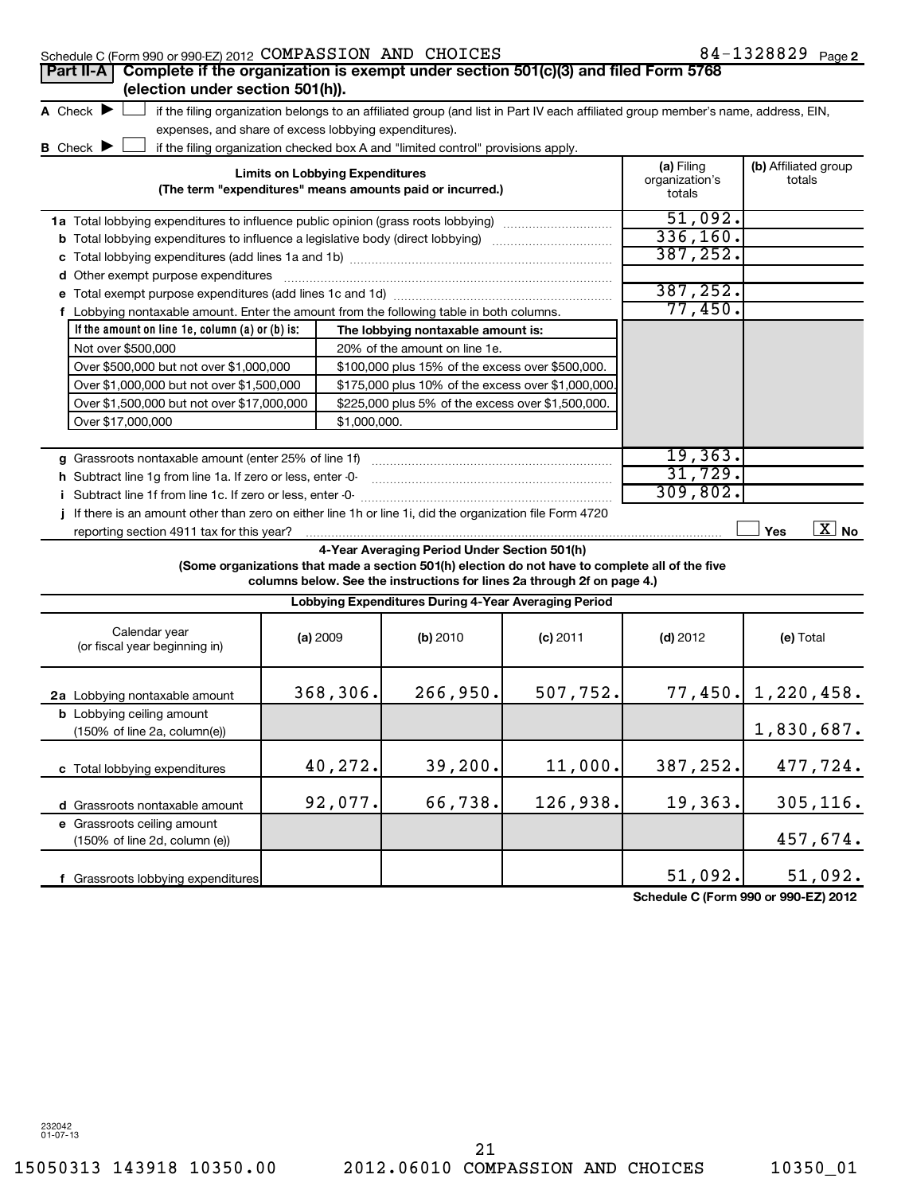Schedule C (Form 990 or 990-EZ) 2012 COMPASSION AND CHOICES 84-1328829 Page 2

**Part II-A** **Complete if the organization is exempt under section 501(c)(3) and filed Form 5768 (election under section 501(h)).**

A Check ☐ if the filing organization belongs to an affiliated group (and list in Part IV each affiliated group member's name, address, EIN, expenses, and share of excess lobbying expenditures).

B Check ☐ if the filing organization checked box A and "limited control" provisions apply.

| Limits on Lobbying Expenditures (The term "expenditures" means amounts paid or incurred.) | (a) Filing organization's totals | (b) Affiliated group totals |
|---|---|---|
| 1a Total lobbying expenditures to influence public opinion (grass roots lobbying) | 51,092. | |
| b Total lobbying expenditures to influence a legislative body (direct lobbying) | 336,160. | |
| c Total lobbying expenditures (add lines 1a and 1b) | 387,252. | |
| d Other exempt purpose expenditures | | |
| e Total exempt purpose expenditures (add lines 1c and 1d) | 387,252. | |
| f Lobbying nontaxable amount. Enter the amount from the following table in both columns. | 77,450. | |

| If the amount on line 1e, column (a) or (b) is: | The lobbying nontaxable amount is: |
|---|---|
| Not over $500,000 | 20% of the amount on line 1e. |
| Over $500,000 but not over $1,000,000 | $100,000 plus 15% of the excess over $500,000. |
| Over $1,000,000 but not over $1,500,000 | $175,000 plus 10% of the excess over $1,000,000. |
| Over $1,500,000 but not over $17,000,000 | $225,000 plus 5% of the excess over $1,500,000. |
| Over $17,000,000 | $1,000,000. |

| | (a) Filing organization's totals | (b) Affiliated group totals |
|---|---|---|
| g Grassroots nontaxable amount (enter 25% of line 1f) | 19,363. | |
| h Subtract line 1g from line 1a. If zero or less, enter -0- | 31,729. | |
| i Subtract line 1f from line 1c. If zero or less, enter -0- | 309,802. | |

j If there is an amount other than zero on either line 1h or line 1i, did the organization file Form 4720 reporting section 4911 tax for this year? ☐ Yes ☒ No

**4-Year Averaging Period Under Section 501(h)**

**(Some organizations that made a section 501(h) election do not have to complete all of the five columns below. See the instructions for lines 2a through 2f on page 4.)**

**Lobbying Expenditures During 4-Year Averaging Period**

| Calendar year (or fiscal year beginning in) | (a) 2009 | (b) 2010 | (c) 2011 | (d) 2012 | (e) Total |
|---|---|---|---|---|---|
| 2a Lobbying nontaxable amount | 368,306. | 266,950. | 507,752. | 77,450. | 1,220,458. |
| b Lobbying ceiling amount (150% of line 2a, column(e)) | | | | | 1,830,687. |
| c Total lobbying expenditures | 40,272. | 39,200. | 11,000. | 387,252. | 477,724. |
| d Grassroots nontaxable amount | 92,077. | 66,738. | 126,938. | 19,363. | 305,116. |
| e Grassroots ceiling amount (150% of line 2d, column (e)) | | | | | 457,674. |
| f Grassroots lobbying expenditures | | | | 51,092. | 51,092. |

Schedule C (Form 990 or 990-EZ) 2012

232042 01-07-13

15050313 143918 10350.00 2012.06010 COMPASSION AND CHOICES 10350_01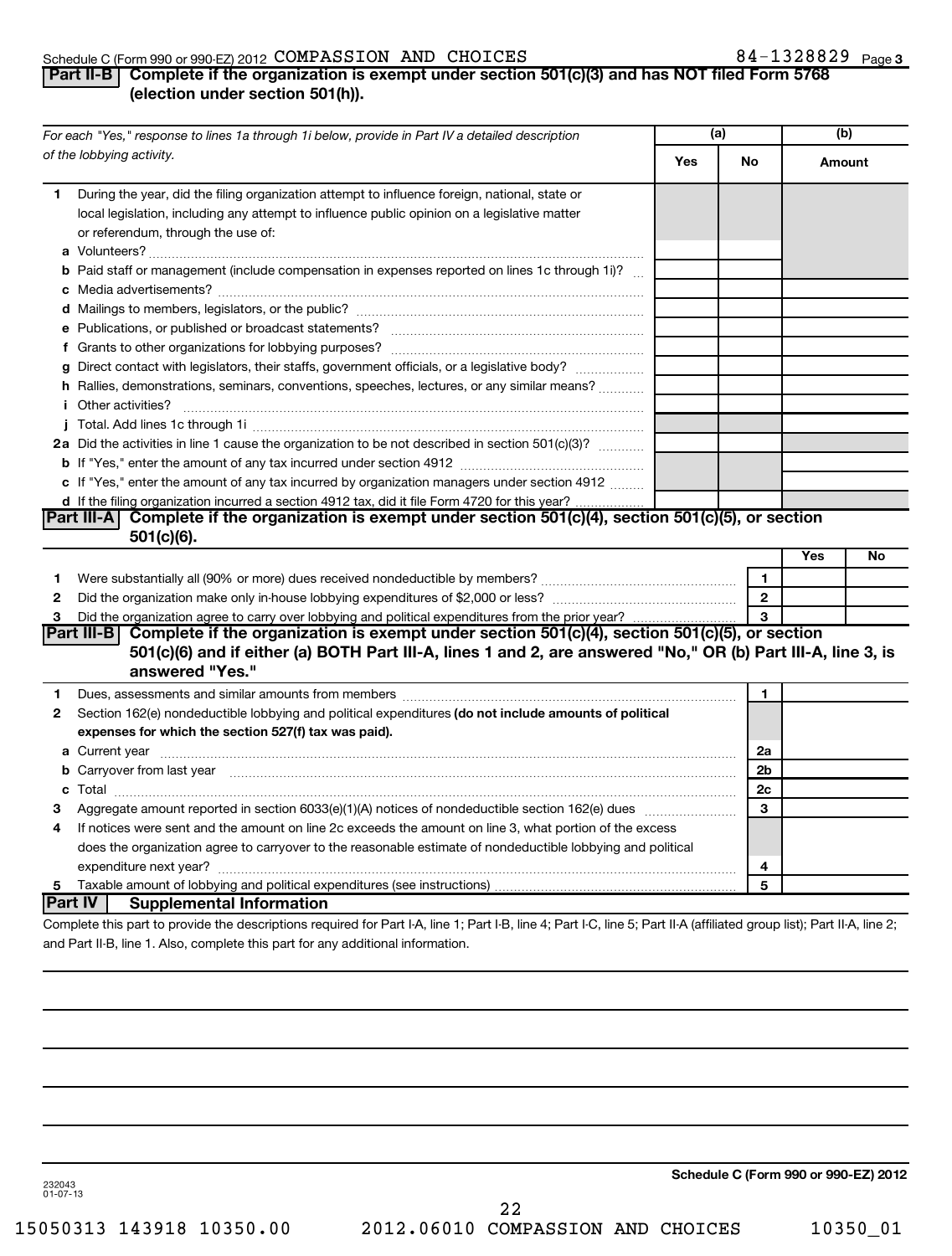Schedule C (Form 990 or 990-EZ) 2012 COMPASSION AND CHOICES 84-1328829

## Part II-B Complete if the organization is exempt under section 501(c)(3) and has NOT filed Form 5768 (election under section 501(h)).

| For each "Yes," response to lines 1a through 1i below, provide in Part IV a detailed description of the lobbying activity. | (a) Yes | (a) No | (b) Amount |
|---|---|---|---|
| **1** During the year, did the filing organization attempt to influence foreign, national, state or local legislation, including any attempt to influence public opinion on a legislative matter or referendum, through the use of: | | | |
| **a** Volunteers? | | | |
| **b** Paid staff or management (include compensation in expenses reported on lines 1c through 1i)? | | | |
| **c** Media advertisements? | | | |
| **d** Mailings to members, legislators, or the public? | | | |
| **e** Publications, or published or broadcast statements? | | | |
| **f** Grants to other organizations for lobbying purposes? | | | |
| **g** Direct contact with legislators, their staffs, government officials, or a legislative body? | | | |
| **h** Rallies, demonstrations, seminars, conventions, speeches, lectures, or any similar means? | | | |
| **i** Other activities? | | | |
| **j** Total. Add lines 1c through 1i | | | |
| **2a** Did the activities in line 1 cause the organization to be not described in section 501(c)(3)? | | | |
| **b** If "Yes," enter the amount of any tax incurred under section 4912 | | | |
| **c** If "Yes," enter the amount of any tax incurred by organization managers under section 4912 | | | |
| **d** If the filing organization incurred a section 4912 tax, did it file Form 4720 for this year? | | | |

## Part III-A Complete if the organization is exempt under section 501(c)(4), section 501(c)(5), or section 501(c)(6).

| | | Yes | No |
|---|---|---|---|
| **1** Were substantially all (90% or more) dues received nondeductible by members? | 1 | | |
| **2** Did the organization make only in-house lobbying expenditures of $2,000 or less? | 2 | | |
| **3** Did the organization agree to carry over lobbying and political expenditures from the prior year? | 3 | | |

## Part III-B Complete if the organization is exempt under section 501(c)(4), section 501(c)(5), or section 501(c)(6) and if either (a) BOTH Part III-A, lines 1 and 2, are answered "No," OR (b) Part III-A, line 3, is answered "Yes."

| | | |
|---|---|---|
| **1** Dues, assessments and similar amounts from members | 1 | |
| **2** Section 162(e) nondeductible lobbying and political expenditures **(do not include amounts of political expenses for which the section 527(f) tax was paid).** | | |
| **a** Current year | 2a | |
| **b** Carryover from last year | 2b | |
| **c** Total | 2c | |
| **3** Aggregate amount reported in section 6033(e)(1)(A) notices of nondeductible section 162(e) dues | 3 | |
| **4** If notices were sent and the amount on line 2c exceeds the amount on line 3, what portion of the excess does the organization agree to carryover to the reasonable estimate of nondeductible lobbying and political expenditure next year? | 4 | |
| **5** Taxable amount of lobbying and political expenditures (see instructions) | 5 | |

## Part IV Supplemental Information

Complete this part to provide the descriptions required for Part I-A, line 1; Part I-B, line 4; Part I-C, line 5; Part II-A (affiliated group list); Part II-A, line 2; and Part II-B, line 1. Also, complete this part for any additional information.

232043
01-07-13

**Schedule C (Form 990 or 990-EZ) 2012**

15050313 143918 10350.00 2012.06010 COMPASSION AND CHOICES 10350_01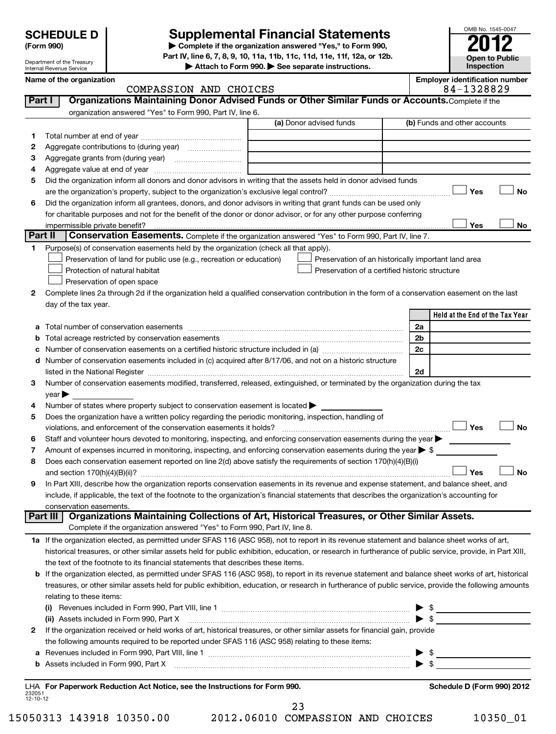# SCHEDULE D (Form 990)

# Supplemental Financial Statements

▶ Complete if the organization answered "Yes," to Form 990, Part IV, line 6, 7, 8, 9, 10, 11a, 11b, 11c, 11d, 11e, 11f, 12a, or 12b.
▶ Attach to Form 990. ▶ See separate instructions.

OMB No. 1545-0047
2012
Open to Public Inspection

Department of the Treasury
Internal Revenue Service

**Name of the organization:** COMPASSION AND CHOICES
**Employer identification number:** 84-1328829

## Part I — Organizations Maintaining Donor Advised Funds or Other Similar Funds or Accounts.

Complete if the organization answered "Yes" to Form 990, Part IV, line 6.

| | | (a) Donor advised funds | (b) Funds and other accounts |
|---|---|---|---|
| 1 | Total number at end of year | | |
| 2 | Aggregate contributions to (during year) | | |
| 3 | Aggregate grants from (during year) | | |
| 4 | Aggregate value at end of year | | |

5 Did the organization inform all donors and donor advisors in writing that the assets held in donor advised funds are the organization's property, subject to the organization's exclusive legal control? ☐ Yes ☐ No

6 Did the organization inform all grantees, donors, and donor advisors in writing that grant funds can be used only for charitable purposes and not for the benefit of the donor or donor advisor, or for any other purpose conferring impermissible private benefit? ☐ Yes ☐ No

## Part II — Conservation Easements.

Complete if the organization answered "Yes" to Form 990, Part IV, line 7.

1 Purpose(s) of conservation easements held by the organization (check all that apply).
- ☐ Preservation of land for public use (e.g., recreation or education)
- ☐ Preservation of an historically important land area
- ☐ Protection of natural habitat
- ☐ Preservation of a certified historic structure
- ☐ Preservation of open space

2 Complete lines 2a through 2d if the organization held a qualified conservation contribution in the form of a conservation easement on the last day of the tax year.

| | | | Held at the End of the Tax Year |
|---|---|---|---|
| a | Total number of conservation easements | 2a | |
| b | Total acreage restricted by conservation easements | 2b | |
| c | Number of conservation easements on a certified historic structure included in (a) | 2c | |
| d | Number of conservation easements included in (c) acquired after 8/17/06, and not on a historic structure listed in the National Register | 2d | |

3 Number of conservation easements modified, transferred, released, extinguished, or terminated by the organization during the tax year ▶

4 Number of states where property subject to conservation easement is located ▶

5 Does the organization have a written policy regarding the periodic monitoring, inspection, handling of violations, and enforcement of the conservation easements it holds? ☐ Yes ☐ No

6 Staff and volunteer hours devoted to monitoring, inspecting, and enforcing conservation easements during the year ▶

7 Amount of expenses incurred in monitoring, inspecting, and enforcing conservation easements during the year ▶ $

8 Does each conservation easement reported on line 2(d) above satisfy the requirements of section 170(h)(4)(B)(i) and section 170(h)(4)(B)(ii)? ☐ Yes ☐ No

9 In Part XIII, describe how the organization reports conservation easements in its revenue and expense statement, and balance sheet, and include, if applicable, the text of the footnote to the organization's financial statements that describes the organization's accounting for conservation easements.

## Part III — Organizations Maintaining Collections of Art, Historical Treasures, or Other Similar Assets.

Complete if the organization answered "Yes" to Form 990, Part IV, line 8.

1a If the organization elected, as permitted under SFAS 116 (ASC 958), not to report in its revenue statement and balance sheet works of art, historical treasures, or other similar assets held for public exhibition, education, or research in furtherance of public service, provide, in Part XIII, the text of the footnote to its financial statements that describes these items.

b If the organization elected, as permitted under SFAS 116 (ASC 958), to report in its revenue statement and balance sheet works of art, historical treasures, or other similar assets held for public exhibition, education, or research in furtherance of public service, provide the following amounts relating to these items:

(i) Revenues included in Form 990, Part VIII, line 1 ▶ $

(ii) Assets included in Form 990, Part X ▶ $

2 If the organization received or held works of art, historical treasures, or other similar assets for financial gain, provide the following amounts required to be reported under SFAS 116 (ASC 958) relating to these items:

a Revenues included in Form 990, Part VIII, line 1 ▶ $

b Assets included in Form 990, Part X ▶ $

LHA For Paperwork Reduction Act Notice, see the Instructions for Form 990. Schedule D (Form 990) 2012

232051 12-10-12

15050313 143918 10350.00 2012.06010 COMPASSION AND CHOICES 10350_01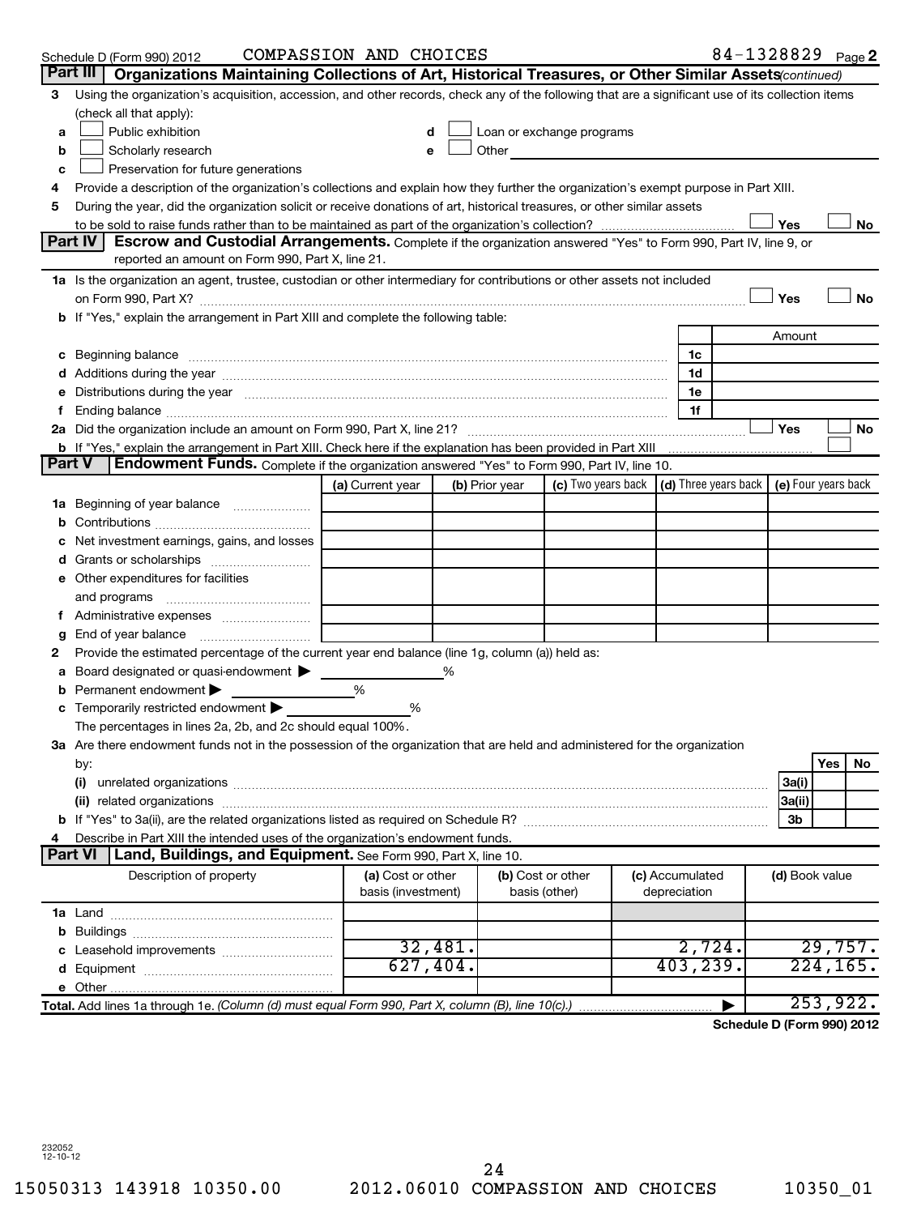Schedule D (Form 990) 2012 COMPASSION AND CHOICES 84-1328829 Page 2

## Part III Organizations Maintaining Collections of Art, Historical Treasures, or Other Similar Assets *(continued)*

**3** Using the organization's acquisition, accession, and other records, check any of the following that are a significant use of its collection items (check all that apply):

- **a** ☐ Public exhibition
- **b** ☐ Scholarly research
- **c** ☐ Preservation for future generations
- **d** ☐ Loan or exchange programs
- **e** ☐ Other

**4** Provide a description of the organization's collections and explain how they further the organization's exempt purpose in Part XIII.

**5** During the year, did the organization solicit or receive donations of art, historical treasures, or other similar assets to be sold to raise funds rather than to be maintained as part of the organization's collection? ☐ Yes ☐ No

## Part IV Escrow and Custodial Arrangements.

Complete if the organization answered "Yes" to Form 990, Part IV, line 9, or reported an amount on Form 990, Part X, line 21.

**1a** Is the organization an agent, trustee, custodian or other intermediary for contributions or other assets not included on Form 990, Part X? ☐ Yes ☐ No

**b** If "Yes," explain the arrangement in Part XIII and complete the following table:

| | | Amount |
|---|---|---|
| **c** Beginning balance | 1c | |
| **d** Additions during the year | 1d | |
| **e** Distributions during the year | 1e | |
| **f** Ending balance | 1f | |

**2a** Did the organization include an amount on Form 990, Part X, line 21? ☐ Yes ☐ No

**b** If "Yes," explain the arrangement in Part XIII. Check here if the explanation has been provided in Part XIII ☐

## Part V Endowment Funds.

Complete if the organization answered "Yes" to Form 990, Part IV, line 10.

| | (a) Current year | (b) Prior year | (c) Two years back | (d) Three years back | (e) Four years back |
|---|---|---|---|---|---|
| **1a** Beginning of year balance | | | | | |
| **b** Contributions | | | | | |
| **c** Net investment earnings, gains, and losses | | | | | |
| **d** Grants or scholarships | | | | | |
| **e** Other expenditures for facilities and programs | | | | | |
| **f** Administrative expenses | | | | | |
| **g** End of year balance | | | | | |

**2** Provide the estimated percentage of the current year end balance (line 1g, column (a)) held as:

- **a** Board designated or quasi-endowment ▶ ______ %
- **b** Permanent endowment ▶ ______ %
- **c** Temporarily restricted endowment ▶ ______ %

The percentages in lines 2a, 2b, and 2c should equal 100%.

**3a** Are there endowment funds not in the possession of the organization that are held and administered for the organization by:

| | | Yes | No |
|---|---|---|---|
| (i) unrelated organizations | 3a(i) | | |
| (ii) related organizations | 3a(ii) | | |
| **b** If "Yes" to 3a(ii), are the related organizations listed as required on Schedule R? | 3b | | |

**4** Describe in Part XIII the intended uses of the organization's endowment funds.

## Part VI Land, Buildings, and Equipment.

See Form 990, Part X, line 10.

| Description of property | (a) Cost or other basis (investment) | (b) Cost or other basis (other) | (c) Accumulated depreciation | (d) Book value |
|---|---|---|---|---|
| **1a** Land | | | | |
| **b** Buildings | | | | |
| **c** Leasehold improvements | 32,481. | | 2,724. | 29,757. |
| **d** Equipment | 627,404. | | 403,239. | 224,165. |
| **e** Other | | | | |
| **Total.** Add lines 1a through 1e. *(Column (d) must equal Form 990, Part X, column (B), line 10(c).)* | | | ▶ | 253,922. |

**Schedule D (Form 990) 2012**

232052 12-10-12

15050313 143918 10350.00 2012.06010 COMPASSION AND CHOICES 10350_01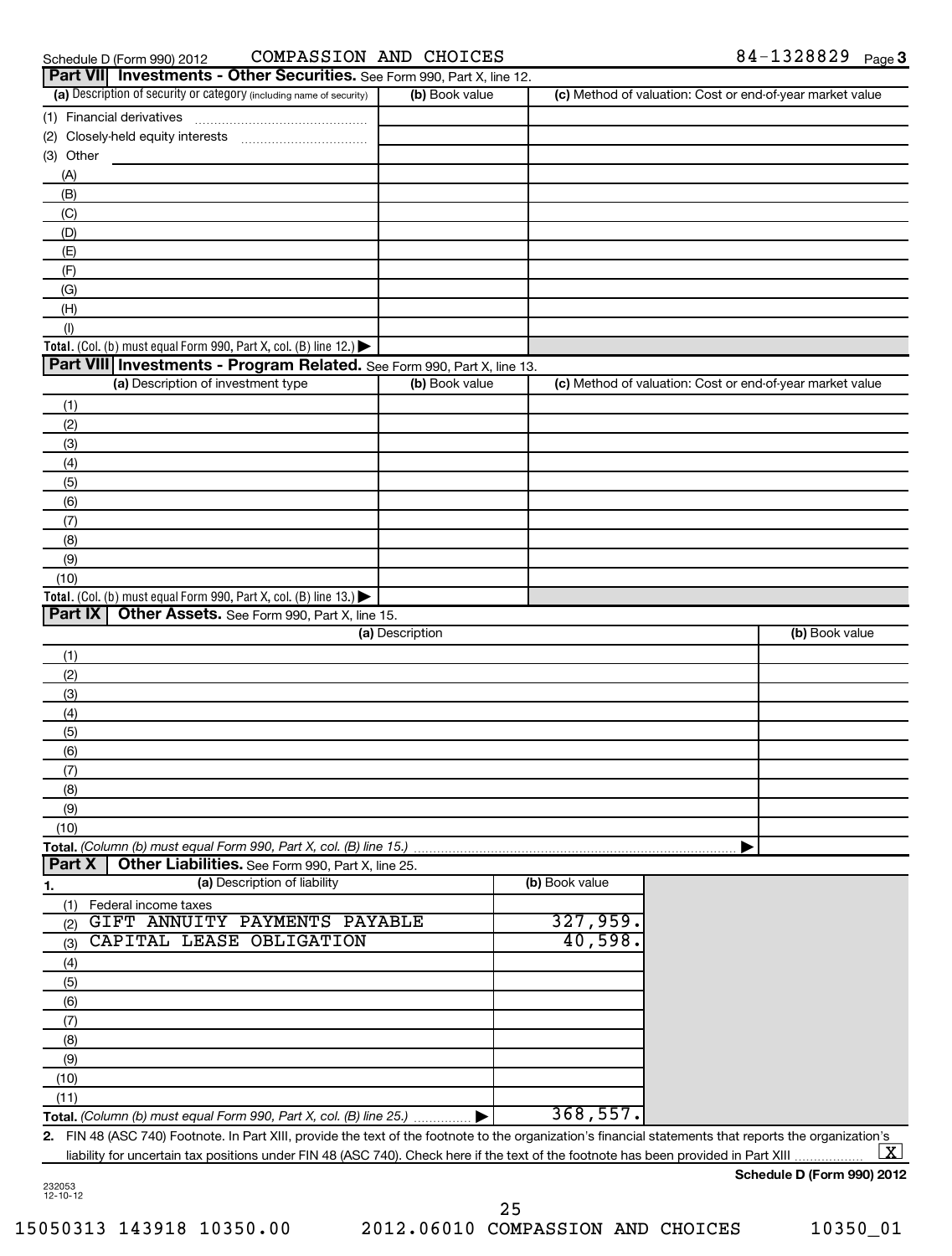Schedule D (Form 990) 2012 COMPASSION AND CHOICES 84-1328829 Page 3

## Part VII Investments - Other Securities. See Form 990, Part X, line 12.

| (a) Description of security or category (including name of security) | (b) Book value | (c) Method of valuation: Cost or end-of-year market value |
|---|---|---|
| (1) Financial derivatives | | |
| (2) Closely-held equity interests | | |
| (3) Other | | |
| (A) | | |
| (B) | | |
| (C) | | |
| (D) | | |
| (E) | | |
| (F) | | |
| (G) | | |
| (H) | | |
| (I) | | |
| **Total.** (Col. (b) must equal Form 990, Part X, col. (B) line 12.) ▶ | | |

## Part VIII Investments - Program Related. See Form 990, Part X, line 13.

| (a) Description of investment type | (b) Book value | (c) Method of valuation: Cost or end-of-year market value |
|---|---|---|
| (1) | | |
| (2) | | |
| (3) | | |
| (4) | | |
| (5) | | |
| (6) | | |
| (7) | | |
| (8) | | |
| (9) | | |
| (10) | | |
| **Total.** (Col. (b) must equal Form 990, Part X, col. (B) line 13.) ▶ | | |

## Part IX Other Assets. See Form 990, Part X, line 15.

| (a) Description | (b) Book value |
|---|---|
| (1) | |
| (2) | |
| (3) | |
| (4) | |
| (5) | |
| (6) | |
| (7) | |
| (8) | |
| (9) | |
| (10) | |
| **Total.** *(Column (b) must equal Form 990, Part X, col. (B) line 15.)* ▶ | |

## Part X Other Liabilities. See Form 990, Part X, line 25.

| 1. (a) Description of liability | (b) Book value |
|---|---|
| (1) Federal income taxes | |
| (2) GIFT ANNUITY PAYMENTS PAYABLE | 327,959. |
| (3) CAPITAL LEASE OBLIGATION | 40,598. |
| (4) | |
| (5) | |
| (6) | |
| (7) | |
| (8) | |
| (9) | |
| (10) | |
| (11) | |
| **Total.** *(Column (b) must equal Form 990, Part X, col. (B) line 25.)* ▶ | 368,557. |

**2.** FIN 48 (ASC 740) Footnote. In Part XIII, provide the text of the footnote to the organization's financial statements that reports the organization's liability for uncertain tax positions under FIN 48 (ASC 740). Check here if the text of the footnote has been provided in Part XIII ☒

**Schedule D (Form 990) 2012**

232053 12-10-12

15050313 143918 10350.00 2012.06010 COMPASSION AND CHOICES 10350_01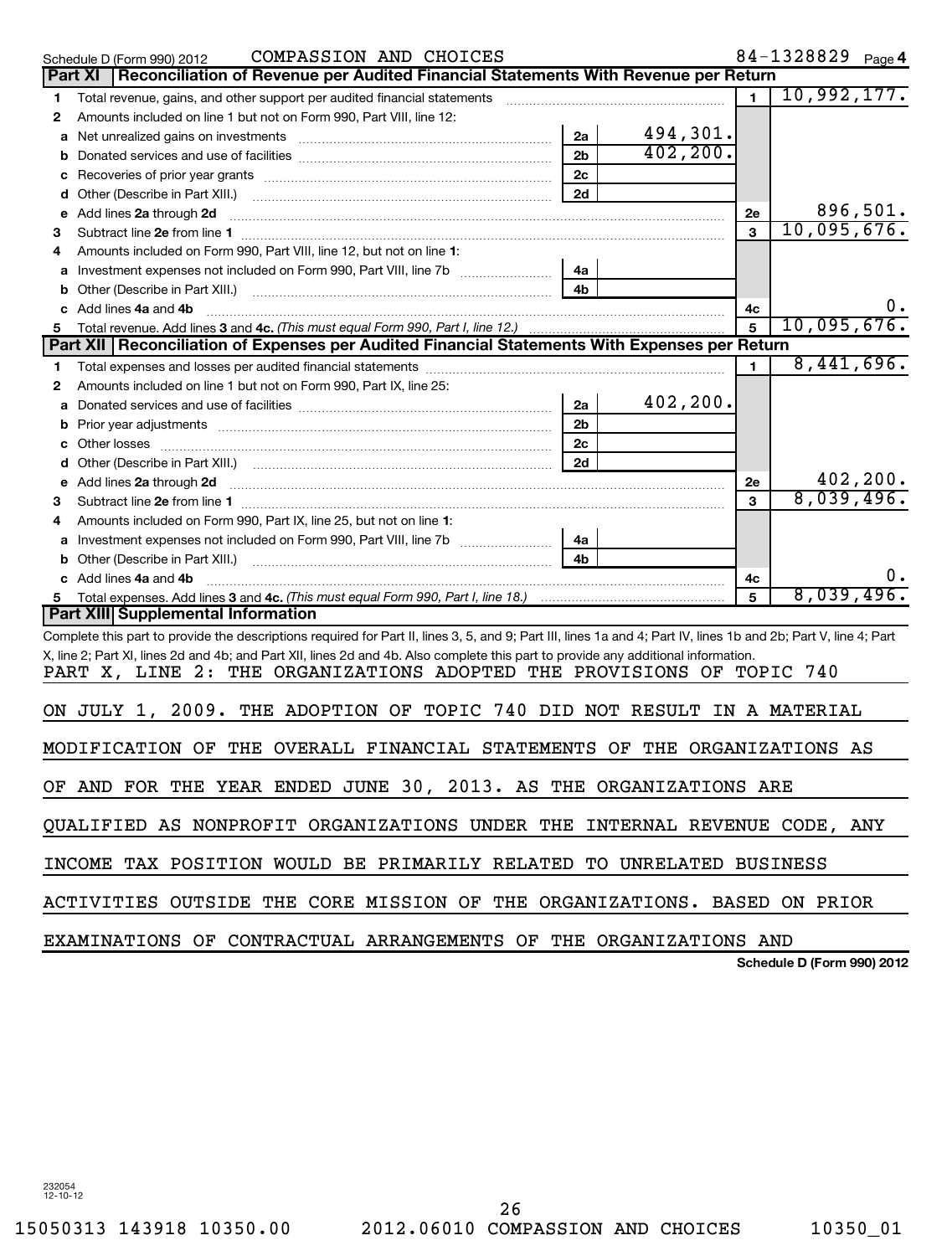Schedule D (Form 990) 2012 COMPASSION AND CHOICES 84-1328829 Page 4

## Part XI Reconciliation of Revenue per Audited Financial Statements With Revenue per Return

| | | | | | |
|---|---|---|---|---|---|
| 1 | Total revenue, gains, and other support per audited financial statements | | | 1 | 10,992,177. |
| 2 | Amounts included on line 1 but not on Form 990, Part VIII, line 12: | | | | |
| a | Net unrealized gains on investments | 2a | 494,301. | | |
| b | Donated services and use of facilities | 2b | 402,200. | | |
| c | Recoveries of prior year grants | 2c | | | |
| d | Other (Describe in Part XIII.) | 2d | | | |
| e | Add lines **2a** through **2d** | | | 2e | 896,501. |
| 3 | Subtract line **2e** from line **1** | | | 3 | 10,095,676. |
| 4 | Amounts included on Form 990, Part VIII, line 12, but not on line **1**: | | | | |
| a | Investment expenses not included on Form 990, Part VIII, line 7b | 4a | | | |
| b | Other (Describe in Part XIII.) | 4b | | | |
| c | Add lines **4a** and **4b** | | | 4c | 0. |
| 5 | Total revenue. Add lines **3** and **4c.** *(This must equal Form 990, Part I, line 12.)* | | | 5 | 10,095,676. |

## Part XII Reconciliation of Expenses per Audited Financial Statements With Expenses per Return

| | | | | | |
|---|---|---|---|---|---|
| 1 | Total expenses and losses per audited financial statements | | | 1 | 8,441,696. |
| 2 | Amounts included on line 1 but not on Form 990, Part IX, line 25: | | | | |
| a | Donated services and use of facilities | 2a | 402,200. | | |
| b | Prior year adjustments | 2b | | | |
| c | Other losses | 2c | | | |
| d | Other (Describe in Part XIII.) | 2d | | | |
| e | Add lines **2a** through **2d** | | | 2e | 402,200. |
| 3 | Subtract line **2e** from line **1** | | | 3 | 8,039,496. |
| 4 | Amounts included on Form 990, Part IX, line 25, but not on line **1**: | | | | |
| a | Investment expenses not included on Form 990, Part VIII, line 7b | 4a | | | |
| b | Other (Describe in Part XIII.) | 4b | | | |
| c | Add lines **4a** and **4b** | | | 4c | 0. |
| 5 | Total expenses. Add lines **3** and **4c.** *(This must equal Form 990, Part I, line 18.)* | | | 5 | 8,039,496. |

## Part XIII Supplemental Information

Complete this part to provide the descriptions required for Part II, lines 3, 5, and 9; Part III, lines 1a and 4; Part IV, lines 1b and 2b; Part V, line 4; Part X, line 2; Part XI, lines 2d and 4b; and Part XII, lines 2d and 4b. Also complete this part to provide any additional information.

PART X, LINE 2: THE ORGANIZATIONS ADOPTED THE PROVISIONS OF TOPIC 740 ON JULY 1, 2009. THE ADOPTION OF TOPIC 740 DID NOT RESULT IN A MATERIAL MODIFICATION OF THE OVERALL FINANCIAL STATEMENTS OF THE ORGANIZATIONS AS OF AND FOR THE YEAR ENDED JUNE 30, 2013. AS THE ORGANIZATIONS ARE QUALIFIED AS NONPROFIT ORGANIZATIONS UNDER THE INTERNAL REVENUE CODE, ANY INCOME TAX POSITION WOULD BE PRIMARILY RELATED TO UNRELATED BUSINESS ACTIVITIES OUTSIDE THE CORE MISSION OF THE ORGANIZATIONS. BASED ON PRIOR EXAMINATIONS OF CONTRACTUAL ARRANGEMENTS OF THE ORGANIZATIONS AND

Schedule D (Form 990) 2012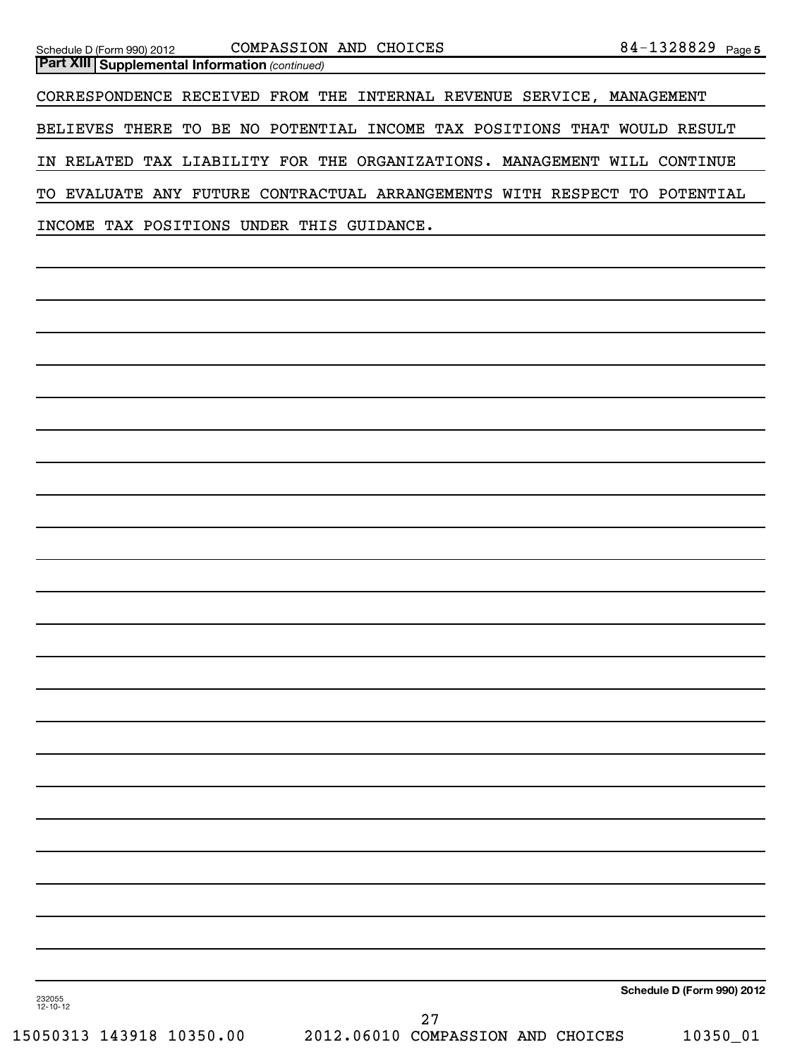**Part XIII Supplemental Information** *(continued)*

CORRESPONDENCE RECEIVED FROM THE INTERNAL REVENUE SERVICE, MANAGEMENT BELIEVES THERE TO BE NO POTENTIAL INCOME TAX POSITIONS THAT WOULD RESULT IN RELATED TAX LIABILITY FOR THE ORGANIZATIONS. MANAGEMENT WILL CONTINUE TO EVALUATE ANY FUTURE CONTRACTUAL ARRANGEMENTS WITH RESPECT TO POTENTIAL INCOME TAX POSITIONS UNDER THIS GUIDANCE.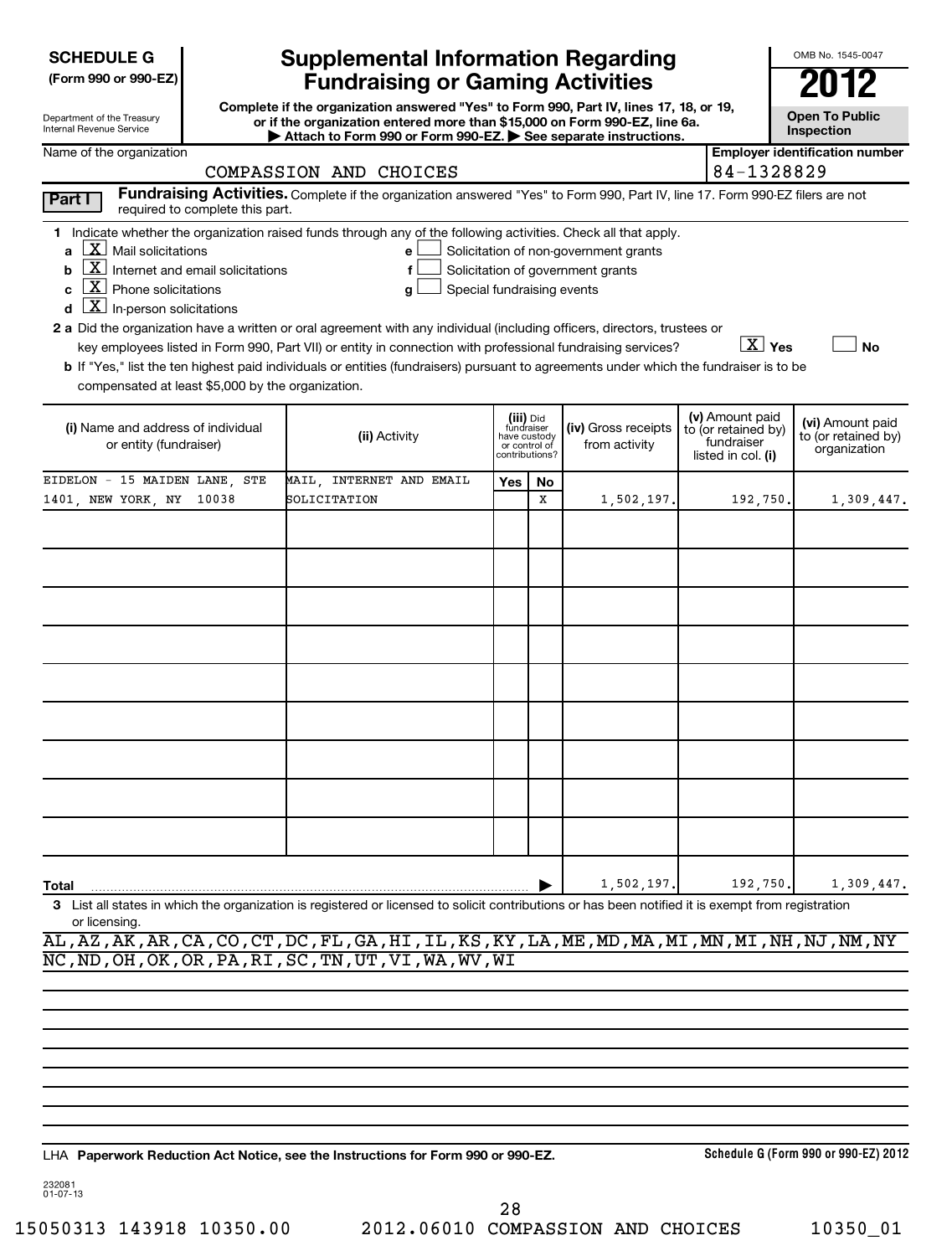**SCHEDULE G**
**(Form 990 or 990-EZ)**

Department of the Treasury
Internal Revenue Service

# Supplemental Information Regarding Fundraising or Gaming Activities

**Complete if the organization answered "Yes" to Form 990, Part IV, lines 17, 18, or 19, or if the organization entered more than $15,000 on Form 990-EZ, line 6a.**
**▶ Attach to Form 990 or Form 990-EZ. ▶ See separate instructions.**

OMB No. 1545-0047
**2012**
**Open To Public Inspection**

Name of the organization: COMPASSION AND CHOICES
Employer identification number: 84-1328829

**Part I** **Fundraising Activities.** Complete if the organization answered "Yes" to Form 990, Part IV, line 17. Form 990-EZ filers are not required to complete this part.

1 Indicate whether the organization raised funds through any of the following activities. Check all that apply.

- a [X] Mail solicitations
- b [X] Internet and email solicitations
- c [X] Phone solicitations
- d [X] In-person solicitations
- e [ ] Solicitation of non-government grants
- f [ ] Solicitation of government grants
- g [ ] Special fundraising events

2 a Did the organization have a written or oral agreement with any individual (including officers, directors, trustees or key employees listed in Form 990, Part VII) or entity in connection with professional fundraising services? [X] Yes [ ] No

b If "Yes," list the ten highest paid individuals or entities (fundraisers) pursuant to agreements under which the fundraiser is to be compensated at least $5,000 by the organization.

| (i) Name and address of individual or entity (fundraiser) | (ii) Activity | (iii) Did fundraiser have custody or control of contributions? Yes | No | (iv) Gross receipts from activity | (v) Amount paid to (or retained by) fundraiser listed in col. (i) | (vi) Amount paid to (or retained by) organization |
|---|---|---|---|---|---|---|
| EIDELON - 15 MAIDEN LANE, STE 1401, NEW YORK, NY 10038 | MAIL, INTERNET AND EMAIL SOLICITATION | | X | 1,502,197. | 192,750. | 1,309,447. |
| **Total** | | | | 1,502,197. | 192,750. | 1,309,447. |

3 List all states in which the organization is registered or licensed to solicit contributions or has been notified it is exempt from registration or licensing.

AL,AZ,AK,AR,CA,CO,CT,DC,FL,GA,HI,IL,KS,KY,LA,ME,MD,MA,MI,MN,MI,NH,NJ,NM,NY
NC,ND,OH,OK,OR,PA,RI,SC,TN,UT,VI,WA,WV,WI

LHA **Paperwork Reduction Act Notice, see the Instructions for Form 990 or 990-EZ.** **Schedule G (Form 990 or 990-EZ) 2012**

232081
01-07-13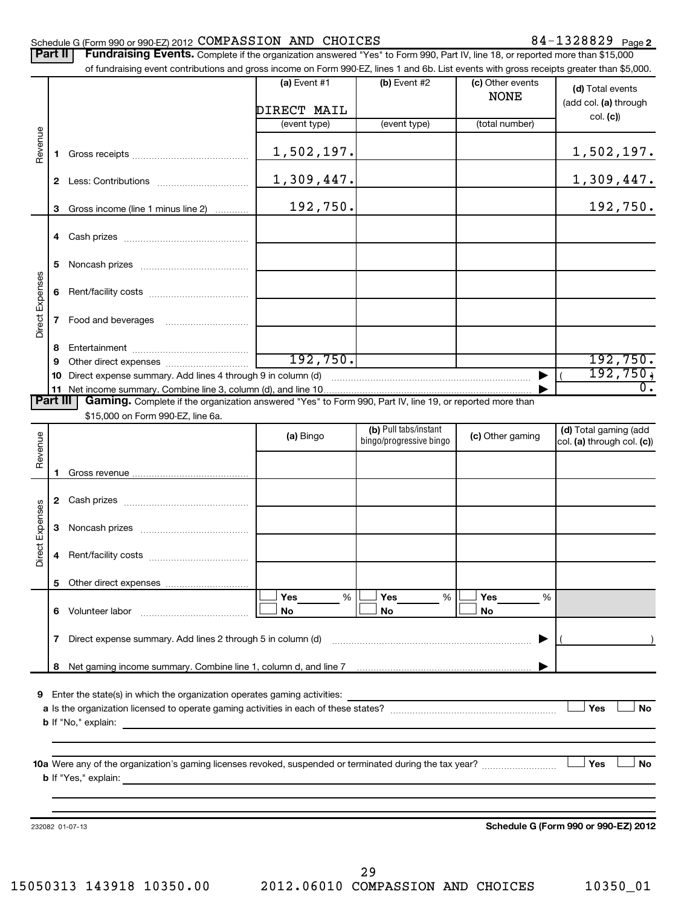Schedule G (Form 990 or 990-EZ) 2012 COMPASSION AND CHOICES 84-1328829 Page 2

**Part II** **Fundraising Events.** Complete if the organization answered "Yes" to Form 990, Part IV, line 18, or reported more than $15,000 of fundraising event contributions and gross income on Form 990-EZ, lines 1 and 6b. List events with gross receipts greater than $5,000.

| | | (a) Event #1 | (b) Event #2 | (c) Other events | (d) Total events (add col. (a) through col. (c)) |
|---|---|---|---|---|---|
| | | DIRECT MAIL | | NONE | |
| | | (event type) | (event type) | (total number) | |
| Revenue | 1 Gross receipts | 1,502,197. | | | 1,502,197. |
| | 2 Less: Contributions | 1,309,447. | | | 1,309,447. |
| | 3 Gross income (line 1 minus line 2) | 192,750. | | | 192,750. |
| Direct Expenses | 4 Cash prizes | | | | |
| | 5 Noncash prizes | | | | |
| | 6 Rent/facility costs | | | | |
| | 7 Food and beverages | | | | |
| | 8 Entertainment | | | | |
| | 9 Other direct expenses | 192,750. | | | 192,750. |
| | 10 Direct expense summary. Add lines 4 through 9 in column (d) | | | ▶ | ( 192,750.) |
| | 11 Net income summary. Combine line 3, column (d), and line 10 | | | ▶ | 0. |

**Part III** **Gaming.** Complete if the organization answered "Yes" to Form 990, Part IV, line 19, or reported more than $15,000 on Form 990-EZ, line 6a.

| | | (a) Bingo | (b) Pull tabs/instant bingo/progressive bingo | (c) Other gaming | (d) Total gaming (add col. (a) through col. (c)) |
|---|---|---|---|---|---|
| Revenue | 1 Gross revenue | | | | |
| Direct Expenses | 2 Cash prizes | | | | |
| | 3 Noncash prizes | | | | |
| | 4 Rent/facility costs | | | | |
| | 5 Other direct expenses | | | | |
| | 6 Volunteer labor | ☐ Yes ____ % ☐ No | ☐ Yes ____ % ☐ No | ☐ Yes ____ % ☐ No | |
| | 7 Direct expense summary. Add lines 2 through 5 in column (d) | | | ▶ | ( ) |
| | 8 Net gaming income summary. Combine line 1, column d, and line 7 | | | ▶ | |

**9** Enter the state(s) in which the organization operates gaming activities:

**a** Is the organization licensed to operate gaming activities in each of these states? ☐ Yes ☐ No

**b** If "No," explain:

**10a** Were any of the organization's gaming licenses revoked, suspended or terminated during the tax year? ☐ Yes ☐ No

**b** If "Yes," explain:

232082 01-07-13 **Schedule G (Form 990 or 990-EZ) 2012**

15050313 143918 10350.00 2012.06010 COMPASSION AND CHOICES 10350_01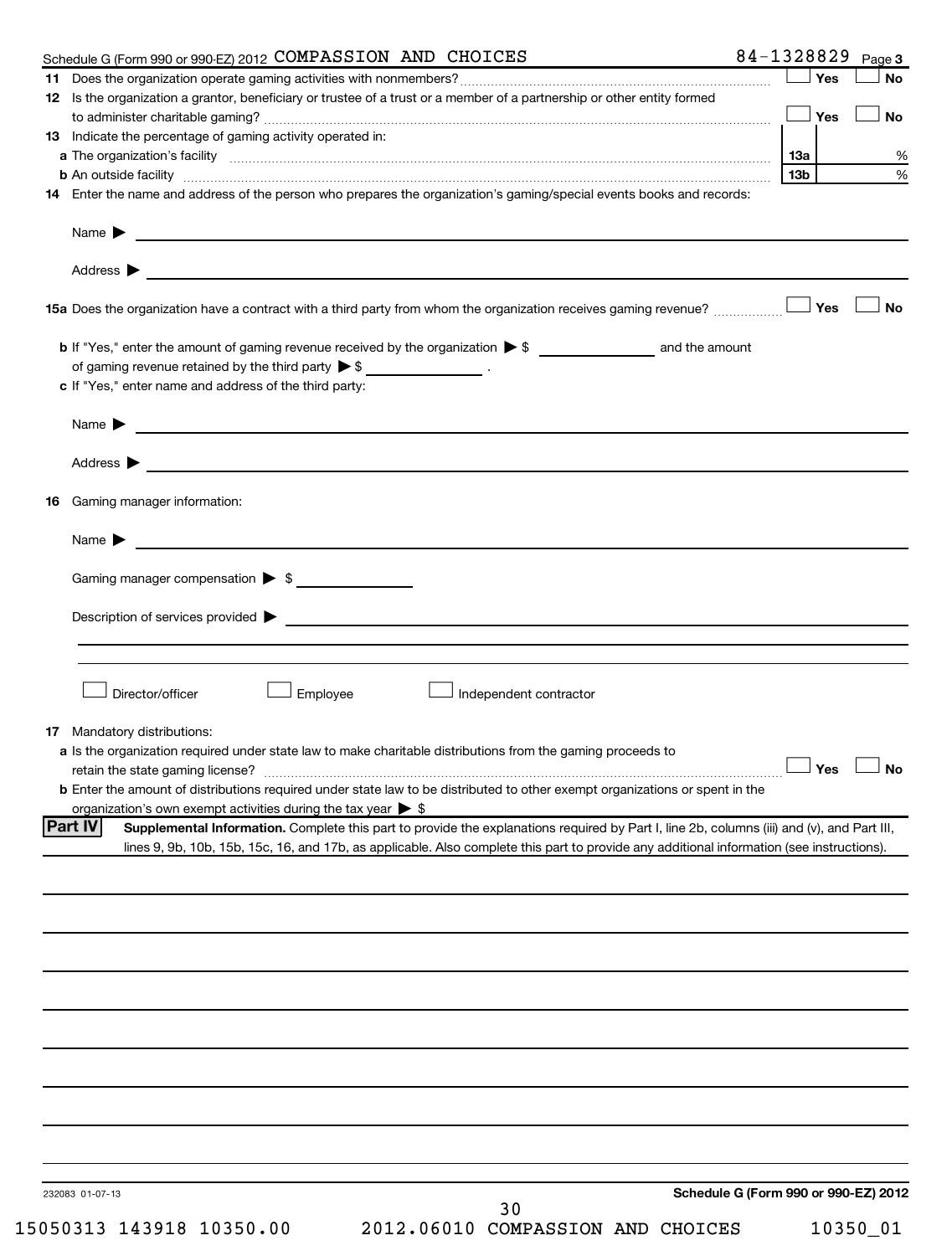Schedule G (Form 990 or 990-EZ) 2012 COMPASSION AND CHOICES 84-1328829 Page 3

**11** Does the organization operate gaming activities with nonmembers? ☐ Yes ☐ No

**12** Is the organization a grantor, beneficiary or trustee of a trust or a member of a partnership or other entity formed to administer charitable gaming? ☐ Yes ☐ No

**13** Indicate the percentage of gaming activity operated in:

**a** The organization's facility — **13a** %

**b** An outside facility — **13b** %

**14** Enter the name and address of the person who prepares the organization's gaming/special events books and records:

Name ▶

Address ▶

**15a** Does the organization have a contract with a third party from whom the organization receives gaming revenue? ☐ Yes ☐ No

**b** If "Yes," enter the amount of gaming revenue received by the organization ▶ $ and the amount of gaming revenue retained by the third party ▶ $ .

**c** If "Yes," enter name and address of the third party:

Name ▶

Address ▶

**16** Gaming manager information:

Name ▶

Gaming manager compensation ▶ $

Description of services provided ▶

☐ Director/officer ☐ Employee ☐ Independent contractor

**17** Mandatory distributions:

**a** Is the organization required under state law to make charitable distributions from the gaming proceeds to retain the state gaming license? ☐ Yes ☐ No

**b** Enter the amount of distributions required under state law to be distributed to other exempt organizations or spent in the organization's own exempt activities during the tax year ▶ $

**Part IV** **Supplemental Information.** Complete this part to provide the explanations required by Part I, line 2b, columns (iii) and (v), and Part III, lines 9, 9b, 10b, 15b, 15c, 16, and 17b, as applicable. Also complete this part to provide any additional information (see instructions).

232083 01-07-13 **Schedule G (Form 990 or 990-EZ) 2012**

15050313 143918 10350.00 2012.06010 COMPASSION AND CHOICES 10350_01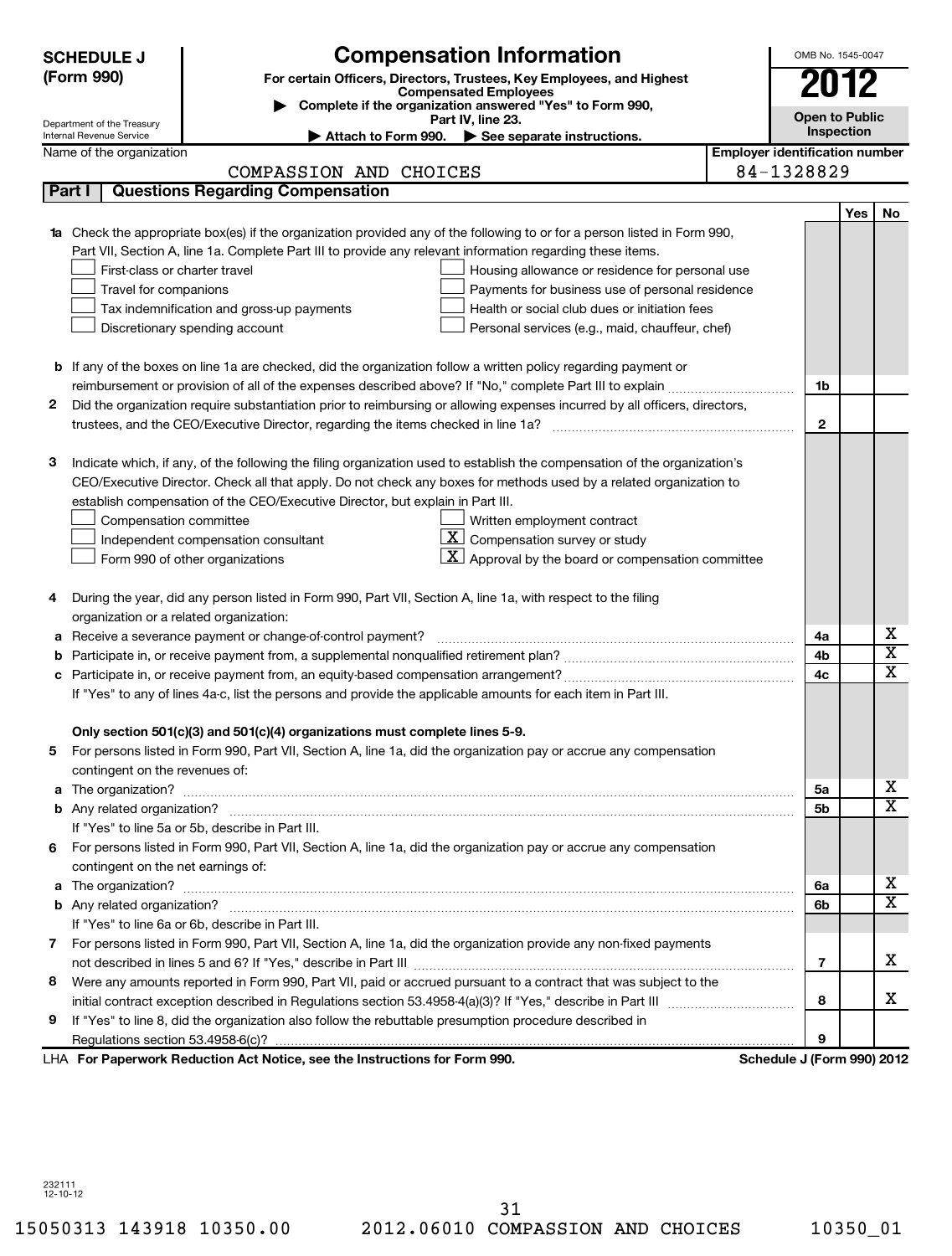**SCHEDULE J (Form 990)**

Department of the Treasury
Internal Revenue Service

# Compensation Information

**For certain Officers, Directors, Trustees, Key Employees, and Highest Compensated Employees**

▶ Complete if the organization answered "Yes" to Form 990, Part IV, line 23.

▶ Attach to Form 990. ▶ See separate instructions.

OMB No. 1545-0047

**2012**

**Open to Public Inspection**

Name of the organization: COMPASSION AND CHOICES

Employer identification number: 84-1328829

## Part I Questions Regarding Compensation

| | | | Yes | No |
|---|---|---|---|---|
| **1a** | Check the appropriate box(es) if the organization provided any of the following to or for a person listed in Form 990, Part VII, Section A, line 1a. Complete Part III to provide any relevant information regarding these items.<br>☐ First-class or charter travel ☐ Housing allowance or residence for personal use<br>☐ Travel for companions ☐ Payments for business use of personal residence<br>☐ Tax indemnification and gross-up payments ☐ Health or social club dues or initiation fees<br>☐ Discretionary spending account ☐ Personal services (e.g., maid, chauffeur, chef) | | | |
| **b** | If any of the boxes on line 1a are checked, did the organization follow a written policy regarding payment or reimbursement or provision of all of the expenses described above? If "No," complete Part III to explain | 1b | | |
| **2** | Did the organization require substantiation prior to reimbursing or allowing expenses incurred by all officers, directors, trustees, and the CEO/Executive Director, regarding the items checked in line 1a? | 2 | | |
| **3** | Indicate which, if any, of the following the filing organization used to establish the compensation of the organization's CEO/Executive Director. Check all that apply. Do not check any boxes for methods used by a related organization to establish compensation of the CEO/Executive Director, but explain in Part III.<br>☐ Compensation committee ☐ Written employment contract<br>☐ Independent compensation consultant ☒ Compensation survey or study<br>☐ Form 990 of other organizations ☒ Approval by the board or compensation committee | | | |
| **4** | During the year, did any person listed in Form 990, Part VII, Section A, line 1a, with respect to the filing organization or a related organization: | | | |
| **a** | Receive a severance payment or change-of-control payment? | 4a | | X |
| **b** | Participate in, or receive payment from, a supplemental nonqualified retirement plan? | 4b | | X |
| **c** | Participate in, or receive payment from, an equity-based compensation arrangement? | 4c | | X |
| | If "Yes" to any of lines 4a-c, list the persons and provide the applicable amounts for each item in Part III. | | | |
| | **Only section 501(c)(3) and 501(c)(4) organizations must complete lines 5-9.** | | | |
| **5** | For persons listed in Form 990, Part VII, Section A, line 1a, did the organization pay or accrue any compensation contingent on the revenues of: | | | |
| **a** | The organization? | 5a | | X |
| **b** | Any related organization? | 5b | | X |
| | If "Yes" to line 5a or 5b, describe in Part III. | | | |
| **6** | For persons listed in Form 990, Part VII, Section A, line 1a, did the organization pay or accrue any compensation contingent on the net earnings of: | | | |
| **a** | The organization? | 6a | | X |
| **b** | Any related organization? | 6b | | X |
| | If "Yes" to line 6a or 6b, describe in Part III. | | | |
| **7** | For persons listed in Form 990, Part VII, Section A, line 1a, did the organization provide any non-fixed payments not described in lines 5 and 6? If "Yes," describe in Part III | 7 | | X |
| **8** | Were any amounts reported in Form 990, Part VII, paid or accrued pursuant to a contract that was subject to the initial contract exception described in Regulations section 53.4958-4(a)(3)? If "Yes," describe in Part III | 8 | | X |
| **9** | If "Yes" to line 8, did the organization also follow the rebuttable presumption procedure described in Regulations section 53.4958-6(c)? | 9 | | |

LHA **For Paperwork Reduction Act Notice, see the Instructions for Form 990.** **Schedule J (Form 990) 2012**

232111
12-10-12

15050313 143918 10350.00 2012.06010 COMPASSION AND CHOICES 10350_01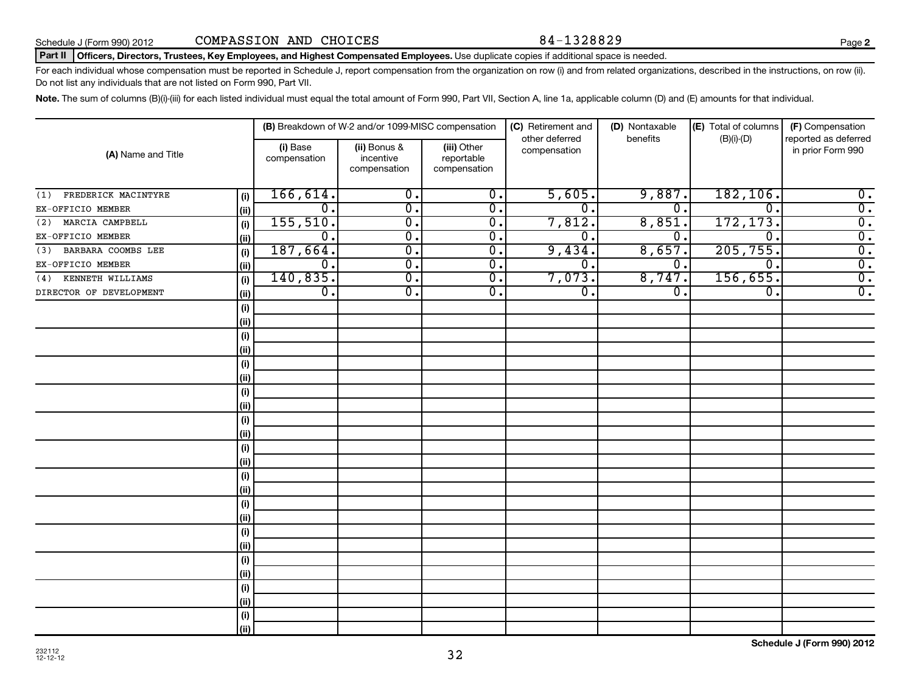Schedule J (Form 990) 2012 COMPASSION AND CHOICES 84-1328829

## Part II Officers, Directors, Trustees, Key Employees, and Highest Compensated Employees. Use duplicate copies if additional space is needed.

For each individual whose compensation must be reported in Schedule J, report compensation from the organization on row (i) and from related organizations, described in the instructions, on row (ii). Do not list any individuals that are not listed on Form 990, Part VII.

**Note.** The sum of columns (B)(i)-(iii) for each listed individual must equal the total amount of Form 990, Part VII, Section A, line 1a, applicable column (D) and (E) amounts for that individual.

| (A) Name and Title | | (B) Breakdown of W-2 and/or 1099-MISC compensation | | | (C) Retirement and other deferred compensation | (D) Nontaxable benefits | (E) Total of columns (B)(i)-(D) | (F) Compensation reported as deferred in prior Form 990 |
|---|---|---|---|---|---|---|---|---|
| | | (i) Base compensation | (ii) Bonus & incentive compensation | (iii) Other reportable compensation | | | | |
| (1) FREDERICK MACINTYRE | (i) | 166,614. | 0. | 0. | 5,605. | 9,887. | 182,106. | 0. |
| EX-OFFICIO MEMBER | (ii) | 0. | 0. | 0. | 0. | 0. | 0. | 0. |
| (2) MARCIA CAMPBELL | (i) | 155,510. | 0. | 0. | 7,812. | 8,851. | 172,173. | 0. |
| EX-OFFICIO MEMBER | (ii) | 0. | 0. | 0. | 0. | 0. | 0. | 0. |
| (3) BARBARA COOMBS LEE | (i) | 187,664. | 0. | 0. | 9,434. | 8,657. | 205,755. | 0. |
| EX-OFFICIO MEMBER | (ii) | 0. | 0. | 0. | 0. | 0. | 0. | 0. |
| (4) KENNETH WILLIAMS | (i) | 140,835. | 0. | 0. | 7,073. | 8,747. | 156,655. | 0. |
| DIRECTOR OF DEVELOPMENT | (ii) | 0. | 0. | 0. | 0. | 0. | 0. | 0. |
| | (i) | | | | | | | |
| | (ii) | | | | | | | |
| | (i) | | | | | | | |
| | (ii) | | | | | | | |
| | (i) | | | | | | | |
| | (ii) | | | | | | | |
| | (i) | | | | | | | |
| | (ii) | | | | | | | |
| | (i) | | | | | | | |
| | (ii) | | | | | | | |
| | (i) | | | | | | | |
| | (ii) | | | | | | | |
| | (i) | | | | | | | |
| | (ii) | | | | | | | |
| | (i) | | | | | | | |
| | (ii) | | | | | | | |
| | (i) | | | | | | | |
| | (ii) | | | | | | | |
| | (i) | | | | | | | |
| | (ii) | | | | | | | |
| | (i) | | | | | | | |
| | (ii) | | | | | | | |
| | (i) | | | | | | | |
| | (ii) | | | | | | | |

232112
12-12-12

**Schedule J (Form 990) 2012**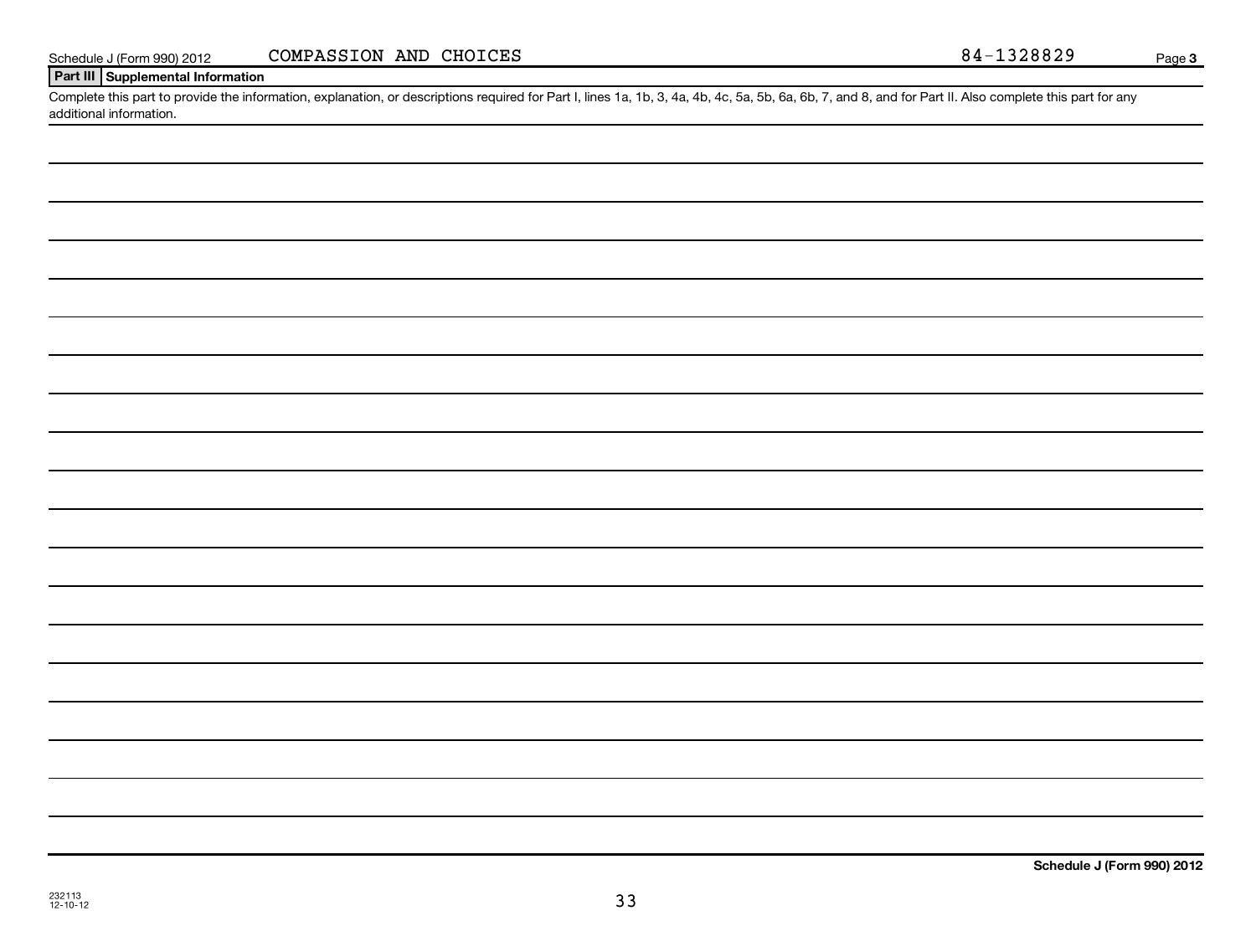Schedule J (Form 990) 2012 COMPASSION AND CHOICES 84-1328829 Page 3

## Part III Supplemental Information

Complete this part to provide the information, explanation, or descriptions required for Part I, lines 1a, 1b, 3, 4a, 4b, 4c, 5a, 5b, 6a, 6b, 7, and 8, and for Part II. Also complete this part for any additional information.

Schedule J (Form 990) 2012

232113
12-10-12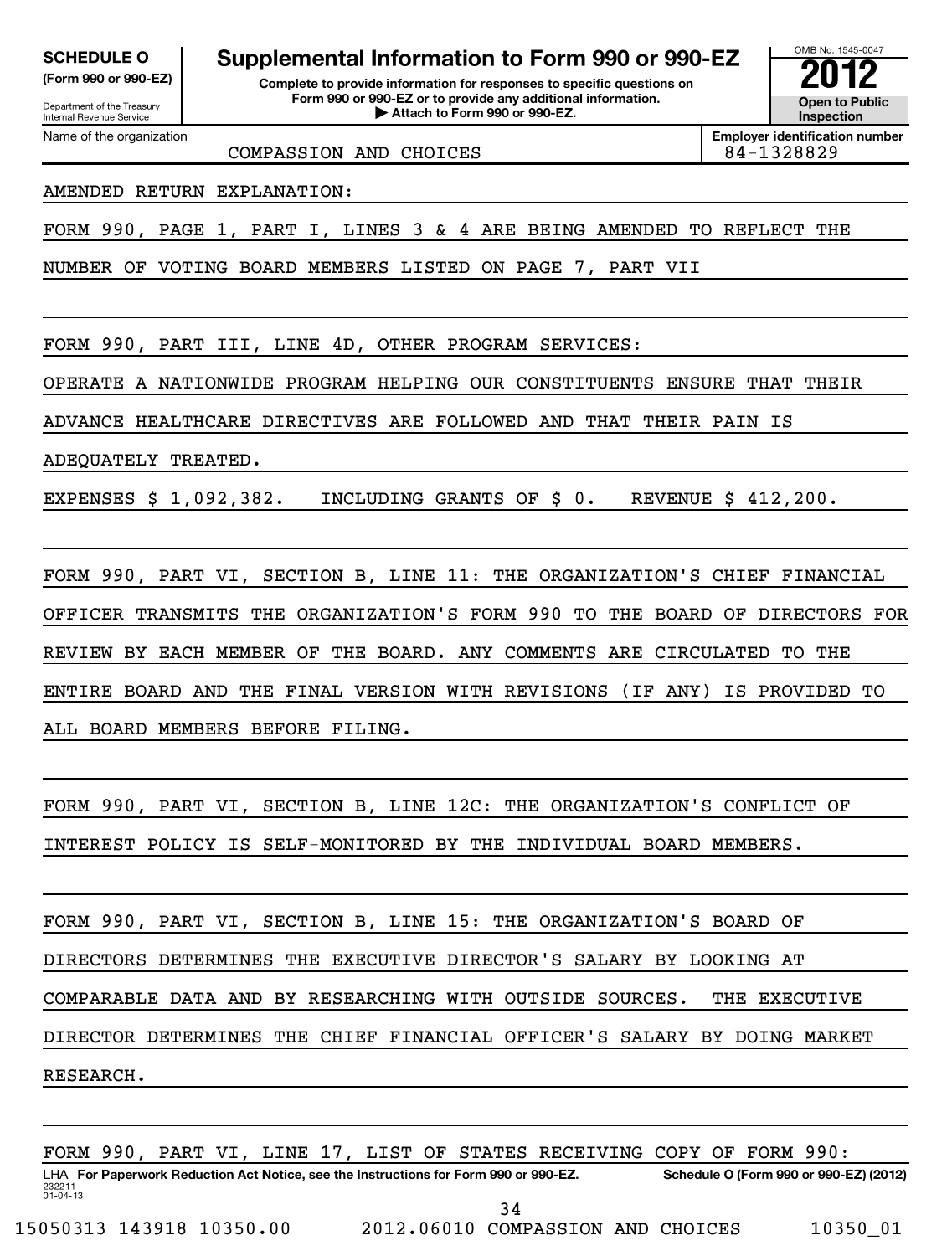**SCHEDULE O**
**(Form 990 or 990-EZ)**

Department of the Treasury
Internal Revenue Service

# Supplemental Information to Form 990 or 990-EZ

**Complete to provide information for responses to specific questions on Form 990 or 990-EZ or to provide any additional information.**
**▶ Attach to Form 990 or 990-EZ.**

OMB No. 1545-0047
**2012**
**Open to Public Inspection**

Name of the organization: COMPASSION AND CHOICES

**Employer identification number:** 84-1328829

AMENDED RETURN EXPLANATION:

FORM 990, PAGE 1, PART I, LINES 3 & 4 ARE BEING AMENDED TO REFLECT THE NUMBER OF VOTING BOARD MEMBERS LISTED ON PAGE 7, PART VII

FORM 990, PART III, LINE 4D, OTHER PROGRAM SERVICES:

OPERATE A NATIONWIDE PROGRAM HELPING OUR CONSTITUENTS ENSURE THAT THEIR ADVANCE HEALTHCARE DIRECTIVES ARE FOLLOWED AND THAT THEIR PAIN IS ADEQUATELY TREATED.

EXPENSES $ 1,092,382. INCLUDING GRANTS OF $ 0. REVENUE $ 412,200.

FORM 990, PART VI, SECTION B, LINE 11: THE ORGANIZATION'S CHIEF FINANCIAL OFFICER TRANSMITS THE ORGANIZATION'S FORM 990 TO THE BOARD OF DIRECTORS FOR REVIEW BY EACH MEMBER OF THE BOARD. ANY COMMENTS ARE CIRCULATED TO THE ENTIRE BOARD AND THE FINAL VERSION WITH REVISIONS (IF ANY) IS PROVIDED TO ALL BOARD MEMBERS BEFORE FILING.

FORM 990, PART VI, SECTION B, LINE 12C: THE ORGANIZATION'S CONFLICT OF INTEREST POLICY IS SELF-MONITORED BY THE INDIVIDUAL BOARD MEMBERS.

FORM 990, PART VI, SECTION B, LINE 15: THE ORGANIZATION'S BOARD OF DIRECTORS DETERMINES THE EXECUTIVE DIRECTOR'S SALARY BY LOOKING AT COMPARABLE DATA AND BY RESEARCHING WITH OUTSIDE SOURCES. THE EXECUTIVE DIRECTOR DETERMINES THE CHIEF FINANCIAL OFFICER'S SALARY BY DOING MARKET RESEARCH.

FORM 990, PART VI, LINE 17, LIST OF STATES RECEIVING COPY OF FORM 990:

LHA **For Paperwork Reduction Act Notice, see the Instructions for Form 990 or 990-EZ.** **Schedule O (Form 990 or 990-EZ) (2012)**

232211
01-04-13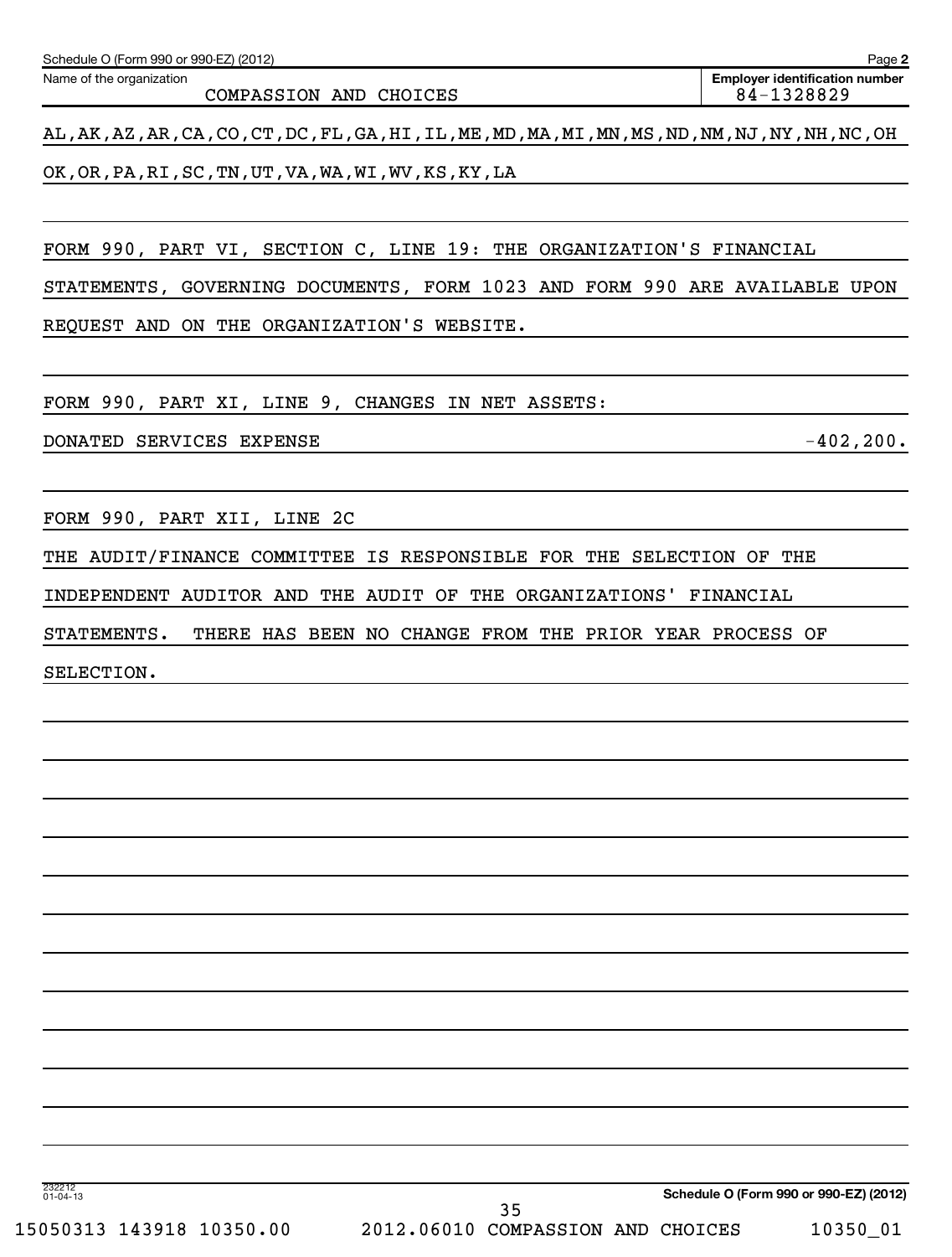Schedule O (Form 990 or 990-EZ) (2012)

Name of the organization: COMPASSION AND CHOICES

Employer identification number: 84-1328829

AL,AK,AZ,AR,CA,CO,CT,DC,FL,GA,HI,IL,ME,MD,MA,MI,MN,MS,ND,NM,NJ,NY,NH,NC,OH

OK,OR,PA,RI,SC,TN,UT,VA,WA,WI,WV,KS,KY,LA

FORM 990, PART VI, SECTION C, LINE 19: THE ORGANIZATION'S FINANCIAL STATEMENTS, GOVERNING DOCUMENTS, FORM 1023 AND FORM 990 ARE AVAILABLE UPON REQUEST AND ON THE ORGANIZATION'S WEBSITE.

FORM 990, PART XI, LINE 9, CHANGES IN NET ASSETS:

| | |
|---|---|
| DONATED SERVICES EXPENSE | -402,200. |

FORM 990, PART XII, LINE 2C

THE AUDIT/FINANCE COMMITTEE IS RESPONSIBLE FOR THE SELECTION OF THE INDEPENDENT AUDITOR AND THE AUDIT OF THE ORGANIZATIONS' FINANCIAL STATEMENTS. THERE HAS BEEN NO CHANGE FROM THE PRIOR YEAR PROCESS OF SELECTION.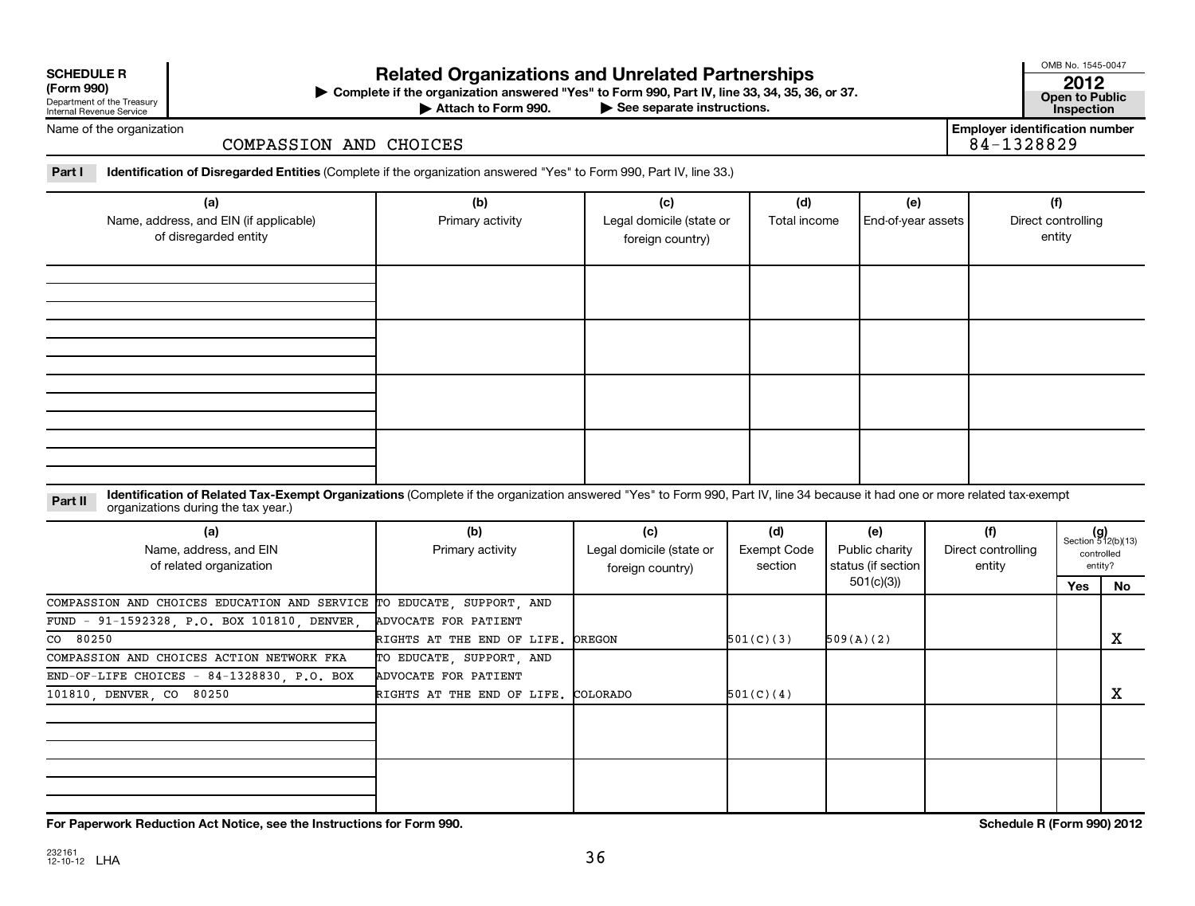**SCHEDULE R (Form 990)**
Department of the Treasury
Internal Revenue Service

# Related Organizations and Unrelated Partnerships

▶ Complete if the organization answered "Yes" to Form 990, Part IV, line 33, 34, 35, 36, or 37.
▶ Attach to Form 990. ▶ See separate instructions.

OMB No. 1545-0047
**2012**
**Open to Public Inspection**

Name of the organization: COMPASSION AND CHOICES

Employer identification number: 84-1328829

**Part I** **Identification of Disregarded Entities** (Complete if the organization answered "Yes" to Form 990, Part IV, line 33.)

| (a) Name, address, and EIN (if applicable) of disregarded entity | (b) Primary activity | (c) Legal domicile (state or foreign country) | (d) Total income | (e) End-of-year assets | (f) Direct controlling entity |
|---|---|---|---|---|---|
| | | | | | |
| | | | | | |
| | | | | | |
| | | | | | |

**Part II** **Identification of Related Tax-Exempt Organizations** (Complete if the organization answered "Yes" to Form 990, Part IV, line 34 because it had one or more related tax-exempt organizations during the tax year.)

| (a) Name, address, and EIN of related organization | (b) Primary activity | (c) Legal domicile (state or foreign country) | (d) Exempt Code section | (e) Public charity status (if section 501(c)(3)) | (f) Direct controlling entity | (g) Section 512(b)(13) controlled entity? Yes | No |
|---|---|---|---|---|---|---|---|
| COMPASSION AND CHOICES EDUCATION AND SERVICE FUND - 91-1592328, P.O. BOX 101810, DENVER, CO 80250 | TO EDUCATE, SUPPORT, AND ADVOCATE FOR PATIENT RIGHTS AT THE END OF LIFE. | OREGON | 501(C)(3) | 509(A)(2) | | | X |
| COMPASSION AND CHOICES ACTION NETWORK FKA END-OF-LIFE CHOICES - 84-1328830, P.O. BOX 101810, DENVER, CO 80250 | TO EDUCATE, SUPPORT, AND ADVOCATE FOR PATIENT RIGHTS AT THE END OF LIFE. | COLORADO | 501(C)(4) | | | | X |
| | | | | | | | |
| | | | | | | | |

**For Paperwork Reduction Act Notice, see the Instructions for Form 990.** **Schedule R (Form 990) 2012**

232161 12-10-12 LHA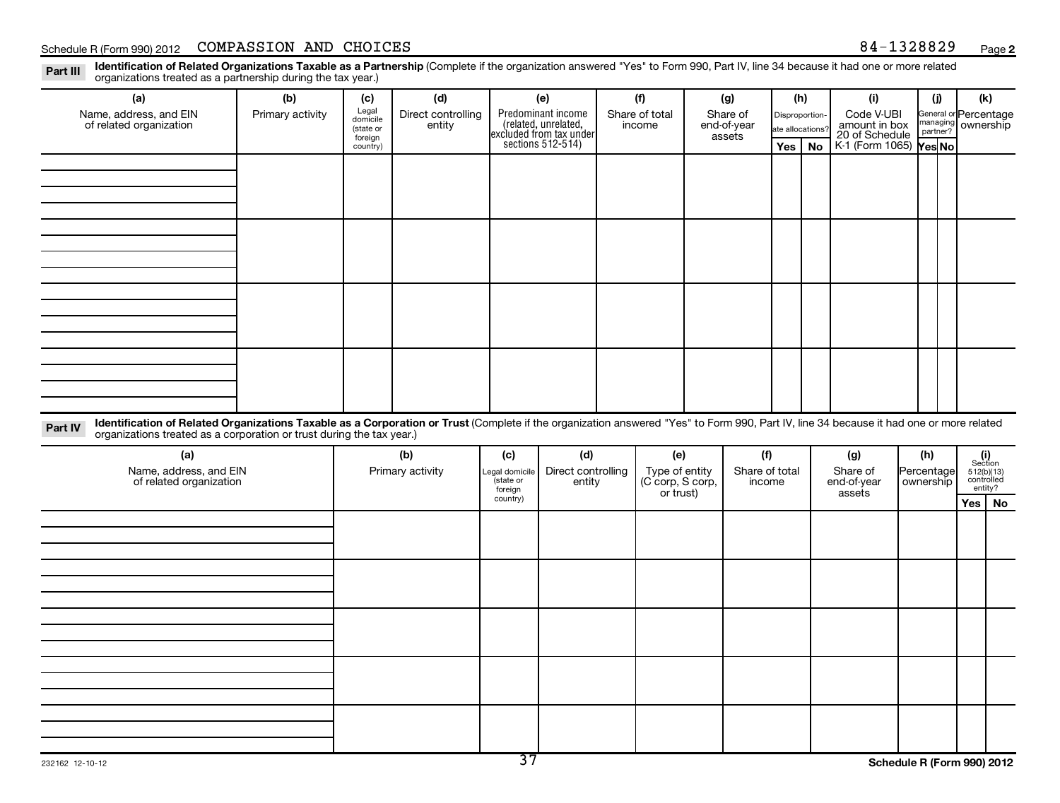Schedule R (Form 990) 2012 COMPASSION AND CHOICES 84-1328829

**Part III** **Identification of Related Organizations Taxable as a Partnership** (Complete if the organization answered "Yes" to Form 990, Part IV, line 34 because it had one or more related organizations treated as a partnership during the tax year.)

| (a) Name, address, and EIN of related organization | (b) Primary activity | (c) Legal domicile (state or foreign country) | (d) Direct controlling entity | (e) Predominant income (related, unrelated, excluded from tax under sections 512-514) | (f) Share of total income | (g) Share of end-of-year assets | (h) Disproportionate allocations? | | (i) Code V-UBI amount in box 20 of Schedule K-1 (Form 1065) | (j) General or managing partner? | | (k) Percentage ownership |
|---|---|---|---|---|---|---|---|---|---|---|---|---|
| | | | | | | | Yes | No | | Yes | No | |
| | | | | | | | | | | | | |
| | | | | | | | | | | | | |
| | | | | | | | | | | | | |
| | | | | | | | | | | | | |

**Part IV** **Identification of Related Organizations Taxable as a Corporation or Trust** (Complete if the organization answered "Yes" to Form 990, Part IV, line 34 because it had one or more related organizations treated as a corporation or trust during the tax year.)

| (a) Name, address, and EIN of related organization | (b) Primary activity | (c) Legal domicile (state or foreign country) | (d) Direct controlling entity | (e) Type of entity (C corp, S corp, or trust) | (f) Share of total income | (g) Share of end-of-year assets | (h) Percentage ownership | (i) Section 512(b)(13) controlled entity? | |
|---|---|---|---|---|---|---|---|---|---|
| | | | | | | | | Yes | No |
| | | | | | | | | | |
| | | | | | | | | | |
| | | | | | | | | | |
| | | | | | | | | | |
| | | | | | | | | | |

232162 12-10-12

Schedule R (Form 990) 2012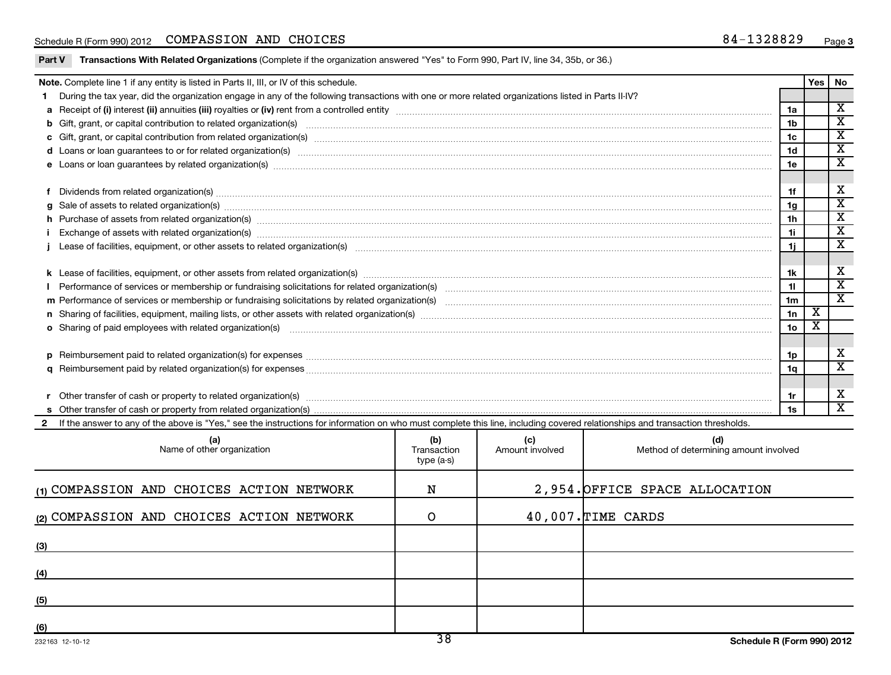Schedule R (Form 990) 2012 COMPASSION AND CHOICES 84-1328829

## Part V Transactions With Related Organizations (Complete if the organization answered "Yes" to Form 990, Part IV, line 34, 35b, or 36.)

| Note. Complete line 1 if any entity is listed in Parts II, III, or IV of this schedule. | | Yes | No |
|---|---|---|---|
| **1** During the tax year, did the organization engage in any of the following transactions with one or more related organizations listed in Parts II-IV? | | | |
| **a** Receipt of **(i)** interest **(ii)** annuities **(iii)** royalties or **(iv)** rent from a controlled entity | 1a | | X |
| **b** Gift, grant, or capital contribution to related organization(s) | 1b | | X |
| **c** Gift, grant, or capital contribution from related organization(s) | 1c | | X |
| **d** Loans or loan guarantees to or for related organization(s) | 1d | | X |
| **e** Loans or loan guarantees by related organization(s) | 1e | | X |
| **f** Dividends from related organization(s) | 1f | | X |
| **g** Sale of assets to related organization(s) | 1g | | X |
| **h** Purchase of assets from related organization(s) | 1h | | X |
| **i** Exchange of assets with related organization(s) | 1i | | X |
| **j** Lease of facilities, equipment, or other assets to related organization(s) | 1j | | X |
| **k** Lease of facilities, equipment, or other assets from related organization(s) | 1k | | X |
| **l** Performance of services or membership or fundraising solicitations for related organization(s) | 1l | | X |
| **m** Performance of services or membership or fundraising solicitations by related organization(s) | 1m | | X |
| **n** Sharing of facilities, equipment, mailing lists, or other assets with related organization(s) | 1n | X | |
| **o** Sharing of paid employees with related organization(s) | 1o | X | |
| **p** Reimbursement paid to related organization(s) for expenses | 1p | | X |
| **q** Reimbursement paid by related organization(s) for expenses | 1q | | X |
| **r** Other transfer of cash or property to related organization(s) | 1r | | X |
| **s** Other transfer of cash or property from related organization(s) | 1s | | X |

**2** If the answer to any of the above is "Yes," see the instructions for information on who must complete this line, including covered relationships and transaction thresholds.

| (a) Name of other organization | (b) Transaction type (a-s) | (c) Amount involved | (d) Method of determining amount involved |
|---|---|---|---|
| (1) COMPASSION AND CHOICES ACTION NETWORK | N | 2,954. | OFFICE SPACE ALLOCATION |
| (2) COMPASSION AND CHOICES ACTION NETWORK | O | 40,007. | TIME CARDS |
| (3) | | | |
| (4) | | | |
| (5) | | | |
| (6) | | | |

232163 12-10-12 Schedule R (Form 990) 2012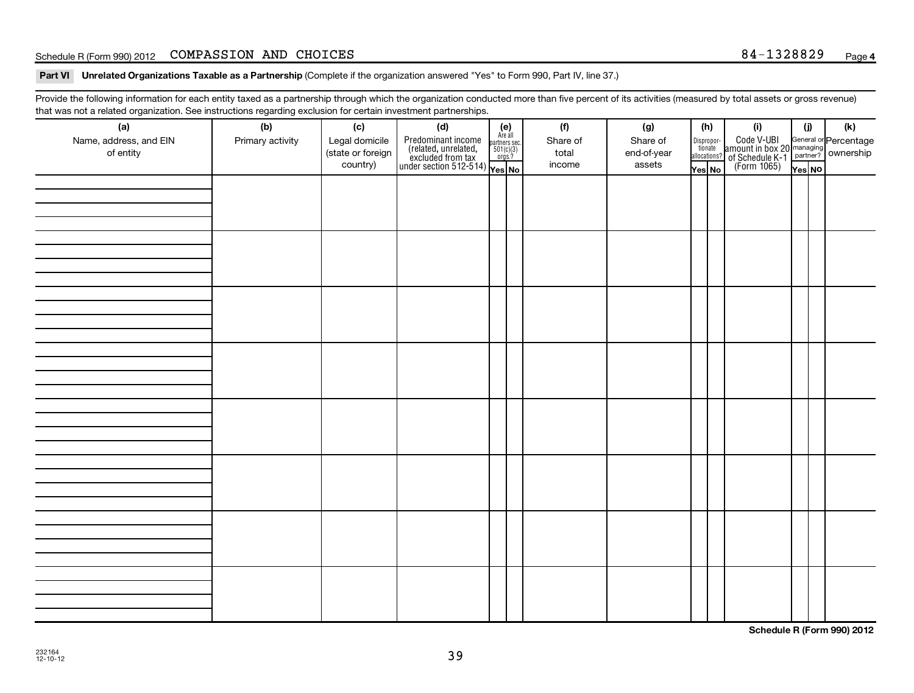## Part VI Unrelated Organizations Taxable as a Partnership (Complete if the organization answered "Yes" to Form 990, Part IV, line 37.)

Provide the following information for each entity taxed as a partnership through which the organization conducted more than five percent of its activities (measured by total assets or gross revenue) that was not a related organization. See instructions regarding exclusion for certain investment partnerships.

| (a) Name, address, and EIN of entity | (b) Primary activity | (c) Legal domicile (state or foreign country) | (d) Predominant income (related, unrelated, excluded from tax under section 512-514) | (e) Are all partners sec. 501(c)(3) orgs.? | | (f) Share of total income | (g) Share of end-of-year assets | (h) Disproportionate allocations? | | (i) Code V-UBI amount in box 20 of Schedule K-1 (Form 1065) | (j) General or managing partner? | | (k) Percentage ownership |
|---|---|---|---|---|---|---|---|---|---|---|---|---|---|
| | | | | Yes | No | | | Yes | No | | Yes | No | |
| | | | | | | | | | | | | | |
| | | | | | | | | | | | | | |
| | | | | | | | | | | | | | |
| | | | | | | | | | | | | | |
| | | | | | | | | | | | | | |
| | | | | | | | | | | | | | |
| | | | | | | | | | | | | | |
| | | | | | | | | | | | | | |

**Schedule R (Form 990) 2012**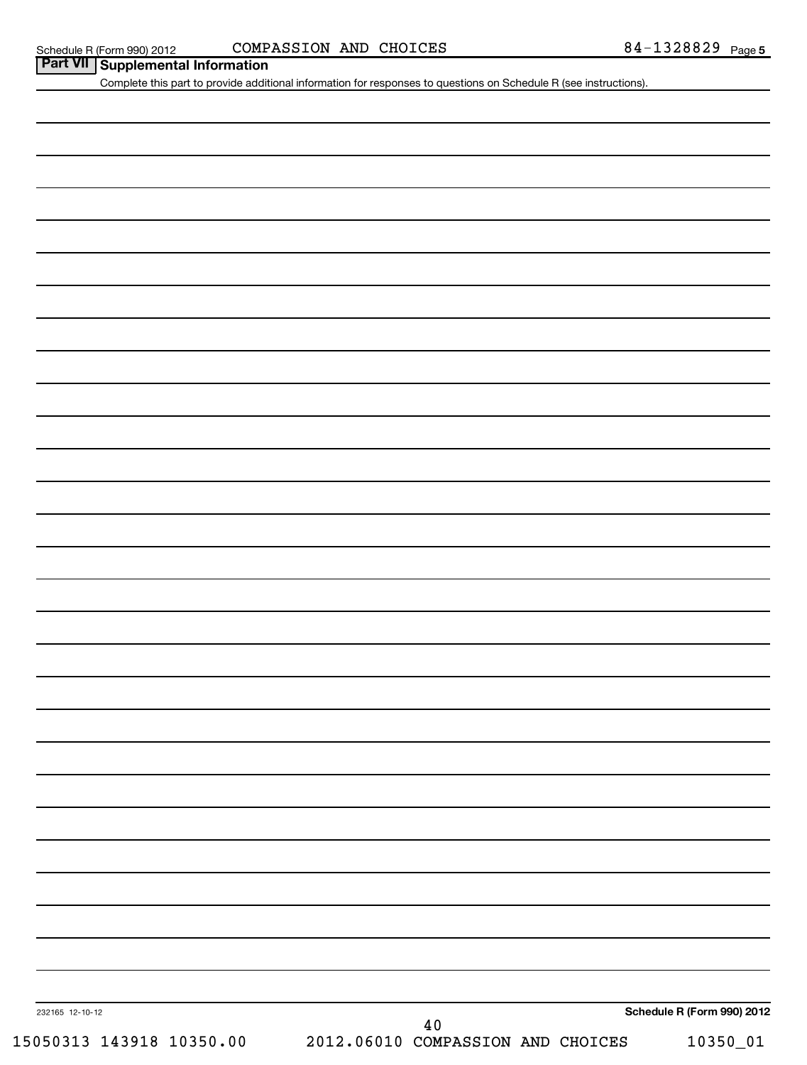## Part VII Supplemental Information

Complete this part to provide additional information for responses to questions on Schedule R (see instructions).